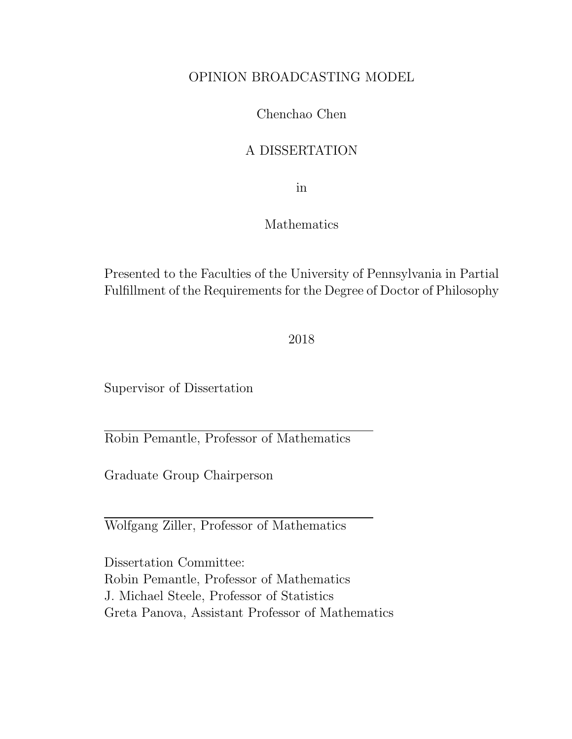# OPINION BROADCASTING MODEL

Chenchao Chen

A DISSERTATION

in

Mathematics

Presented to the Faculties of the University of Pennsylvania in Partial Fulfillment of the Requirements for the Degree of Doctor of Philosophy

2018

Supervisor of Dissertation

Robin Pemantle, Professor of Mathematics

Graduate Group Chairperson

Wolfgang Ziller, Professor of Mathematics

Dissertation Committee:
Robin Pemantle, Professor of Mathematics
J. Michael Steele, Professor of Statistics
Greta Panova, Assistant Professor of Mathematics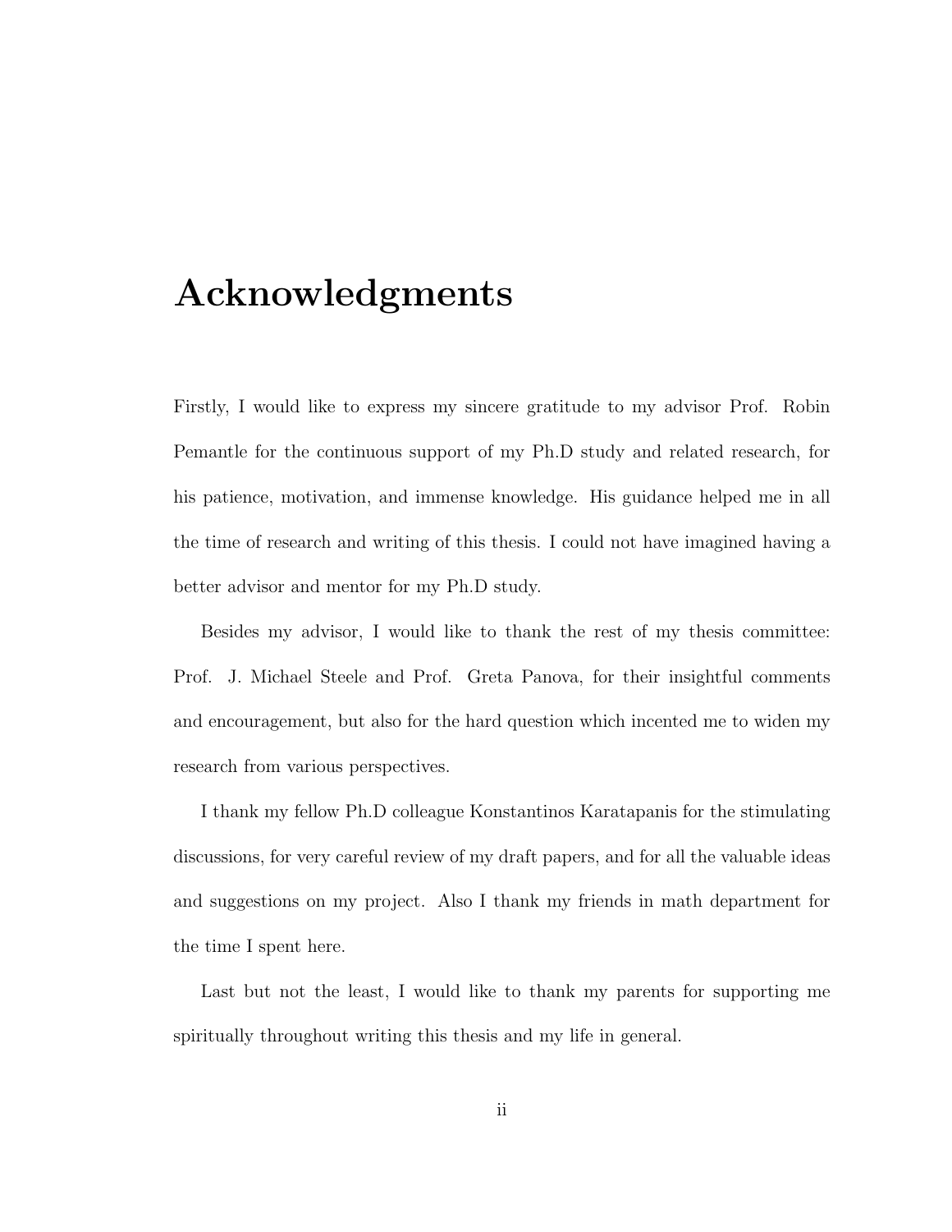# Acknowledgments

Firstly, I would like to express my sincere gratitude to my advisor Prof. Robin Pemantle for the continuous support of my Ph.D study and related research, for his patience, motivation, and immense knowledge. His guidance helped me in all the time of research and writing of this thesis. I could not have imagined having a better advisor and mentor for my Ph.D study.

Besides my advisor, I would like to thank the rest of my thesis committee: Prof. J. Michael Steele and Prof. Greta Panova, for their insightful comments and encouragement, but also for the hard question which incented me to widen my research from various perspectives.

I thank my fellow Ph.D colleague Konstantinos Karatapanis for the stimulating discussions, for very careful review of my draft papers, and for all the valuable ideas and suggestions on my project. Also I thank my friends in math department for the time I spent here.

Last but not the least, I would like to thank my parents for supporting me spiritually throughout writing this thesis and my life in general.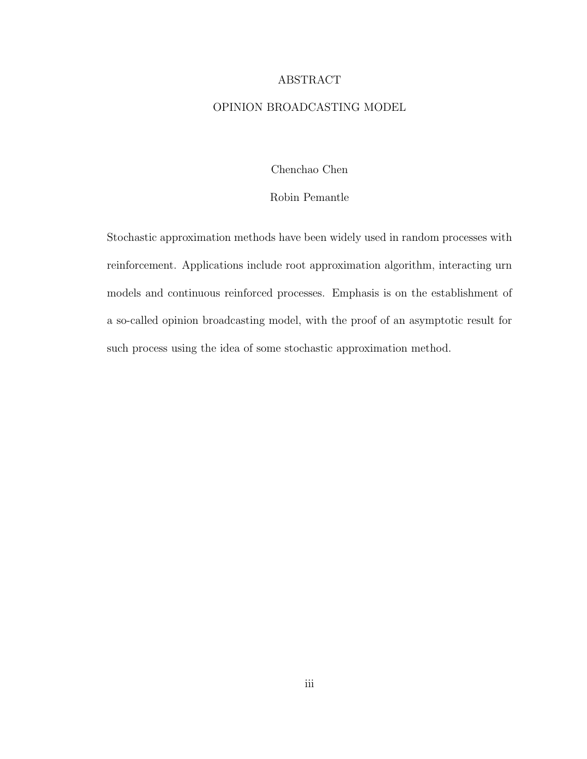# ABSTRACT

## OPINION BROADCASTING MODEL

Chenchao Chen

Robin Pemantle

Stochastic approximation methods have been widely used in random processes with reinforcement. Applications include root approximation algorithm, interacting urn models and continuous reinforced processes. Emphasis is on the establishment of a so-called opinion broadcasting model, with the proof of an asymptotic result for such process using the idea of some stochastic approximation method.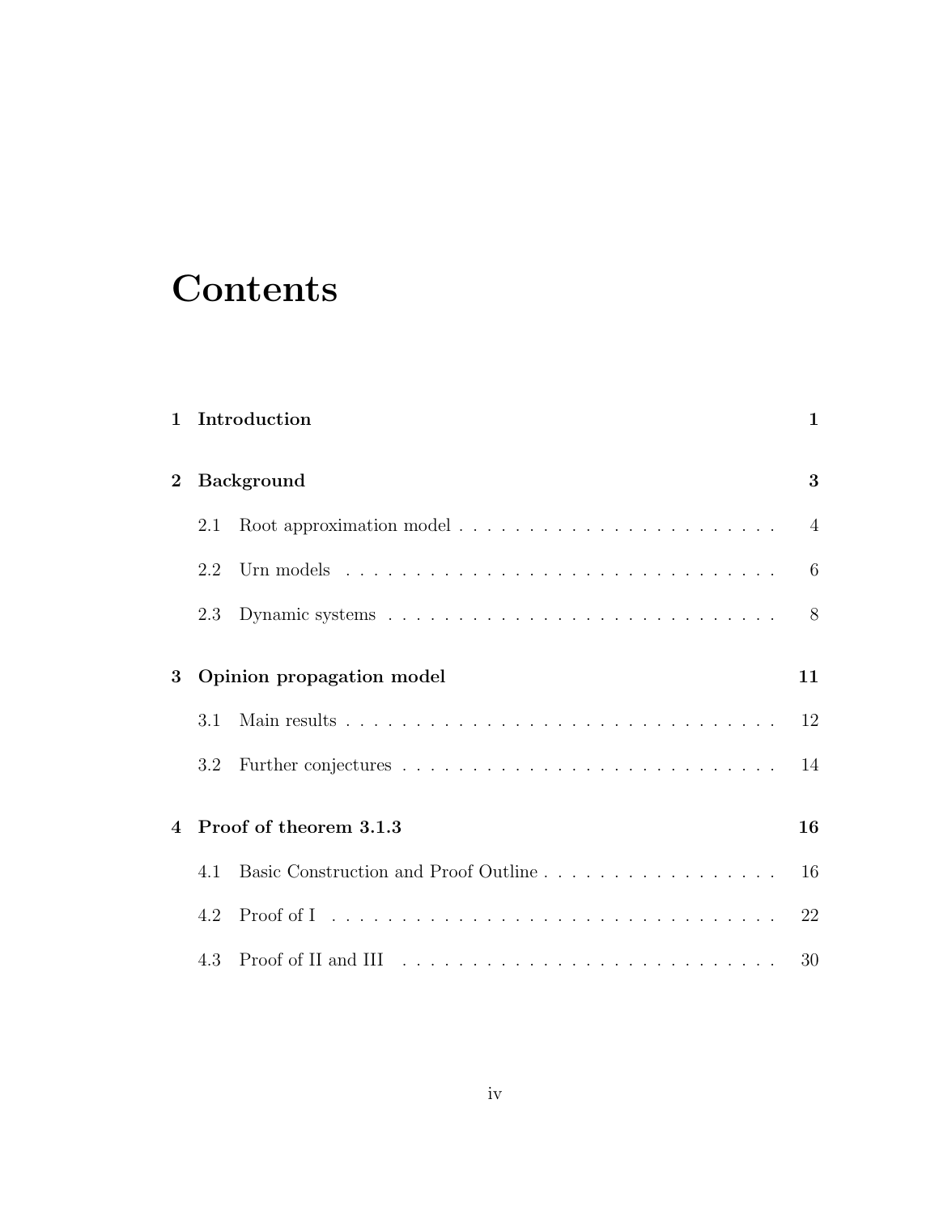# Contents

**1 Introduction** **1**

**2 Background** **3**

- 2.1 Root approximation model . . . . . . . . . . . . . . . . . . . . . . . 4
- 2.2 Urn models . . . . . . . . . . . . . . . . . . . . . . . . . . . . . . . 6
- 2.3 Dynamic systems . . . . . . . . . . . . . . . . . . . . . . . . . . . . 8

**3 Opinion propagation model** **11**

- 3.1 Main results . . . . . . . . . . . . . . . . . . . . . . . . . . . . . . . 12
- 3.2 Further conjectures . . . . . . . . . . . . . . . . . . . . . . . . . . . 14

**4 Proof of theorem 3.1.3** **16**

- 4.1 Basic Construction and Proof Outline . . . . . . . . . . . . . . . . . 16
- 4.2 Proof of I . . . . . . . . . . . . . . . . . . . . . . . . . . . . . . . . 22
- 4.3 Proof of II and III . . . . . . . . . . . . . . . . . . . . . . . . . . . 30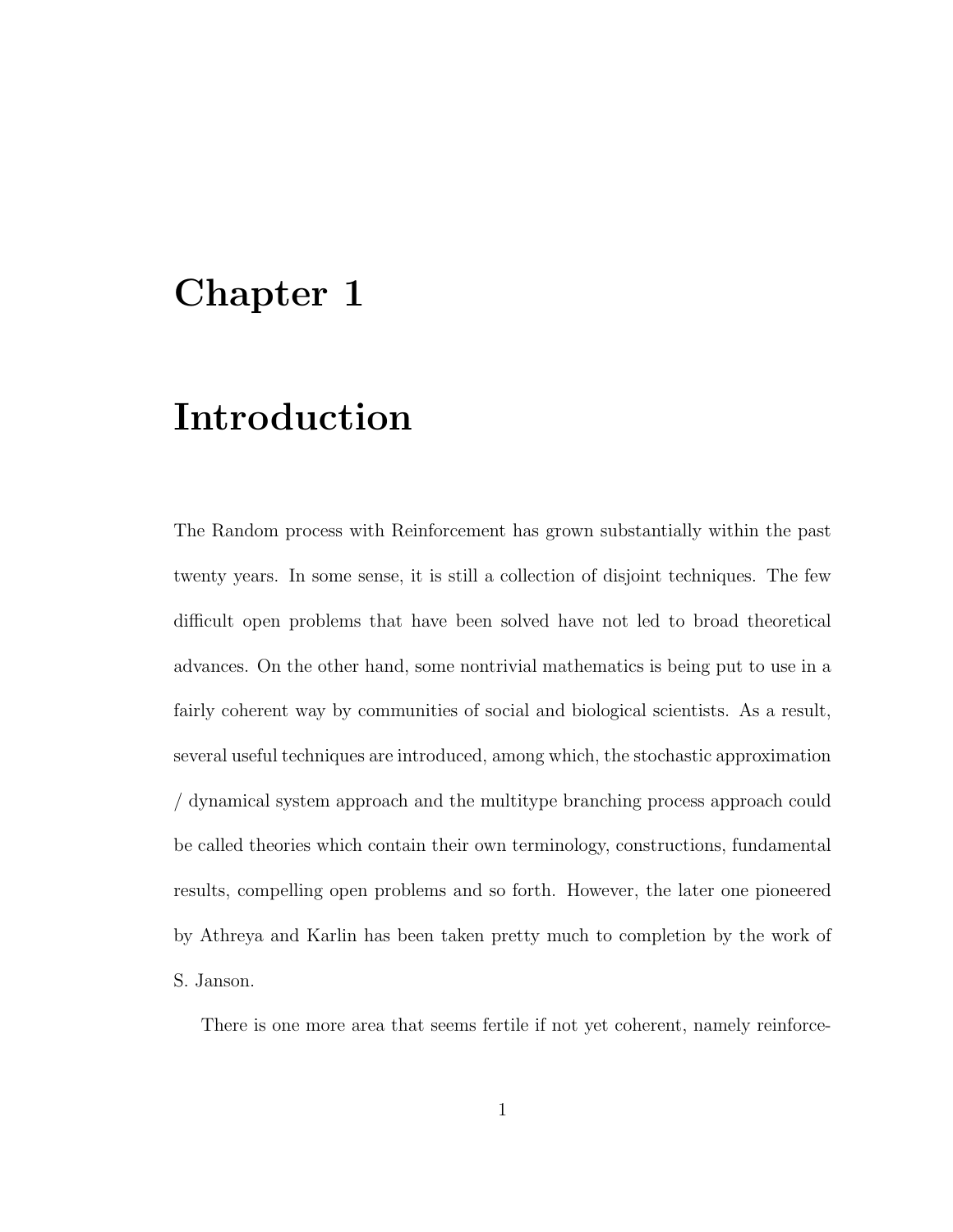# Chapter 1

# Introduction

The Random process with Reinforcement has grown substantially within the past twenty years. In some sense, it is still a collection of disjoint techniques. The few difficult open problems that have been solved have not led to broad theoretical advances. On the other hand, some nontrivial mathematics is being put to use in a fairly coherent way by communities of social and biological scientists. As a result, several useful techniques are introduced, among which, the stochastic approximation / dynamical system approach and the multitype branching process approach could be called theories which contain their own terminology, constructions, fundamental results, compelling open problems and so forth. However, the later one pioneered by Athreya and Karlin has been taken pretty much to completion by the work of S. Janson.

There is one more area that seems fertile if not yet coherent, namely reinforce-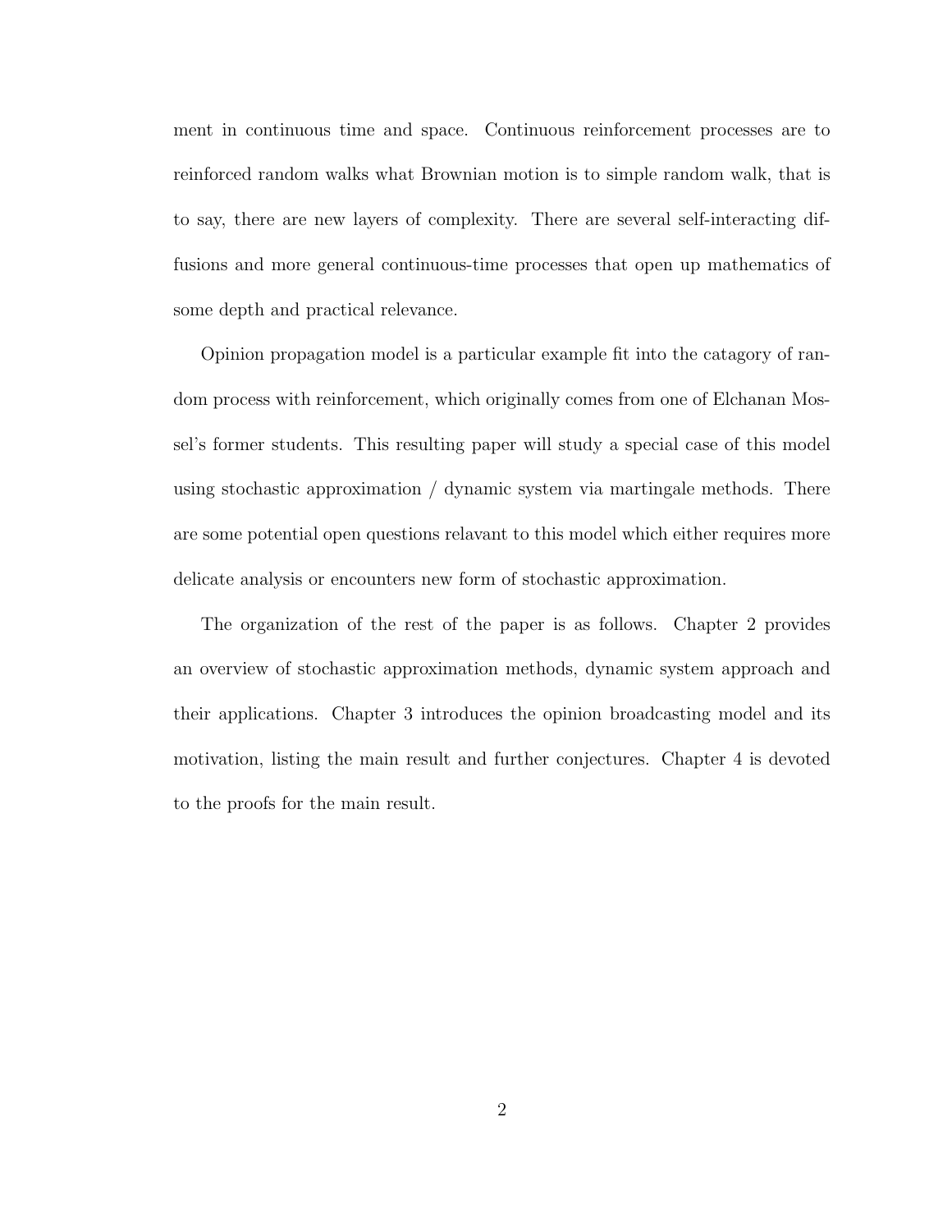ment in continuous time and space. Continuous reinforcement processes are to reinforced random walks what Brownian motion is to simple random walk, that is to say, there are new layers of complexity. There are several self-interacting diffusions and more general continuous-time processes that open up mathematics of some depth and practical relevance.

Opinion propagation model is a particular example fit into the catagory of random process with reinforcement, which originally comes from one of Elchanan Mossel's former students. This resulting paper will study a special case of this model using stochastic approximation / dynamic system via martingale methods. There are some potential open questions relavant to this model which either requires more delicate analysis or encounters new form of stochastic approximation.

The organization of the rest of the paper is as follows. Chapter 2 provides an overview of stochastic approximation methods, dynamic system approach and their applications. Chapter 3 introduces the opinion broadcasting model and its motivation, listing the main result and further conjectures. Chapter 4 is devoted to the proofs for the main result.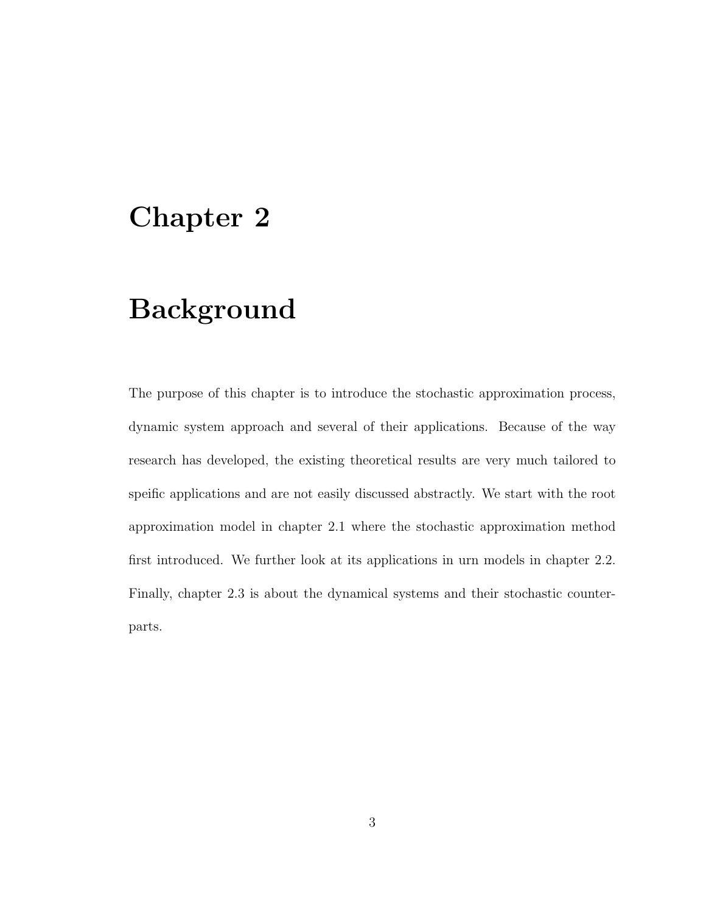# Chapter 2

# Background

The purpose of this chapter is to introduce the stochastic approximation process, dynamic system approach and several of their applications. Because of the way research has developed, the existing theoretical results are very much tailored to speific applications and are not easily discussed abstractly. We start with the root approximation model in chapter 2.1 where the stochastic approximation method first introduced. We further look at its applications in urn models in chapter 2.2. Finally, chapter 2.3 is about the dynamical systems and their stochastic counterparts.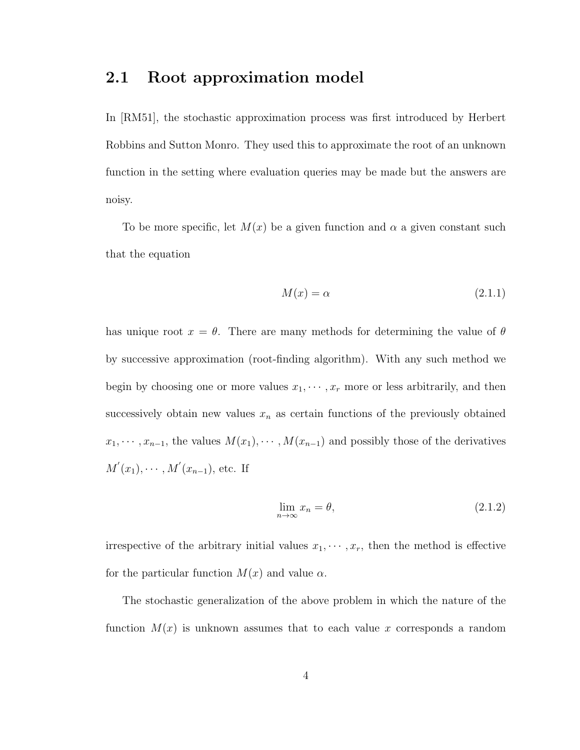## 2.1 Root approximation model

In [RM51], the stochastic approximation process was first introduced by Herbert Robbins and Sutton Monro. They used this to approximate the root of an unknown function in the setting where evaluation queries may be made but the answers are noisy.

To be more specific, let $M(x)$ be a given function and $\alpha$ a given constant such that the equation

$$M(x) = \alpha \tag{2.1.1}$$

has unique root $x = \theta$. There are many methods for determining the value of $\theta$ by successive approximation (root-finding algorithm). With any such method we begin by choosing one or more values $x_1, \cdots, x_r$ more or less arbitrarily, and then successively obtain new values $x_n$ as certain functions of the previously obtained $x_1, \cdots, x_{n-1}$, the values $M(x_1), \cdots, M(x_{n-1})$ and possibly those of the derivatives $M'(x_1), \cdots, M'(x_{n-1})$, etc. If

$$\lim_{n \to \infty} x_n = \theta, \tag{2.1.2}$$

irrespective of the arbitrary initial values $x_1, \cdots, x_r$, then the method is effective for the particular function $M(x)$ and value $\alpha$.

The stochastic generalization of the above problem in which the nature of the function $M(x)$ is unknown assumes that to each value $x$ corresponds a random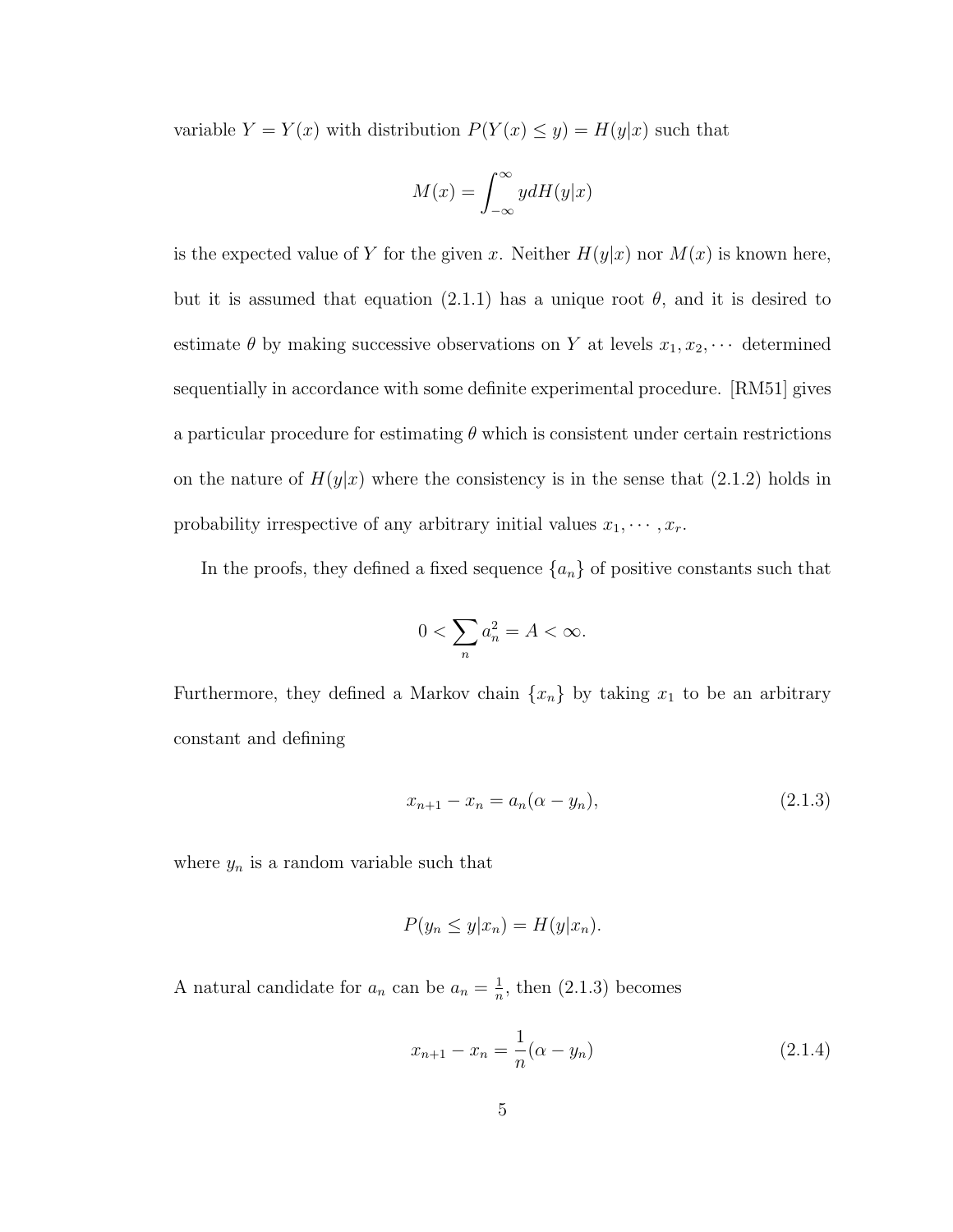variable $Y = Y(x)$ with distribution $P(Y(x) \leq y) = H(y|x)$ such that

$$M(x) = \int_{-\infty}^{\infty} y dH(y|x)$$

is the expected value of $Y$ for the given $x$. Neither $H(y|x)$ nor $M(x)$ is known here, but it is assumed that equation (2.1.1) has a unique root $\theta$, and it is desired to estimate $\theta$ by making successive observations on $Y$ at levels $x_1, x_2, \cdots$ determined sequentially in accordance with some definite experimental procedure. [RM51] gives a particular procedure for estimating $\theta$ which is consistent under certain restrictions on the nature of $H(y|x)$ where the consistency is in the sense that (2.1.2) holds in probability irrespective of any arbitrary initial values $x_1, \cdots, x_r$.

In the proofs, they defined a fixed sequence $\{a_n\}$ of positive constants such that

$$0 < \sum_n a_n^2 = A < \infty.$$

Furthermore, they defined a Markov chain $\{x_n\}$ by taking $x_1$ to be an arbitrary constant and defining

$$x_{n+1} - x_n = a_n(\alpha - y_n), \tag{2.1.3}$$

where $y_n$ is a random variable such that

$$P(y_n \leq y | x_n) = H(y|x_n).$$

A natural candidate for $a_n$ can be $a_n = \frac{1}{n}$, then (2.1.3) becomes

$$x_{n+1} - x_n = \frac{1}{n}(\alpha - y_n) \tag{2.1.4}$$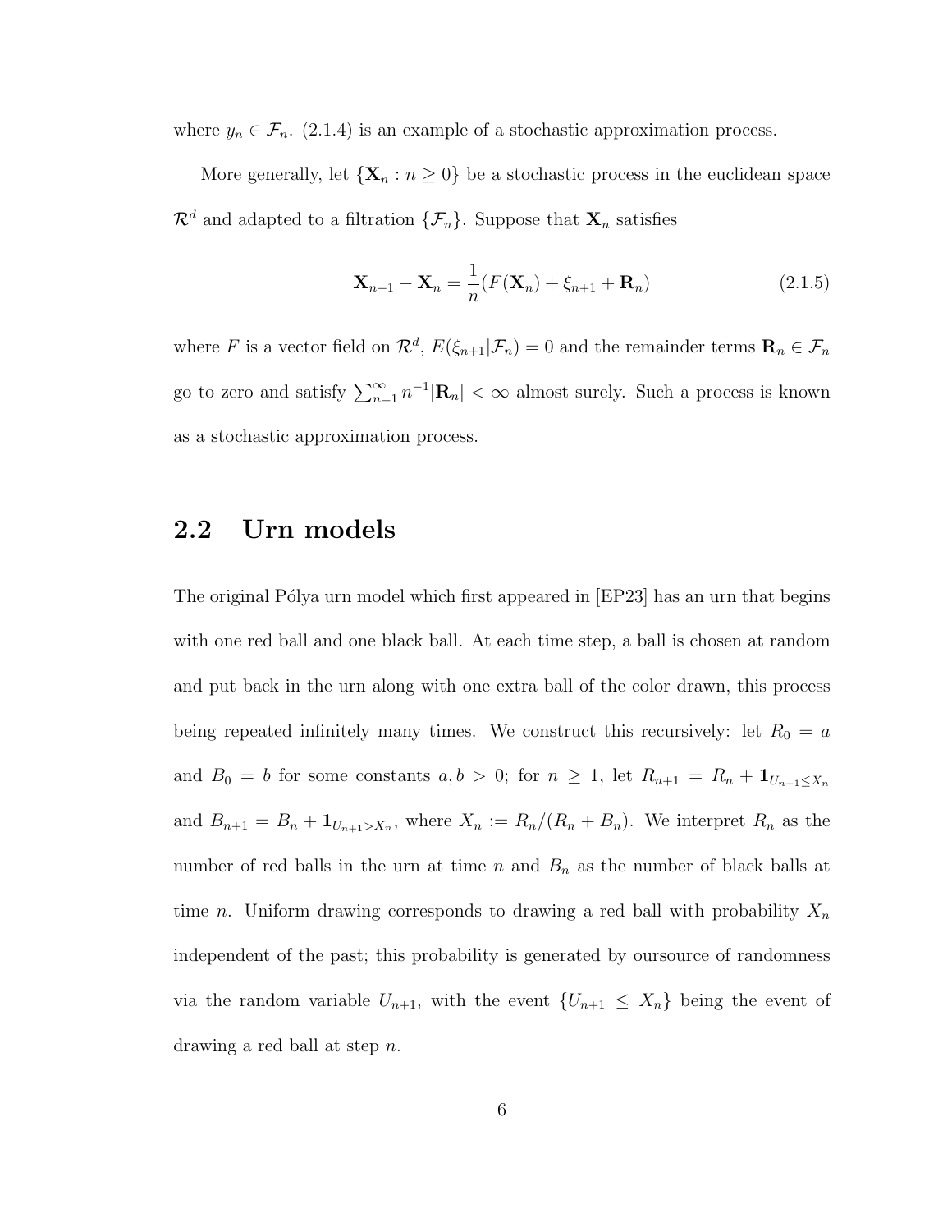where $y_n \in \mathcal{F}_n$. (2.1.4) is an example of a stochastic approximation process.

More generally, let $\{\mathbf{X}_n : n \geq 0\}$ be a stochastic process in the euclidean space $\mathcal{R}^d$ and adapted to a filtration $\{\mathcal{F}_n\}$. Suppose that $\mathbf{X}_n$ satisfies

$$\mathbf{X}_{n+1} - \mathbf{X}_n = \frac{1}{n}(F(\mathbf{X}_n) + \xi_{n+1} + \mathbf{R}_n) \tag{2.1.5}$$

where $F$ is a vector field on $\mathcal{R}^d$, $E(\xi_{n+1}|\mathcal{F}_n) = 0$ and the remainder terms $\mathbf{R}_n \in \mathcal{F}_n$ go to zero and satisfy $\sum_{n=1}^{\infty} n^{-1}|\mathbf{R}_n| < \infty$ almost surely. Such a process is known as a stochastic approximation process.

## 2.2 Urn models

The original Pólya urn model which first appeared in [EP23] has an urn that begins with one red ball and one black ball. At each time step, a ball is chosen at random and put back in the urn along with one extra ball of the color drawn, this process being repeated infinitely many times. We construct this recursively: let $R_0 = a$ and $B_0 = b$ for some constants $a, b > 0$; for $n \geq 1$, let $R_{n+1} = R_n + \mathbf{1}_{U_{n+1} \leq X_n}$ and $B_{n+1} = B_n + \mathbf{1}_{U_{n+1} > X_n}$, where $X_n := R_n/(R_n + B_n)$. We interpret $R_n$ as the number of red balls in the urn at time $n$ and $B_n$ as the number of black balls at time $n$. Uniform drawing corresponds to drawing a red ball with probability $X_n$ independent of the past; this probability is generated by oursource of randomness via the random variable $U_{n+1}$, with the event $\{U_{n+1} \leq X_n\}$ being the event of drawing a red ball at step $n$.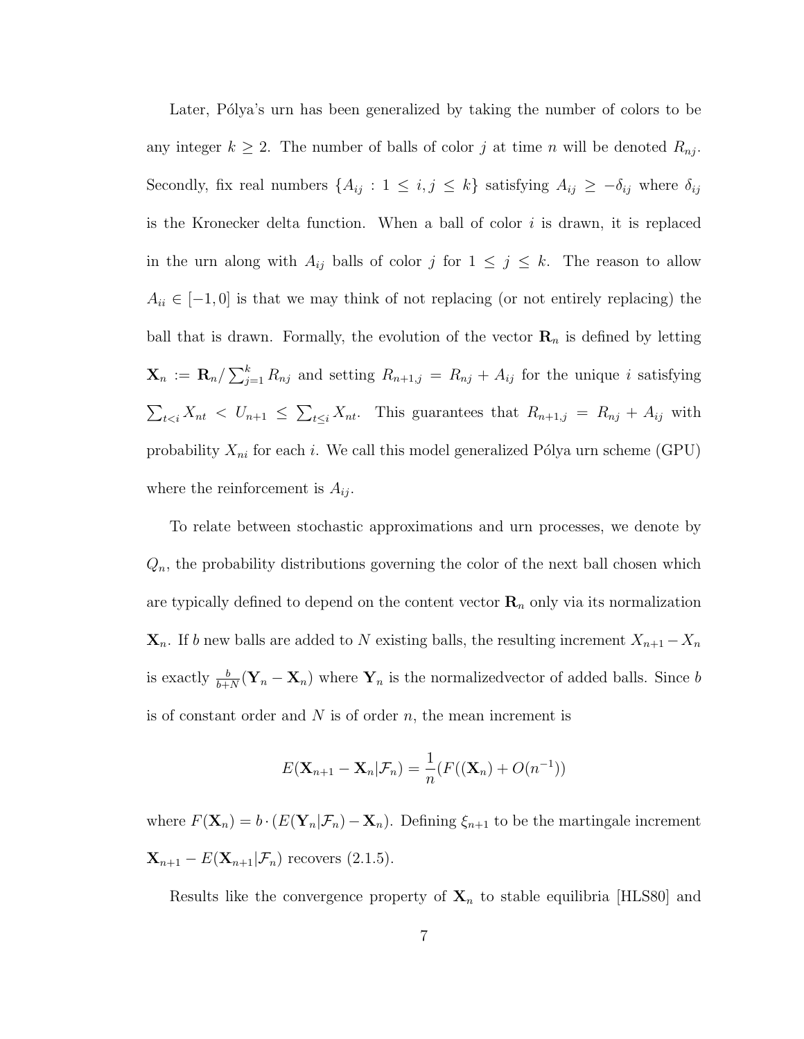Later, Pólya's urn has been generalized by taking the number of colors to be any integer $k \geq 2$. The number of balls of color $j$ at time $n$ will be denoted $R_{nj}$. Secondly, fix real numbers $\{A_{ij} : 1 \leq i, j \leq k\}$ satisfying $A_{ij} \geq -\delta_{ij}$ where $\delta_{ij}$ is the Kronecker delta function. When a ball of color $i$ is drawn, it is replaced in the urn along with $A_{ij}$ balls of color $j$ for $1 \leq j \leq k$. The reason to allow $A_{ii} \in [-1, 0]$ is that we may think of not replacing (or not entirely replacing) the ball that is drawn. Formally, the evolution of the vector $\mathbf{R}_n$ is defined by letting $\mathbf{X}_n := \mathbf{R}_n / \sum_{j=1}^{k} R_{nj}$ and setting $R_{n+1,j} = R_{nj} + A_{ij}$ for the unique $i$ satisfying $\sum_{t<i} X_{nt} < U_{n+1} \leq \sum_{t \leq i} X_{nt}$. This guarantees that $R_{n+1,j} = R_{nj} + A_{ij}$ with probability $X_{ni}$ for each $i$. We call this model generalized Pólya urn scheme (GPU) where the reinforcement is $A_{ij}$.

To relate between stochastic approximations and urn processes, we denote by $Q_n$, the probability distributions governing the color of the next ball chosen which are typically defined to depend on the content vector $\mathbf{R}_n$ only via its normalization $\mathbf{X}_n$. If $b$ new balls are added to $N$ existing balls, the resulting increment $X_{n+1} - X_n$ is exactly $\frac{b}{b+N}(\mathbf{Y}_n - \mathbf{X}_n)$ where $\mathbf{Y}_n$ is the normalizedvector of added balls. Since $b$ is of constant order and $N$ is of order $n$, the mean increment is

$$E(\mathbf{X}_{n+1} - \mathbf{X}_n | \mathcal{F}_n) = \frac{1}{n}(F((\mathbf{X}_n) + O(n^{-1}))$$

where $F(\mathbf{X}_n) = b \cdot (E(\mathbf{Y}_n | \mathcal{F}_n) - \mathbf{X}_n)$. Defining $\xi_{n+1}$ to be the martingale increment $\mathbf{X}_{n+1} - E(\mathbf{X}_{n+1} | \mathcal{F}_n)$ recovers (2.1.5).

Results like the convergence property of $\mathbf{X}_n$ to stable equilibria [HLS80] and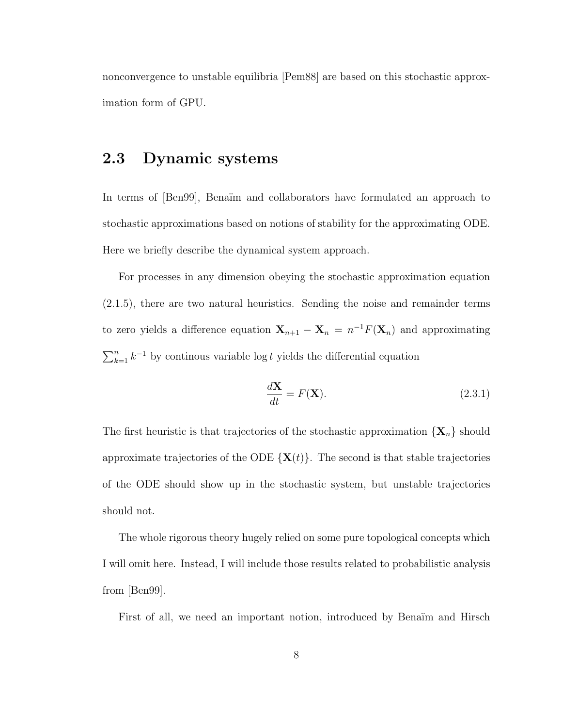nonconvergence to unstable equilibria [Pem88] are based on this stochastic approximation form of GPU.

## 2.3 Dynamic systems

In terms of [Ben99], Benaïm and collaborators have formulated an approach to stochastic approximations based on notions of stability for the approximating ODE. Here we briefly describe the dynamical system approach.

For processes in any dimension obeying the stochastic approximation equation (2.1.5), there are two natural heuristics. Sending the noise and remainder terms to zero yields a difference equation $\mathbf{X}_{n+1} - \mathbf{X}_n = n^{-1}F(\mathbf{X}_n)$ and approximating $\sum_{k=1}^{n} k^{-1}$ by continous variable $\log t$ yields the differential equation

$$\frac{d\mathbf{X}}{dt} = F(\mathbf{X}). \tag{2.3.1}$$

The first heuristic is that trajectories of the stochastic approximation $\{\mathbf{X}_n\}$ should approximate trajectories of the ODE $\{\mathbf{X}(t)\}$. The second is that stable trajectories of the ODE should show up in the stochastic system, but unstable trajectories should not.

The whole rigorous theory hugely relied on some pure topological concepts which I will omit here. Instead, I will include those results related to probabilistic analysis from [Ben99].

First of all, we need an important notion, introduced by Benaïm and Hirsch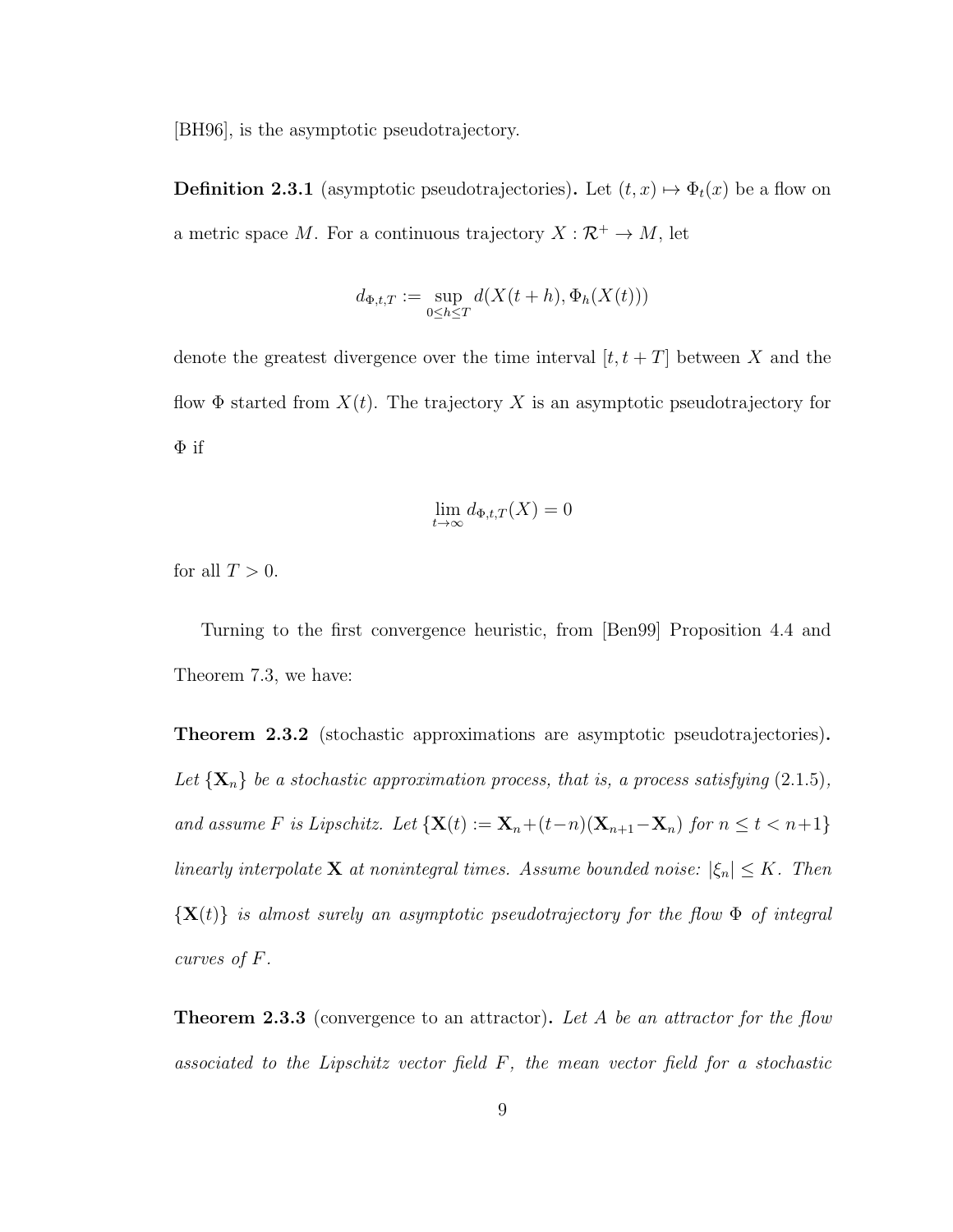[BH96], is the asymptotic pseudotrajectory.

**Definition 2.3.1** (asymptotic pseudotrajectories)**.** Let $(t, x) \mapsto \Phi_t(x)$ be a flow on a metric space $M$. For a continuous trajectory $X : \mathcal{R}^+ \to M$, let

$$d_{\Phi,t,T} := \sup_{0 \le h \le T} d(X(t+h), \Phi_h(X(t)))$$

denote the greatest divergence over the time interval $[t, t+T]$ between $X$ and the flow $\Phi$ started from $X(t)$. The trajectory $X$ is an asymptotic pseudotrajectory for $\Phi$ if

$$\lim_{t\to\infty} d_{\Phi,t,T}(X) = 0$$

for all $T > 0$.

Turning to the first convergence heuristic, from [Ben99] Proposition 4.4 and Theorem 7.3, we have:

**Theorem 2.3.2** (stochastic approximations are asymptotic pseudotrajectories)**.** *Let $\{\mathbf{X}_n\}$ be a stochastic approximation process, that is, a process satisfying* (2.1.5)*, and assume $F$ is Lipschitz. Let $\{\mathbf{X}(t) := \mathbf{X}_n + (t-n)(\mathbf{X}_{n+1} - \mathbf{X}_n)$ for $n \le t < n+1\}$ linearly interpolate $\mathbf{X}$ at nonintegral times. Assume bounded noise: $|\xi_n| \le K$. Then $\{\mathbf{X}(t)\}$ is almost surely an asymptotic pseudotrajectory for the flow $\Phi$ of integral curves of $F$.*

**Theorem 2.3.3** (convergence to an attractor)**.** *Let $A$ be an attractor for the flow associated to the Lipschitz vector field $F$, the mean vector field for a stochastic*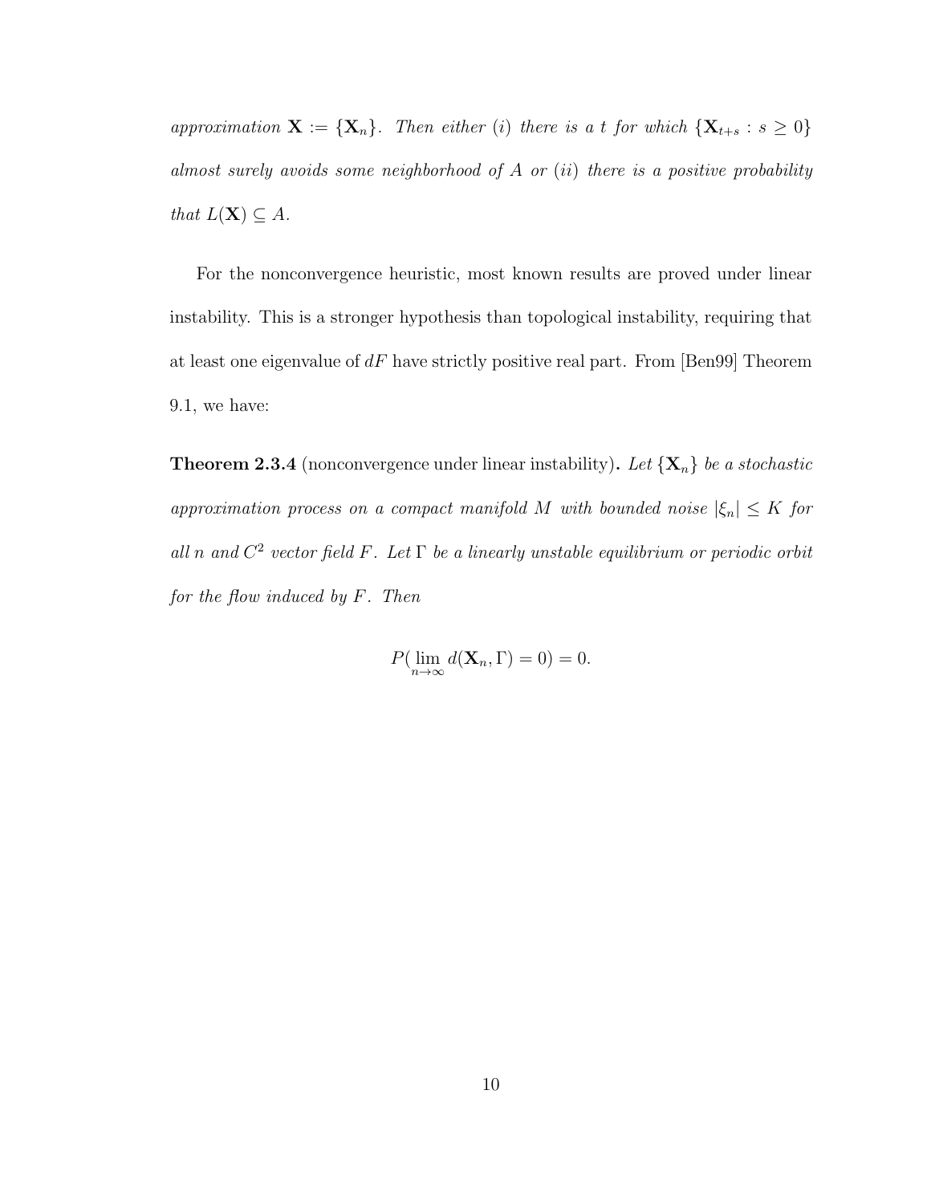*approximation* $\mathbf{X} := \{\mathbf{X}_n\}$*. Then either* (*i*) *there is a* $t$ *for which* $\{\mathbf{X}_{t+s} : s \geq 0\}$ *almost surely avoids some neighborhood of* $A$ *or* (*ii*) *there is a positive probability that* $L(\mathbf{X}) \subseteq A$*.*

For the nonconvergence heuristic, most known results are proved under linear instability. This is a stronger hypothesis than topological instability, requiring that at least one eigenvalue of $dF$ have strictly positive real part. From [Ben99] Theorem 9.1, we have:

**Theorem 2.3.4** (nonconvergence under linear instability)**.** *Let* $\{\mathbf{X}_n\}$ *be a stochastic approximation process on a compact manifold* $M$ *with bounded noise* $|\xi_n| \leq K$ *for all* $n$ *and* $C^2$ *vector field* $F$*. Let* $\Gamma$ *be a linearly unstable equilibrium or periodic orbit for the flow induced by* $F$*. Then*

$$P(\lim_{n\to\infty} d(\mathbf{X}_n, \Gamma) = 0) = 0.$$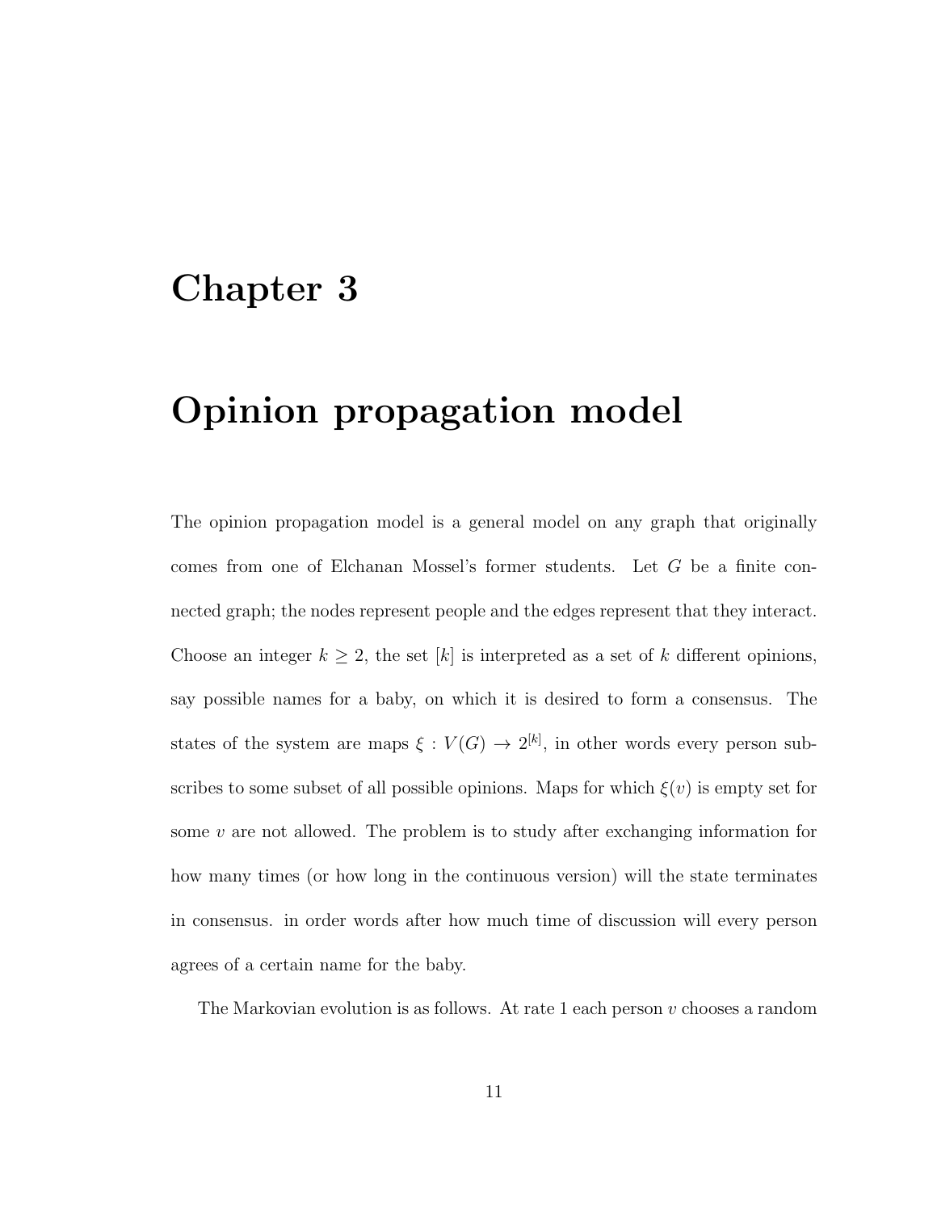# Chapter 3

# Opinion propagation model

The opinion propagation model is a general model on any graph that originally comes from one of Elchanan Mossel's former students. Let $G$ be a finite connected graph; the nodes represent people and the edges represent that they interact. Choose an integer $k \geq 2$, the set $[k]$ is interpreted as a set of $k$ different opinions, say possible names for a baby, on which it is desired to form a consensus. The states of the system are maps $\xi : V(G) \to 2^{[k]}$, in other words every person subscribes to some subset of all possible opinions. Maps for which $\xi(v)$ is empty set for some $v$ are not allowed. The problem is to study after exchanging information for how many times (or how long in the continuous version) will the state terminates in consensus. in order words after how much time of discussion will every person agrees of a certain name for the baby.

The Markovian evolution is as follows. At rate 1 each person $v$ chooses a random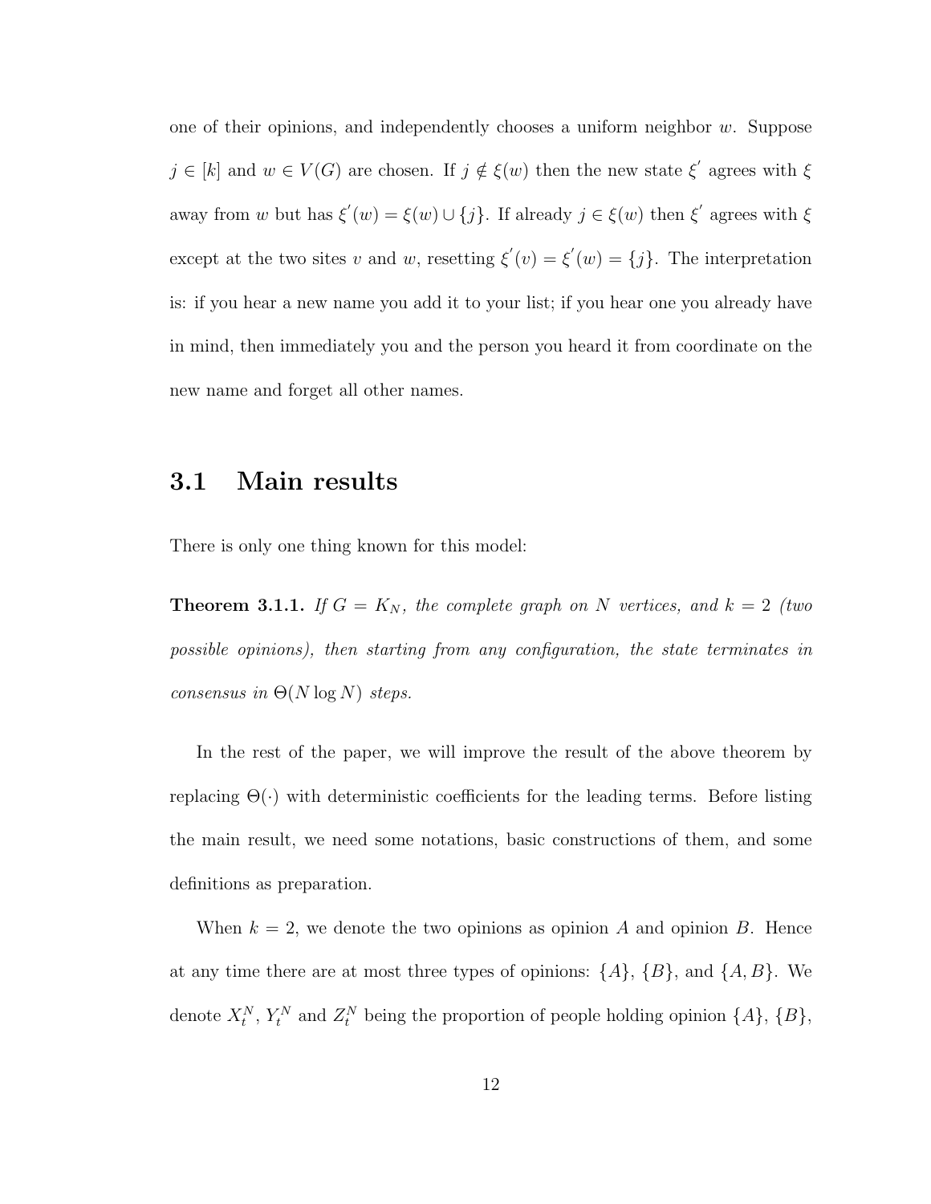one of their opinions, and independently chooses a uniform neighbor $w$. Suppose $j \in [k]$ and $w \in V(G)$ are chosen. If $j \notin \xi(w)$ then the new state $\xi^{'}$ agrees with $\xi$ away from $w$ but has $\xi^{'}(w) = \xi(w) \cup \{j\}$. If already $j \in \xi(w)$ then $\xi^{'}$ agrees with $\xi$ except at the two sites $v$ and $w$, resetting $\xi^{'}(v) = \xi^{'}(w) = \{j\}$. The interpretation is: if you hear a new name you add it to your list; if you hear one you already have in mind, then immediately you and the person you heard it from coordinate on the new name and forget all other names.

## 3.1 Main results

There is only one thing known for this model:

**Theorem 3.1.1.** *If $G = K_N$, the complete graph on $N$ vertices, and $k = 2$ (two possible opinions), then starting from any configuration, the state terminates in consensus in $\Theta(N \log N)$ steps.*

In the rest of the paper, we will improve the result of the above theorem by replacing $\Theta(\cdot)$ with deterministic coefficients for the leading terms. Before listing the main result, we need some notations, basic constructions of them, and some definitions as preparation.

When $k = 2$, we denote the two opinions as opinion $A$ and opinion $B$. Hence at any time there are at most three types of opinions: $\{A\}$, $\{B\}$, and $\{A, B\}$. We denote $X_t^N$, $Y_t^N$ and $Z_t^N$ being the proportion of people holding opinion $\{A\}$, $\{B\}$,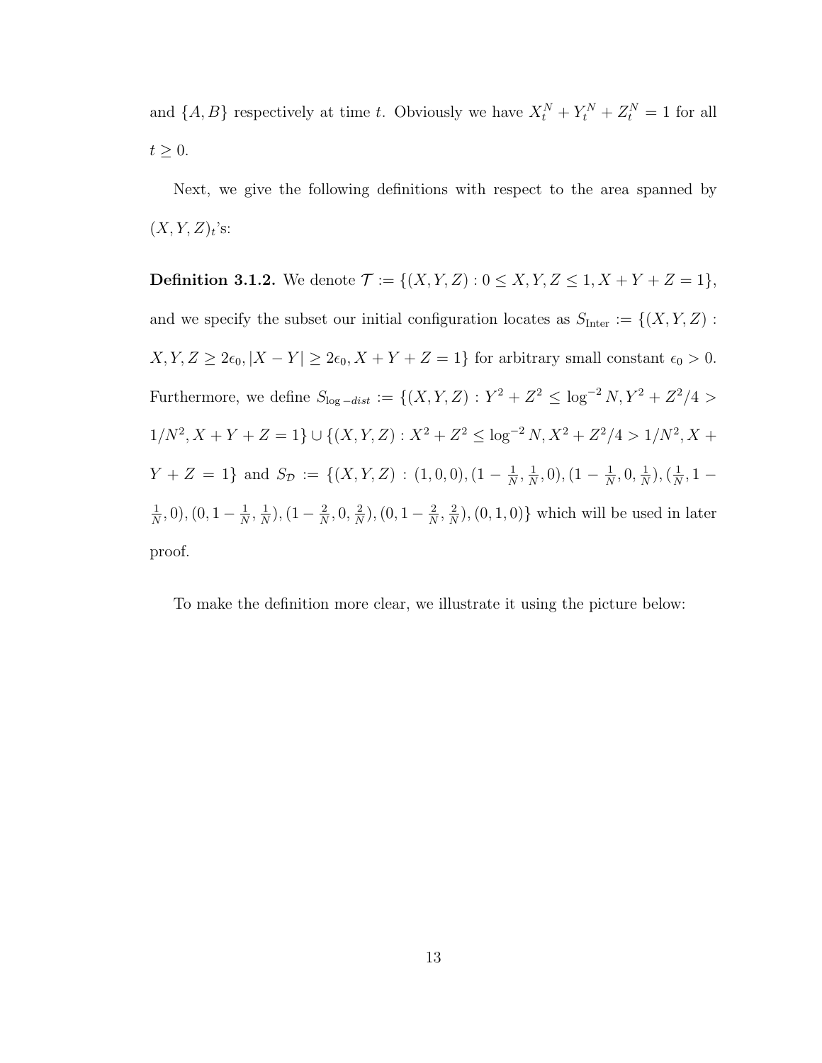and $\{A, B\}$ respectively at time $t$. Obviously we have $X_t^N + Y_t^N + Z_t^N = 1$ for all $t \geq 0$.

Next, we give the following definitions with respect to the area spanned by $(X, Y, Z)_t$'s:

**Definition 3.1.2.** We denote $\mathcal{T} := \{(X, Y, Z) : 0 \leq X, Y, Z \leq 1, X + Y + Z = 1\}$, and we specify the subset our initial configuration locates as $S_{\text{Inter}} := \{(X, Y, Z) : X, Y, Z \geq 2\epsilon_0, |X - Y| \geq 2\epsilon_0, X + Y + Z = 1\}$ for arbitrary small constant $\epsilon_0 > 0$. Furthermore, we define $S_{\log -dist} := \{(X, Y, Z) : Y^2 + Z^2 \leq \log^{-2} N, Y^2 + Z^2/4 > 1/N^2, X + Y + Z = 1\} \cup \{(X, Y, Z) : X^2 + Z^2 \leq \log^{-2} N, X^2 + Z^2/4 > 1/N^2, X + Y + Z = 1\}$ and $S_{\mathcal{D}} := \{(X, Y, Z) : (1, 0, 0), (1 - \frac{1}{N}, \frac{1}{N}, 0), (1 - \frac{1}{N}, 0, \frac{1}{N}), (\frac{1}{N}, 1 - \frac{1}{N}, 0), (0, 1 - \frac{1}{N}, \frac{1}{N}), (1 - \frac{2}{N}, 0, \frac{2}{N}), (0, 1 - \frac{2}{N}, \frac{2}{N}), (0, 1, 0)\}$ which will be used in later proof.

To make the definition more clear, we illustrate it using the picture below: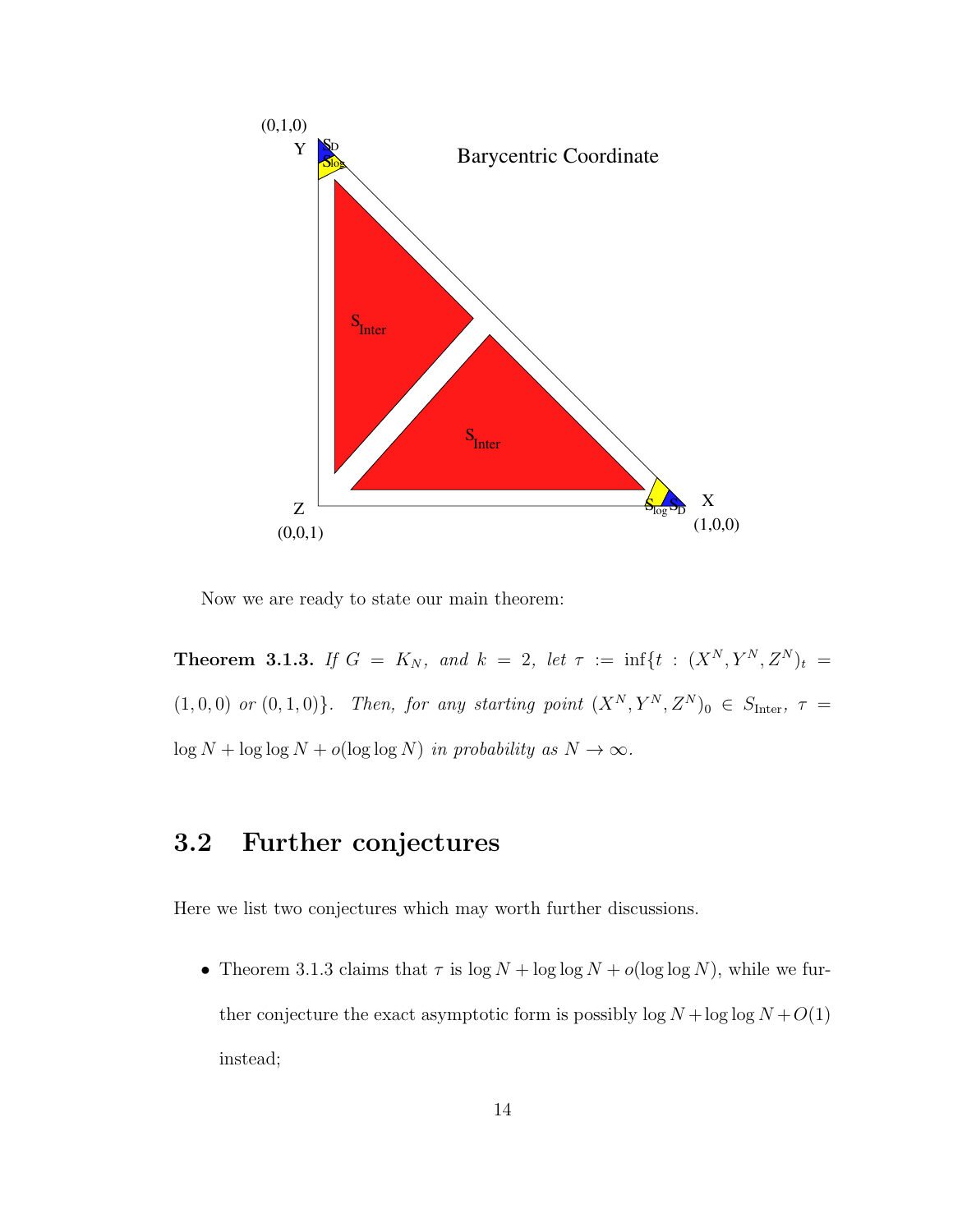Now we are ready to state our main theorem:

**Theorem 3.1.3.** *If $G = K_N$, and $k = 2$, let $\tau := \inf\{t : (X^N, Y^N, Z^N)_t = (1,0,0)$ or $(0,1,0)\}$. Then, for any starting point $(X^N, Y^N, Z^N)_0 \in S_{\text{Inter}}$, $\tau = \log N + \log\log N + o(\log\log N)$ in probability as $N \to \infty$.*

## 3.2 Further conjectures

Here we list two conjectures which may worth further discussions.

- Theorem 3.1.3 claims that $\tau$ is $\log N + \log\log N + o(\log\log N)$, while we further conjecture the exact asymptotic form is possibly $\log N + \log\log N + O(1)$ instead;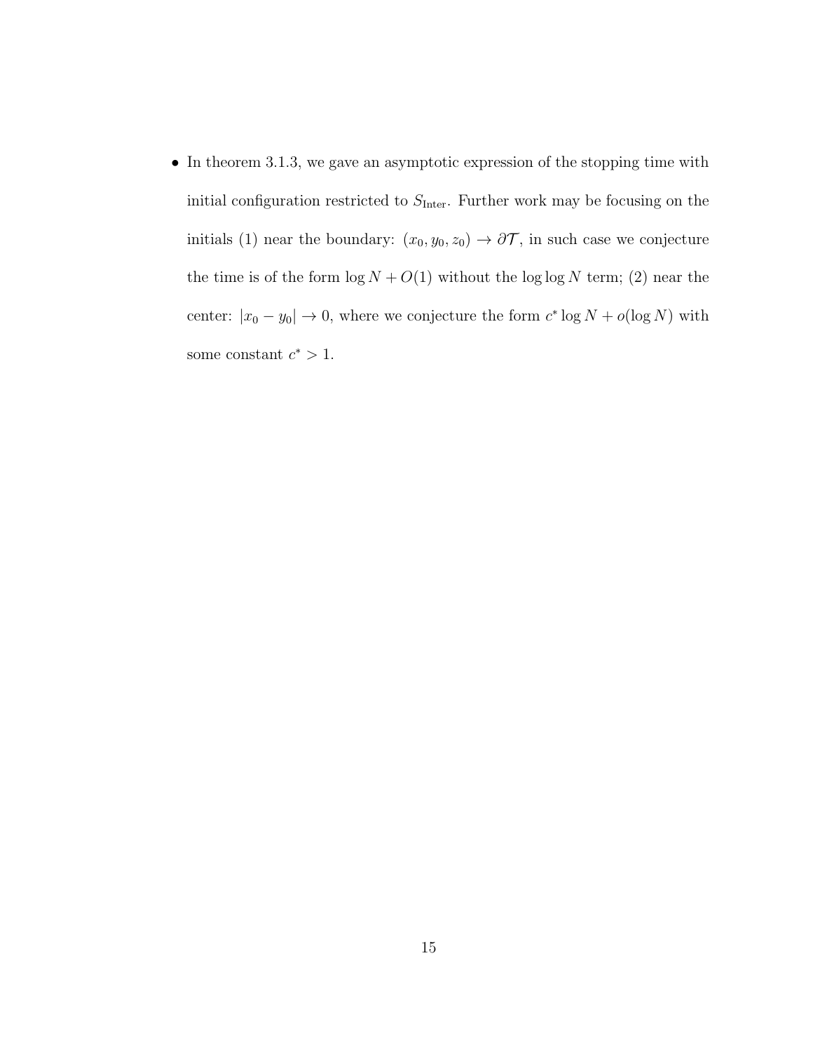- In theorem 3.1.3, we gave an asymptotic expression of the stopping time with initial configuration restricted to $S_{\text{Inter}}$. Further work may be focusing on the initials (1) near the boundary: $(x_0, y_0, z_0) \to \partial\mathcal{T}$, in such case we conjecture the time is of the form $\log N + O(1)$ without the $\log\log N$ term; (2) near the center: $|x_0 - y_0| \to 0$, where we conjecture the form $c^* \log N + o(\log N)$ with some constant $c^* > 1$.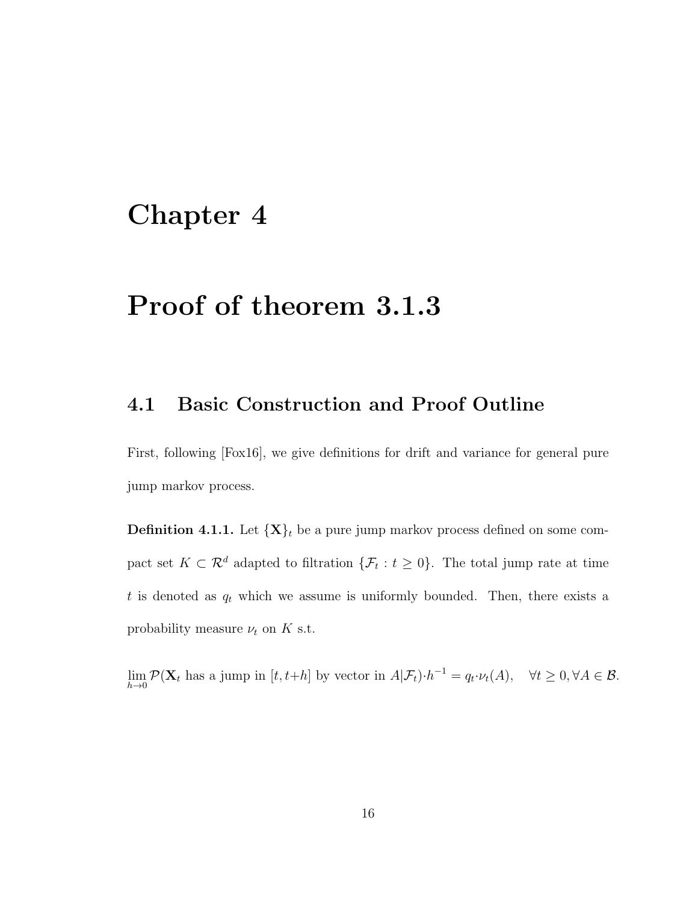# Chapter 4

# Proof of theorem 3.1.3

## 4.1 Basic Construction and Proof Outline

First, following [Fox16], we give definitions for drift and variance for general pure jump markov process.

**Definition 4.1.1.** Let $\{\mathbf{X}\}_t$ be a pure jump markov process defined on some compact set $K \subset \mathcal{R}^d$ adapted to filtration $\{\mathcal{F}_t : t \geq 0\}$. The total jump rate at time $t$ is denoted as $q_t$ which we assume is uniformly bounded. Then, there exists a probability measure $\nu_t$ on $K$ s.t.

$$\lim_{h \to 0} \mathcal{P}(\mathbf{X}_t \text{ has a jump in } [t, t+h] \text{ by vector in } A | \mathcal{F}_t) \cdot h^{-1} = q_t \cdot \nu_t(A), \quad \forall t \geq 0, \forall A \in \mathcal{B}.$$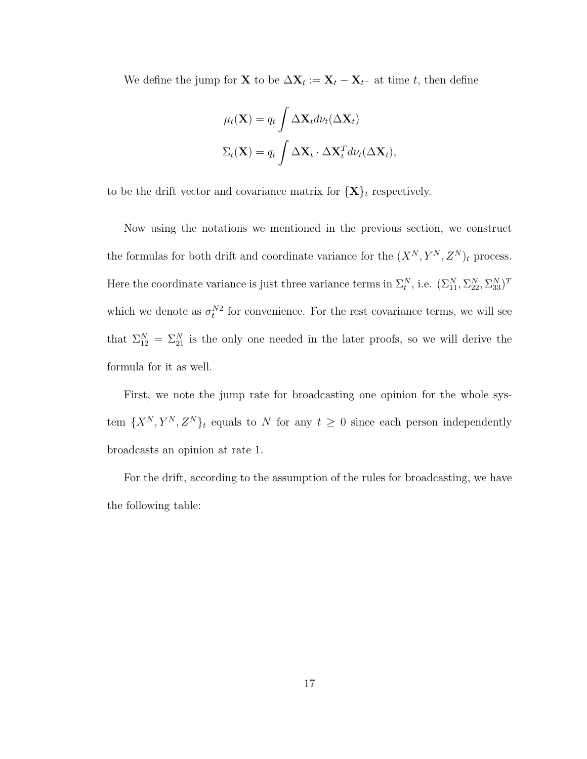We define the jump for $\mathbf{X}$ to be $\Delta\mathbf{X}_t := \mathbf{X}_t - \mathbf{X}_{t^-}$ at time $t$, then define

$$
\begin{aligned}
\mu_t(\mathbf{X}) &= q_t \int \Delta\mathbf{X}_t d\nu_t(\Delta\mathbf{X}_t) \\
\Sigma_t(\mathbf{X}) &= q_t \int \Delta\mathbf{X}_t \cdot \Delta\mathbf{X}_t^T d\nu_t(\Delta\mathbf{X}_t),
\end{aligned}
$$

to be the drift vector and covariance matrix for $\{\mathbf{X}\}_t$ respectively.

Now using the notations we mentioned in the previous section, we construct the formulas for both drift and coordinate variance for the $(X^N, Y^N, Z^N)_t$ process. Here the coordinate variance is just three variance terms in $\Sigma_t^N$, i.e. $(\Sigma_{11}^N, \Sigma_{22}^N, \Sigma_{33}^N)^T$ which we denote as $\sigma_t^{N2}$ for convenience. For the rest covariance terms, we will see that $\Sigma_{12}^N = \Sigma_{21}^N$ is the only one needed in the later proofs, so we will derive the formula for it as well.

First, we note the jump rate for broadcasting one opinion for the whole system $\{X^N, Y^N, Z^N\}_t$ equals to $N$ for any $t \geq 0$ since each person independently broadcasts an opinion at rate 1.

For the drift, according to the assumption of the rules for broadcasting, we have the following table: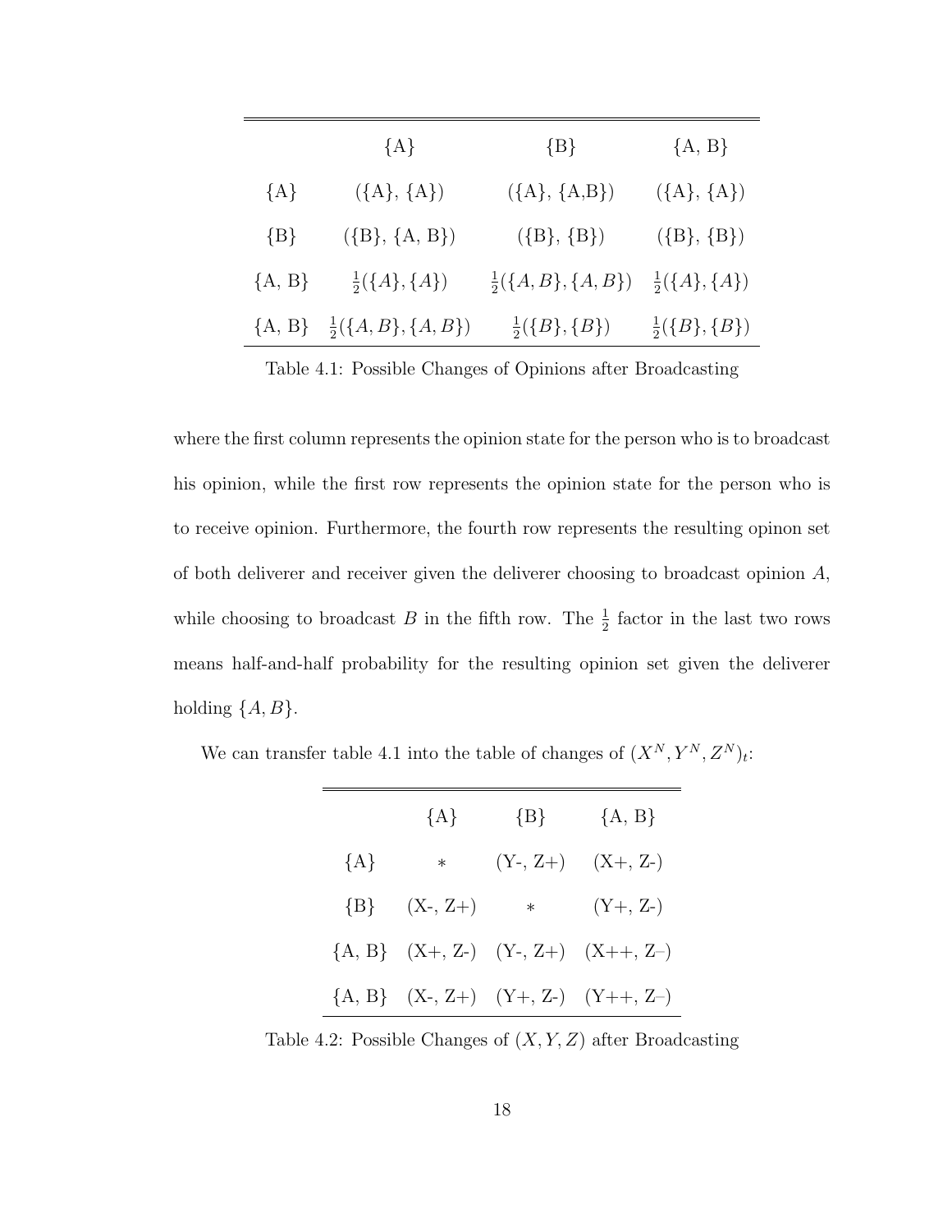| | {A} | {B} | {A, B} |
|---|---|---|---|
| {A} | ({A}, {A}) | ({A}, {A,B}) | ({A}, {A}) |
| {B} | ({B}, {A, B}) | ({B}, {B}) | ({B}, {B}) |
| {A, B} | $\frac{1}{2}(\{A\}, \{A\})$ | $\frac{1}{2}(\{A, B\}, \{A, B\})$ | $\frac{1}{2}(\{A\}, \{A\})$ |
| {A, B} | $\frac{1}{2}(\{A, B\}, \{A, B\})$ | $\frac{1}{2}(\{B\}, \{B\})$ | $\frac{1}{2}(\{B\}, \{B\})$ |

Table 4.1: Possible Changes of Opinions after Broadcasting

where the first column represents the opinion state for the person who is to broadcast his opinion, while the first row represents the opinion state for the person who is to receive opinion. Furthermore, the fourth row represents the resulting opinon set of both deliverer and receiver given the deliverer choosing to broadcast opinion $A$, while choosing to broadcast $B$ in the fifth row. The $\frac{1}{2}$ factor in the last two rows means half-and-half probability for the resulting opinion set given the deliverer holding $\{A, B\}$.

We can transfer table 4.1 into the table of changes of $(X^N, Y^N, Z^N)_t$:

| | {A} | {B} | {A, B} |
|---|---|---|---|
| {A} | $*$ | (Y-, Z+) | (X+, Z-) |
| {B} | (X-, Z+) | $*$ | (Y+, Z-) |
| {A, B} | (X+, Z-) | (Y-, Z+) | (X++, Z–) |
| {A, B} | (X-, Z+) | (Y+, Z-) | (Y++, Z–) |

Table 4.2: Possible Changes of $(X, Y, Z)$ after Broadcasting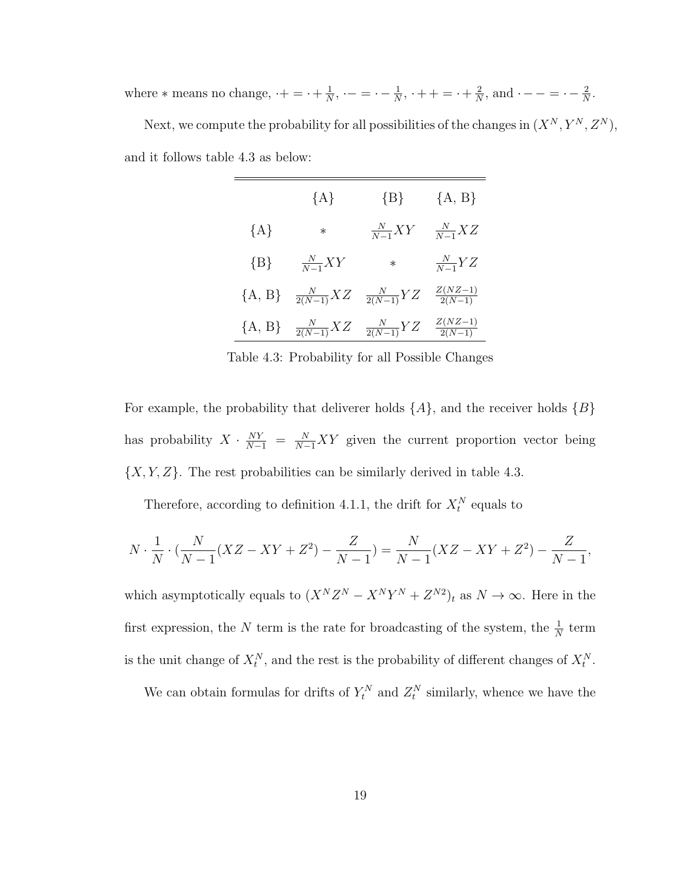where $*$ means no change, $\cdot + = \cdot + \frac{1}{N}$, $\cdot - = \cdot - \frac{1}{N}$, $\cdot ++ = \cdot + \frac{2}{N}$, and $\cdot -- = \cdot - \frac{2}{N}$.

Next, we compute the probability for all possibilities of the changes in $(X^N, Y^N, Z^N)$, and it follows table 4.3 as below:

| | {A} | {B} | {A, B} |
|---|---|---|---|
| {A} | $*$ | $\frac{N}{N-1}XY$ | $\frac{N}{N-1}XZ$ |
| {B} | $\frac{N}{N-1}XY$ | $*$ | $\frac{N}{N-1}YZ$ |
| {A, B} | $\frac{N}{2(N-1)}XZ$ | $\frac{N}{2(N-1)}YZ$ | $\frac{Z(NZ-1)}{2(N-1)}$ |
| {A, B} | $\frac{N}{2(N-1)}XZ$ | $\frac{N}{2(N-1)}YZ$ | $\frac{Z(NZ-1)}{2(N-1)}$ |

Table 4.3: Probability for all Possible Changes

For example, the probability that deliverer holds $\{A\}$, and the receiver holds $\{B\}$ has probability $X \cdot \frac{NY}{N-1} = \frac{N}{N-1}XY$ given the current proportion vector being $\{X, Y, Z\}$. The rest probabilities can be similarly derived in table 4.3.

Therefore, according to definition 4.1.1, the drift for $X_t^N$ equals to

$$N \cdot \frac{1}{N} \cdot (\frac{N}{N-1}(XZ - XY + Z^2) - \frac{Z}{N-1}) = \frac{N}{N-1}(XZ - XY + Z^2) - \frac{Z}{N-1},$$

which asymptotically equals to $(X^N Z^N - X^N Y^N + Z^{N2})_t$ as $N \to \infty$. Here in the first expression, the $N$ term is the rate for broadcasting of the system, the $\frac{1}{N}$ term is the unit change of $X_t^N$, and the rest is the probability of different changes of $X_t^N$.

We can obtain formulas for drifts of $Y_t^N$ and $Z_t^N$ similarly, whence we have the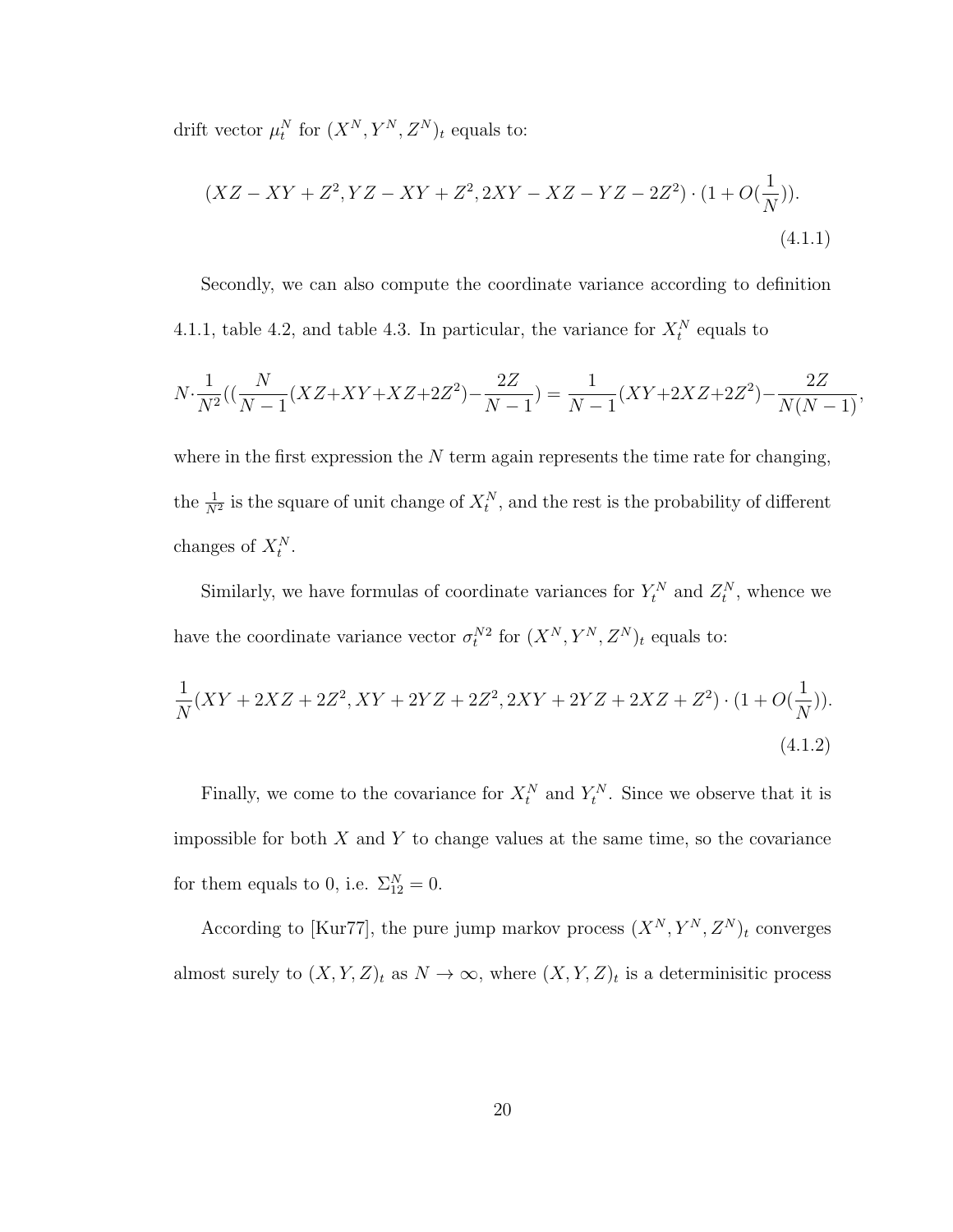drift vector $\mu_t^N$ for $(X^N, Y^N, Z^N)_t$ equals to:

$$(XZ - XY + Z^2, YZ - XY + Z^2, 2XY - XZ - YZ - 2Z^2) \cdot (1 + O(\frac{1}{N})). \tag{4.1.1}$$

Secondly, we can also compute the coordinate variance according to definition 4.1.1, table 4.2, and table 4.3. In particular, the variance for $X_t^N$ equals to

$$N \cdot \frac{1}{N^2}((\frac{N}{N-1}(XZ + XY + XZ + 2Z^2) - \frac{2Z}{N-1}) = \frac{1}{N-1}(XY + 2XZ + 2Z^2) - \frac{2Z}{N(N-1)},$$

where in the first expression the $N$ term again represents the time rate for changing, the $\frac{1}{N^2}$ is the square of unit change of $X_t^N$, and the rest is the probability of different changes of $X_t^N$.

Similarly, we have formulas of coordinate variances for $Y_t^N$ and $Z_t^N$, whence we have the coordinate variance vector $\sigma_t^{N2}$ for $(X^N, Y^N, Z^N)_t$ equals to:

$$\frac{1}{N}(XY + 2XZ + 2Z^2, XY + 2YZ + 2Z^2, 2XY + 2YZ + 2XZ + Z^2) \cdot (1 + O(\frac{1}{N})). \tag{4.1.2}$$

Finally, we come to the covariance for $X_t^N$ and $Y_t^N$. Since we observe that it is impossible for both $X$ and $Y$ to change values at the same time, so the covariance for them equals to 0, i.e. $\Sigma_{12}^N = 0$.

According to [Kur77], the pure jump markov process $(X^N, Y^N, Z^N)_t$ converges almost surely to $(X, Y, Z)_t$ as $N \to \infty$, where $(X, Y, Z)_t$ is a determinisitic process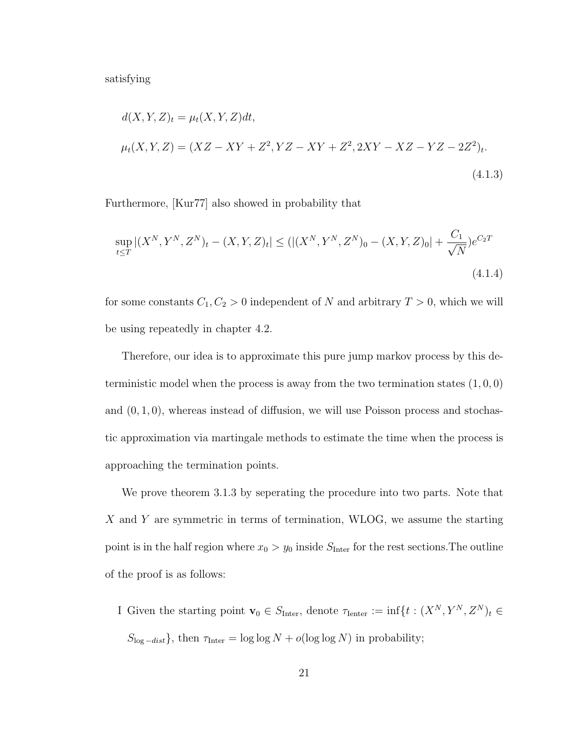satisfying

$$
\begin{aligned}
&d(X,Y,Z)_t = \mu_t(X,Y,Z)dt, \\
&\mu_t(X,Y,Z) = (XZ - XY + Z^2, YZ - XY + Z^2, 2XY - XZ - YZ - 2Z^2)_t.
\end{aligned}
\tag{4.1.3}
$$

Furthermore, [Kur77] also showed in probability that

$$
\sup_{t\le T} |(X^N, Y^N, Z^N)_t - (X,Y,Z)_t| \le (|(X^N, Y^N, Z^N)_0 - (X,Y,Z)_0| + \frac{C_1}{\sqrt{N}})e^{C_2 T}
\tag{4.1.4}
$$

for some constants $C_1, C_2 > 0$ independent of $N$ and arbitrary $T > 0$, which we will be using repeatedly in chapter 4.2.

Therefore, our idea is to approximate this pure jump markov process by this deterministic model when the process is away from the two termination states $(1,0,0)$ and $(0,1,0)$, whereas instead of diffusion, we will use Poisson process and stochastic approximation via martingale methods to estimate the time when the process is approaching the termination points.

We prove theorem 3.1.3 by seperating the procedure into two parts. Note that $X$ and $Y$ are symmetric in terms of termination, WLOG, we assume the starting point is in the half region where $x_0 > y_0$ inside $S_{\text{Inter}}$ for the rest sections.The outline of the proof is as follows:

I Given the starting point $\mathbf{v}_0 \in S_{\text{Inter}}$, denote $\tau_{\text{Ienter}} := \inf\{t : (X^N, Y^N, Z^N)_t \in S_{\log -dist}\}$, then $\tau_{\text{Inter}} = \log\log N + o(\log\log N)$ in probability;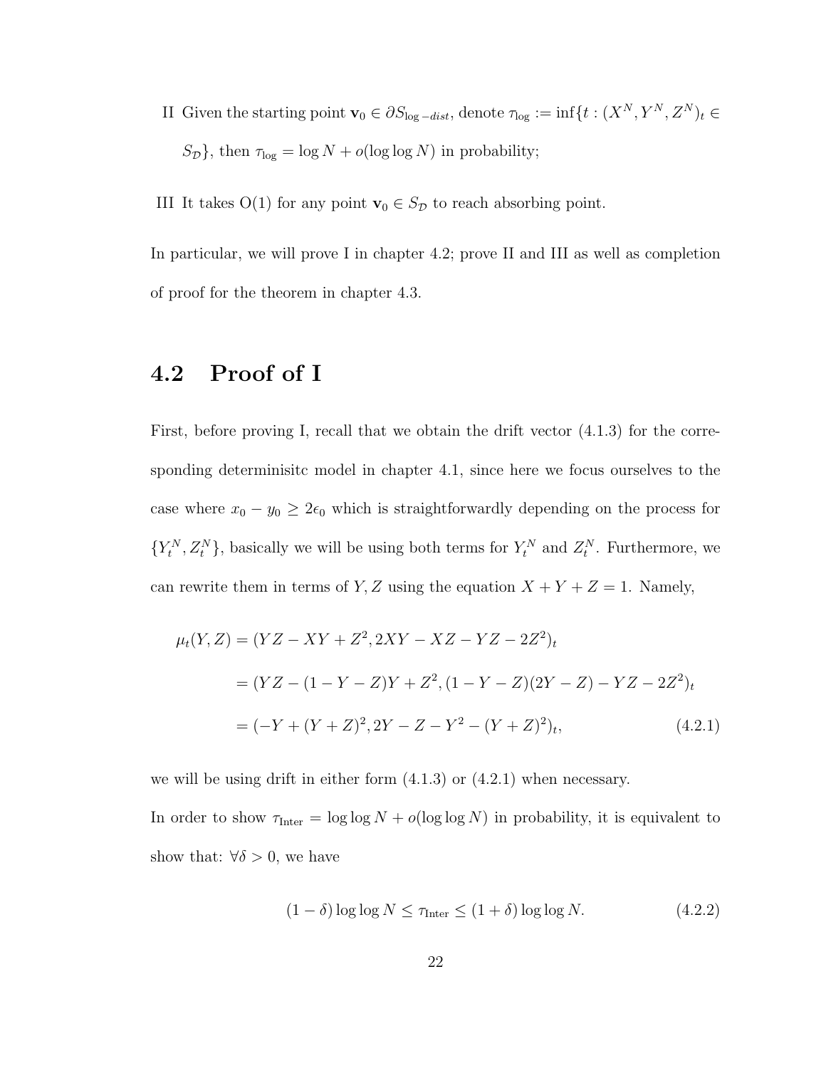II Given the starting point $\mathbf{v}_0 \in \partial S_{\log -dist}$, denote $\tau_{\log} := \inf\{t : (X^N, Y^N, Z^N)_t \in S_{\mathcal{D}}\}$, then $\tau_{\log} = \log N + o(\log\log N)$ in probability;

III It takes O(1) for any point $\mathbf{v}_0 \in S_{\mathcal{D}}$ to reach absorbing point.

In particular, we will prove I in chapter 4.2; prove II and III as well as completion of proof for the theorem in chapter 4.3.

## 4.2 Proof of I

First, before proving I, recall that we obtain the drift vector (4.1.3) for the corresponding determinisitc model in chapter 4.1, since here we focus ourselves to the case where $x_0 - y_0 \geq 2\epsilon_0$ which is straightforwardly depending on the process for $\{Y_t^N, Z_t^N\}$, basically we will be using both terms for $Y_t^N$ and $Z_t^N$. Furthermore, we can rewrite them in terms of $Y, Z$ using the equation $X + Y + Z = 1$. Namely,

$$
\begin{aligned}
\mu_t(Y, Z) &= (YZ - XY + Z^2, 2XY - XZ - YZ - 2Z^2)_t \\
&= (YZ - (1 - Y - Z)Y + Z^2, (1 - Y - Z)(2Y - Z) - YZ - 2Z^2)_t \\
&= (-Y + (Y + Z)^2, 2Y - Z - Y^2 - (Y + Z)^2)_t, \qquad (4.2.1)
\end{aligned}
$$

we will be using drift in either form (4.1.3) or (4.2.1) when necessary.

In order to show $\tau_{\text{Inter}} = \log\log N + o(\log\log N)$ in probability, it is equivalent to show that: $\forall \delta > 0$, we have

$$
(1 - \delta)\log\log N \leq \tau_{\text{Inter}} \leq (1 + \delta)\log\log N. \qquad (4.2.2)
$$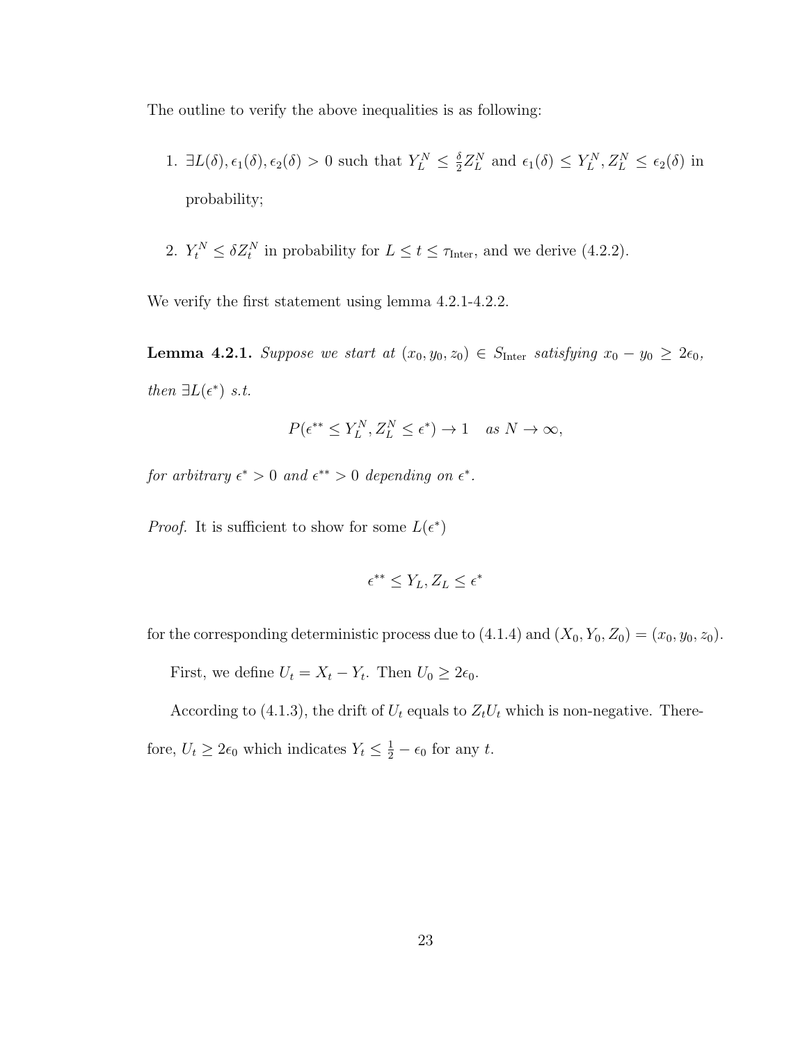The outline to verify the above inequalities is as following:

1. $\exists L(\delta), \epsilon_1(\delta), \epsilon_2(\delta) > 0$ such that $Y_L^N \leq \frac{\delta}{2} Z_L^N$ and $\epsilon_1(\delta) \leq Y_L^N, Z_L^N \leq \epsilon_2(\delta)$ in probability;

2. $Y_t^N \leq \delta Z_t^N$ in probability for $L \leq t \leq \tau_{\text{Inter}}$, and we derive (4.2.2).

We verify the first statement using lemma 4.2.1-4.2.2.

**Lemma 4.2.1.** *Suppose we start at $(x_0, y_0, z_0) \in S_{\text{Inter}}$ satisfying $x_0 - y_0 \geq 2\epsilon_0$, then $\exists L(\epsilon^*)$ s.t.*

$$P(\epsilon^{**} \leq Y_L^N, Z_L^N \leq \epsilon^*) \to 1 \quad \text{as } N \to \infty,$$

*for arbitrary $\epsilon^* > 0$ and $\epsilon^{**} > 0$ depending on $\epsilon^*$.*

*Proof.* It is sufficient to show for some $L(\epsilon^*)$

$$\epsilon^{**} \leq Y_L, Z_L \leq \epsilon^*$$

for the corresponding deterministic process due to (4.1.4) and $(X_0, Y_0, Z_0) = (x_0, y_0, z_0)$.

First, we define $U_t = X_t - Y_t$. Then $U_0 \geq 2\epsilon_0$.

According to (4.1.3), the drift of $U_t$ equals to $Z_t U_t$ which is non-negative. Therefore, $U_t \geq 2\epsilon_0$ which indicates $Y_t \leq \frac{1}{2} - \epsilon_0$ for any $t$.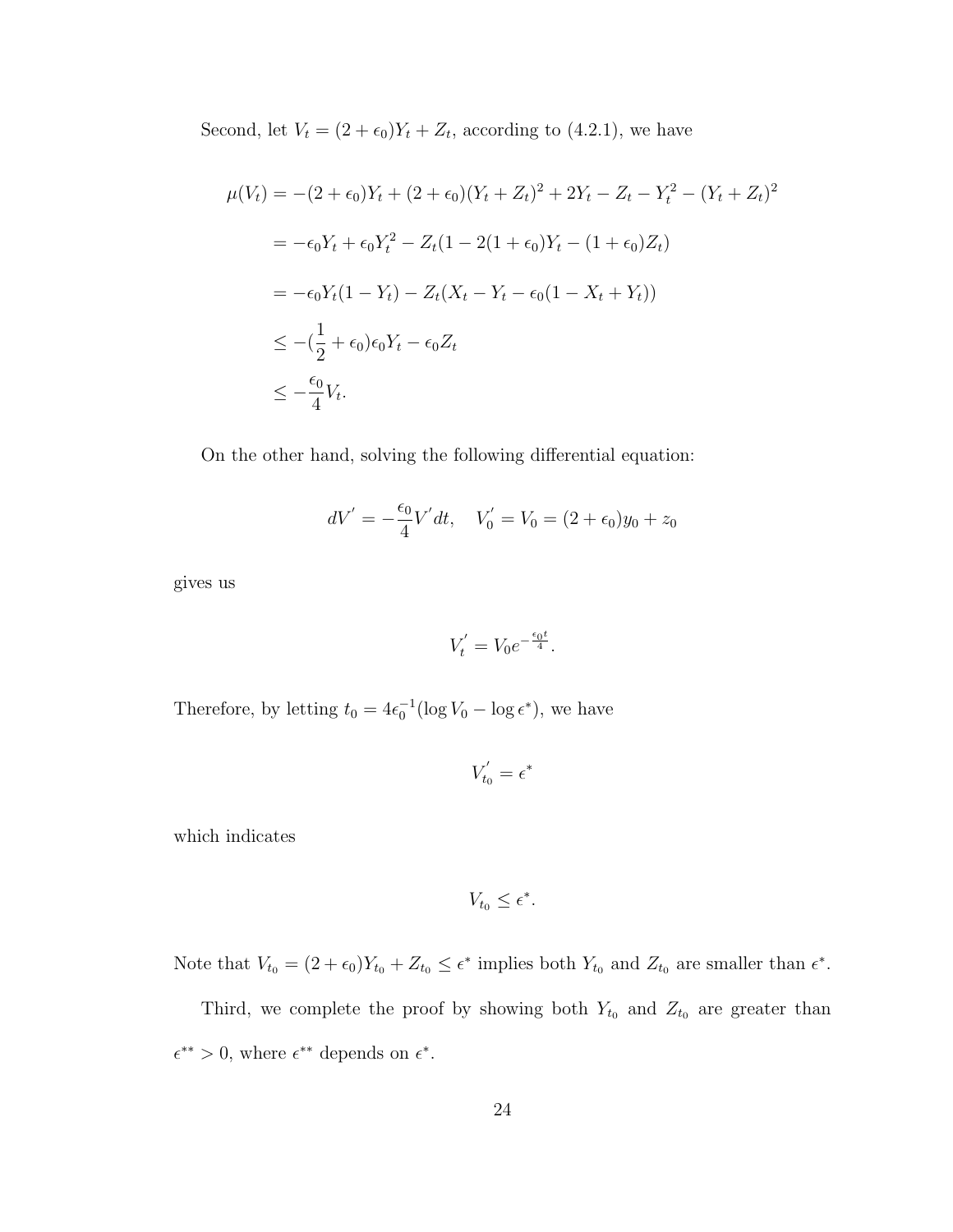Second, let $V_t = (2+\epsilon_0)Y_t + Z_t$, according to (4.2.1), we have

$$
\begin{aligned}
\mu(V_t) &= -(2+\epsilon_0)Y_t + (2+\epsilon_0)(Y_t+Z_t)^2 + 2Y_t - Z_t - Y_t^2 - (Y_t+Z_t)^2 \\
&= -\epsilon_0 Y_t + \epsilon_0 Y_t^2 - Z_t(1 - 2(1+\epsilon_0)Y_t - (1+\epsilon_0)Z_t) \\
&= -\epsilon_0 Y_t(1-Y_t) - Z_t(X_t - Y_t - \epsilon_0(1 - X_t + Y_t)) \\
&\leq -(\frac{1}{2}+\epsilon_0)\epsilon_0 Y_t - \epsilon_0 Z_t \\
&\leq -\frac{\epsilon_0}{4} V_t.
\end{aligned}
$$

On the other hand, solving the following differential equation:

$$
dV' = -\frac{\epsilon_0}{4} V' dt, \quad V_0' = V_0 = (2+\epsilon_0)y_0 + z_0
$$

gives us

$$
V_t' = V_0 e^{-\frac{\epsilon_0 t}{4}}.
$$

Therefore, by letting $t_0 = 4\epsilon_0^{-1}(\log V_0 - \log \epsilon^*)$, we have

$$
V_{t_0}' = \epsilon^*
$$

which indicates

$$
V_{t_0} \leq \epsilon^*.
$$

Note that $V_{t_0} = (2+\epsilon_0)Y_{t_0} + Z_{t_0} \leq \epsilon^*$ implies both $Y_{t_0}$ and $Z_{t_0}$ are smaller than $\epsilon^*$.

Third, we complete the proof by showing both $Y_{t_0}$ and $Z_{t_0}$ are greater than $\epsilon^{**} > 0$, where $\epsilon^{**}$ depends on $\epsilon^*$.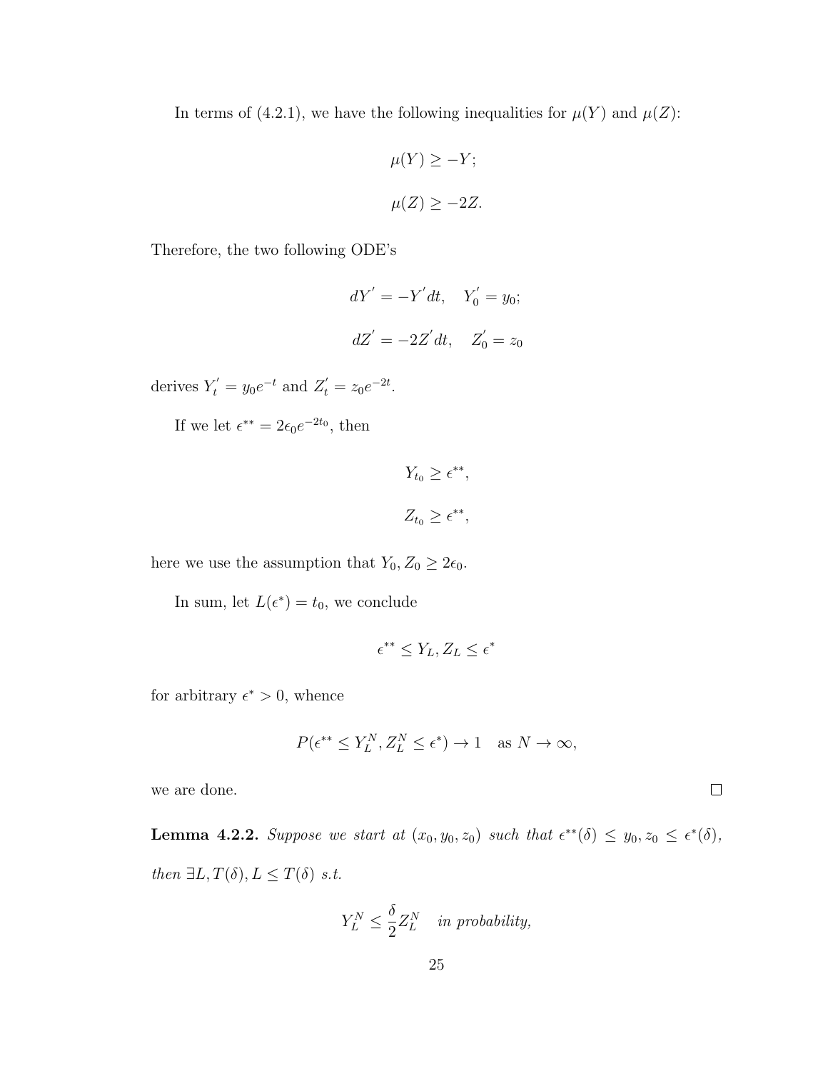In terms of (4.2.1), we have the following inequalities for $\mu(Y)$ and $\mu(Z)$:

$$\mu(Y) \geq -Y;$$

$$\mu(Z) \geq -2Z.$$

Therefore, the two following ODE's

$$dY^{'} = -Y^{'}dt, \quad Y_0^{'} = y_0;$$

$$dZ^{'} = -2Z^{'}dt, \quad Z_0^{'} = z_0$$

derives $Y_t^{'} = y_0 e^{-t}$ and $Z_t^{'} = z_0 e^{-2t}$.

If we let $\epsilon^{**} = 2\epsilon_0 e^{-2t_0}$, then

$$Y_{t_0} \geq \epsilon^{**},$$

$$Z_{t_0} \geq \epsilon^{**},$$

here we use the assumption that $Y_0, Z_0 \geq 2\epsilon_0$.

In sum, let $L(\epsilon^*) = t_0$, we conclude

$$\epsilon^{**} \leq Y_L, Z_L \leq \epsilon^*$$

for arbitrary $\epsilon^* > 0$, whence

$$P(\epsilon^{**} \leq Y_L^N, Z_L^N \leq \epsilon^*) \to 1 \quad \text{as } N \to \infty,$$

we are done. □

**Lemma 4.2.2.** *Suppose we start at $(x_0, y_0, z_0)$ such that $\epsilon^{**}(\delta) \leq y_0, z_0 \leq \epsilon^*(\delta)$, then $\exists L, T(\delta), L \leq T(\delta)$ s.t.*

$$Y_L^N \leq \frac{\delta}{2} Z_L^N \quad \textit{in probability,}$$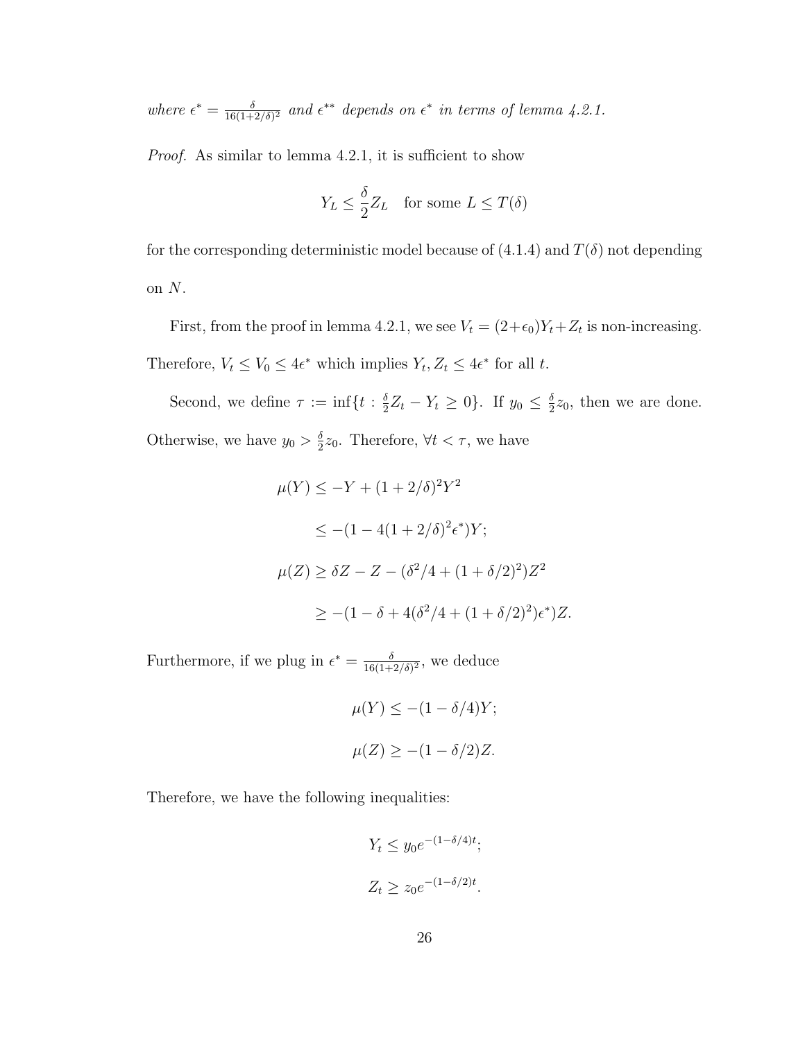*where* $\epsilon^* = \frac{\delta}{16(1+2/\delta)^2}$ *and* $\epsilon^{**}$ *depends on* $\epsilon^*$ *in terms of lemma 4.2.1.*

*Proof.* As similar to lemma 4.2.1, it is sufficient to show

$$Y_L \leq \frac{\delta}{2} Z_L \quad \text{for some } L \leq T(\delta)$$

for the corresponding deterministic model because of (4.1.4) and $T(\delta)$ not depending on $N$.

First, from the proof in lemma 4.2.1, we see $V_t = (2+\epsilon_0)Y_t + Z_t$ is non-increasing. Therefore, $V_t \leq V_0 \leq 4\epsilon^*$ which implies $Y_t, Z_t \leq 4\epsilon^*$ for all $t$.

Second, we define $\tau := \inf\{t : \frac{\delta}{2} Z_t - Y_t \geq 0\}$. If $y_0 \leq \frac{\delta}{2} z_0$, then we are done. Otherwise, we have $y_0 > \frac{\delta}{2} z_0$. Therefore, $\forall t < \tau$, we have

$$\begin{aligned}
\mu(Y) &\leq -Y + (1+2/\delta)^2 Y^2 \\
&\leq -(1 - 4(1+2/\delta)^2 \epsilon^*) Y; \\
\mu(Z) &\geq \delta Z - Z - (\delta^2/4 + (1+\delta/2)^2) Z^2 \\
&\geq -(1 - \delta + 4(\delta^2/4 + (1+\delta/2)^2)\epsilon^*) Z.
\end{aligned}$$

Furthermore, if we plug in $\epsilon^* = \frac{\delta}{16(1+2/\delta)^2}$, we deduce

$$\begin{aligned}
\mu(Y) &\leq -(1 - \delta/4) Y; \\
\mu(Z) &\geq -(1 - \delta/2) Z.
\end{aligned}$$

Therefore, we have the following inequalities:

$$\begin{aligned}
Y_t &\leq y_0 e^{-(1-\delta/4)t}; \\
Z_t &\geq z_0 e^{-(1-\delta/2)t}.
\end{aligned}$$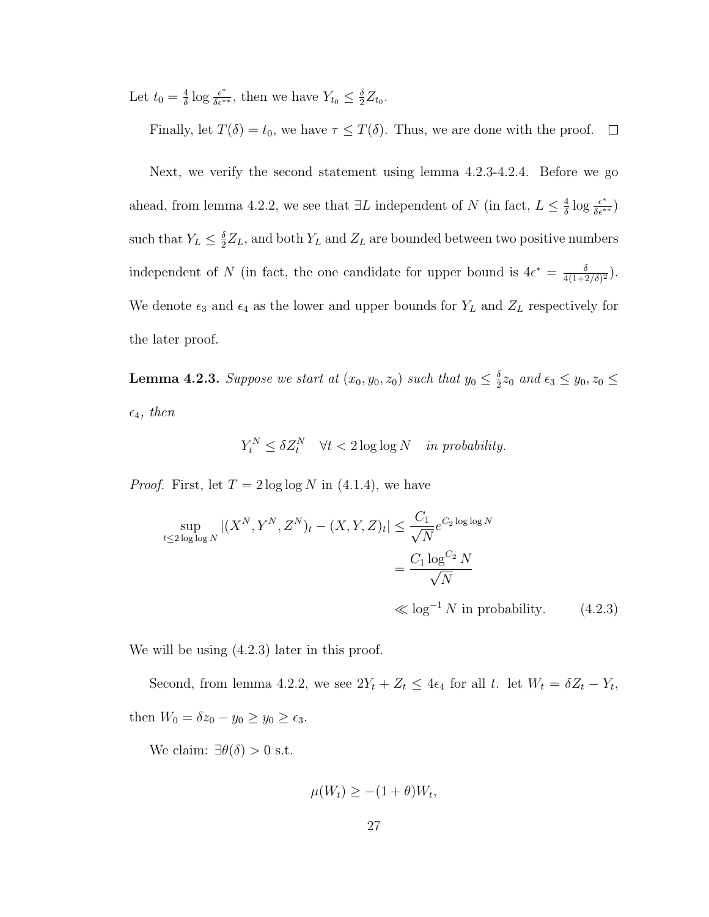Let $t_0 = \frac{4}{\delta} \log \frac{\epsilon^*}{\delta \epsilon^{**}}$, then we have $Y_{t_0} \leq \frac{\delta}{2} Z_{t_0}$.

Finally, let $T(\delta) = t_0$, we have $\tau \leq T(\delta)$. Thus, we are done with the proof. $\square$

Next, we verify the second statement using lemma 4.2.3-4.2.4. Before we go ahead, from lemma 4.2.2, we see that $\exists L$ independent of $N$ (in fact, $L \leq \frac{4}{\delta} \log \frac{\epsilon^*}{\delta \epsilon^{**}}$) such that $Y_L \leq \frac{\delta}{2} Z_L$, and both $Y_L$ and $Z_L$ are bounded between two positive numbers independent of $N$ (in fact, the one candidate for upper bound is $4\epsilon^* = \frac{\delta}{4(1+2/\delta)^2}$). We denote $\epsilon_3$ and $\epsilon_4$ as the lower and upper bounds for $Y_L$ and $Z_L$ respectively for the later proof.

**Lemma 4.2.3.** *Suppose we start at $(x_0, y_0, z_0)$ such that $y_0 \leq \frac{\delta}{2} z_0$ and $\epsilon_3 \leq y_0, z_0 \leq \epsilon_4$, then*

$$Y_t^N \leq \delta Z_t^N \quad \forall t < 2 \log \log N \quad \textit{in probability.}$$

*Proof.* First, let $T = 2 \log \log N$ in (4.1.4), we have

$$\begin{aligned}
\sup_{t \leq 2 \log \log N} |(X^N, Y^N, Z^N)_t - (X, Y, Z)_t| &\leq \frac{C_1}{\sqrt{N}} e^{C_2 \log \log N} \\
&= \frac{C_1 \log^{C_2} N}{\sqrt{N}} \\
&\ll \log^{-1} N \text{ in probability.} \qquad (4.2.3)
\end{aligned}$$

We will be using (4.2.3) later in this proof.

Second, from lemma 4.2.2, we see $2Y_t + Z_t \leq 4\epsilon_4$ for all $t$. let $W_t = \delta Z_t - Y_t$, then $W_0 = \delta z_0 - y_0 \geq y_0 \geq \epsilon_3$.

We claim: $\exists \theta(\delta) > 0$ s.t.

$$\mu(W_t) \geq -(1 + \theta) W_t,$$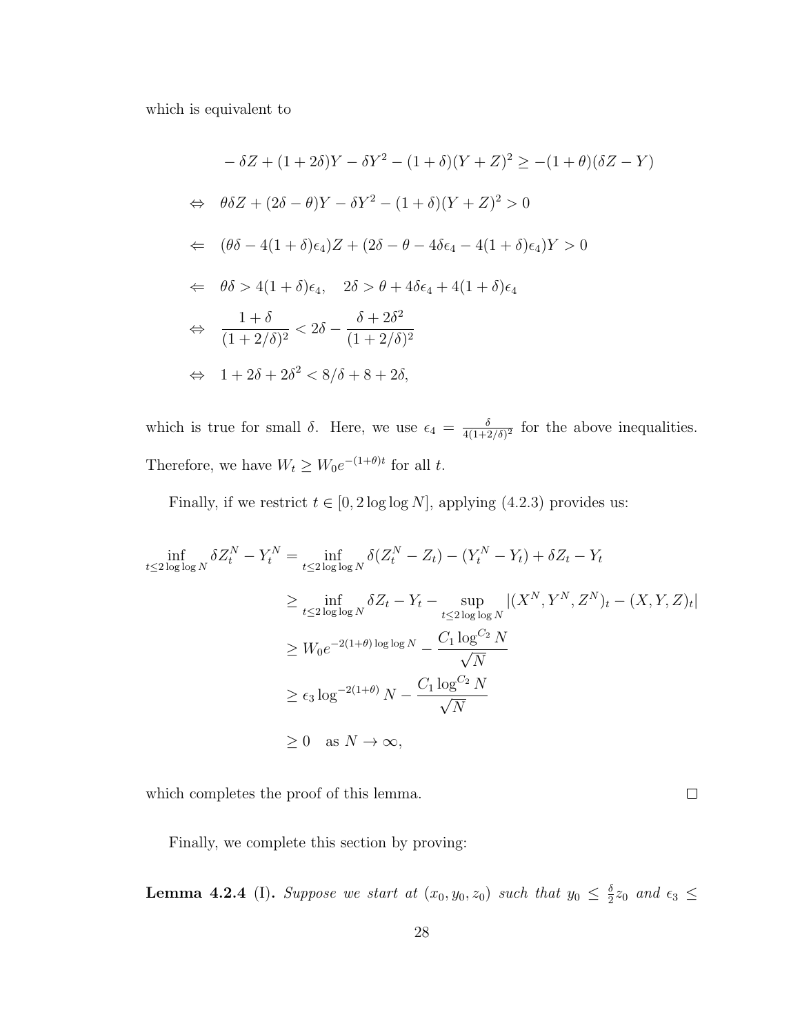which is equivalent to

$$
\begin{aligned}
& -\delta Z+(1+2\delta)Y-\delta Y^2-(1+\delta)(Y+Z)^2 \geq -(1+\theta)(\delta Z-Y) \\
\Leftrightarrow \quad & \theta\delta Z+(2\delta-\theta)Y-\delta Y^2-(1+\delta)(Y+Z)^2>0 \\
\Leftarrow \quad & (\theta\delta-4(1+\delta)\epsilon_4)Z+(2\delta-\theta-4\delta\epsilon_4-4(1+\delta)\epsilon_4)Y>0 \\
\Leftarrow \quad & \theta\delta>4(1+\delta)\epsilon_4, \quad 2\delta>\theta+4\delta\epsilon_4+4(1+\delta)\epsilon_4 \\
\Leftrightarrow \quad & \frac{1+\delta}{(1+2/\delta)^2}<2\delta-\frac{\delta+2\delta^2}{(1+2/\delta)^2} \\
\Leftrightarrow \quad & 1+2\delta+2\delta^2<8/\delta+8+2\delta,
\end{aligned}
$$

which is true for small $\delta$. Here, we use $\epsilon_4 = \frac{\delta}{4(1+2/\delta)^2}$ for the above inequalities. Therefore, we have $W_t \geq W_0 e^{-(1+\theta)t}$ for all $t$.

Finally, if we restrict $t \in [0, 2\log\log N]$, applying (4.2.3) provides us:

$$
\begin{aligned}
\inf_{t\leq 2\log\log N} \delta Z_t^N - Y_t^N &= \inf_{t\leq 2\log\log N} \delta(Z_t^N - Z_t)-(Y_t^N-Y_t)+\delta Z_t - Y_t \\
&\geq \inf_{t\leq 2\log\log N} \delta Z_t - Y_t - \sup_{t\leq 2\log\log N} |(X^N,Y^N,Z^N)_t-(X,Y,Z)_t| \\
&\geq W_0 e^{-2(1+\theta)\log\log N} - \frac{C_1\log^{C_2} N}{\sqrt{N}} \\
&\geq \epsilon_3 \log^{-2(1+\theta)} N - \frac{C_1 \log^{C_2} N}{\sqrt{N}} \\
&\geq 0 \quad \text{as } N\to\infty,
\end{aligned}
$$

which completes the proof of this lemma. □

Finally, we complete this section by proving:

**Lemma 4.2.4** (I). *Suppose we start at $(x_0, y_0, z_0)$ such that $y_0 \leq \frac{\delta}{2} z_0$ and $\epsilon_3 \leq$*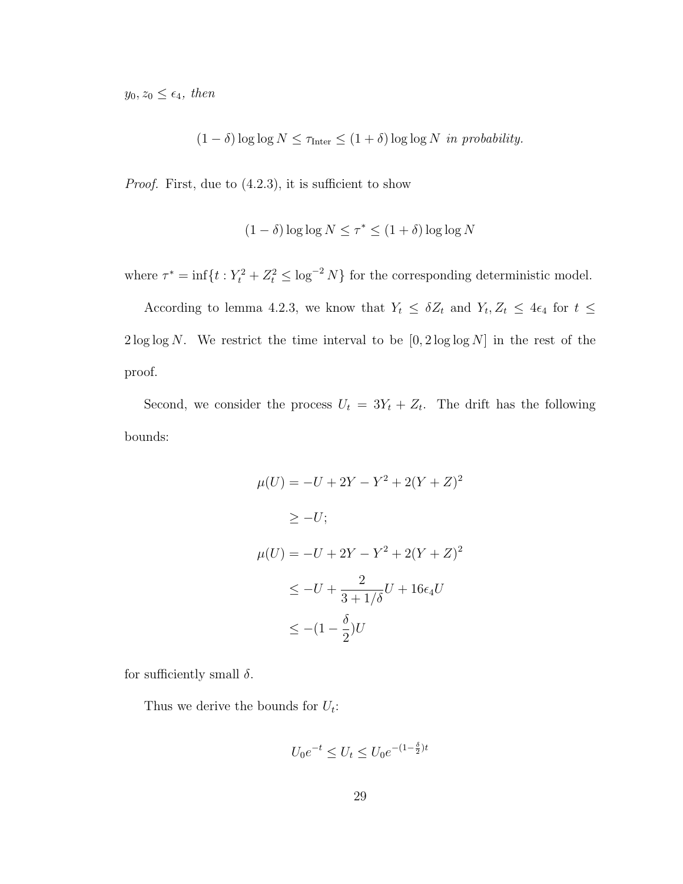$y_0, z_0 \le \epsilon_4$, *then*

$$(1-\delta)\log\log N \le \tau_{\text{Inter}} \le (1+\delta)\log\log N \text{ in probability.}$$

*Proof.* First, due to (4.2.3), it is sufficient to show

$$(1-\delta)\log\log N \le \tau^* \le (1+\delta)\log\log N$$

where $\tau^* = \inf\{t : Y_t^2 + Z_t^2 \le \log^{-2} N\}$ for the corresponding deterministic model.

According to lemma 4.2.3, we know that $Y_t \le \delta Z_t$ and $Y_t, Z_t \le 4\epsilon_4$ for $t \le 2\log\log N$. We restrict the time interval to be $[0, 2\log\log N]$ in the rest of the proof.

Second, we consider the process $U_t = 3Y_t + Z_t$. The drift has the following bounds:

$$\begin{aligned}
\mu(U) &= -U + 2Y - Y^2 + 2(Y+Z)^2 \\
&\ge -U; \\
\mu(U) &= -U + 2Y - Y^2 + 2(Y+Z)^2 \\
&\le -U + \frac{2}{3+1/\delta}U + 16\epsilon_4 U \\
&\le -(1-\frac{\delta}{2})U
\end{aligned}$$

for sufficiently small $\delta$.

Thus we derive the bounds for $U_t$:

$$U_0 e^{-t} \le U_t \le U_0 e^{-(1-\frac{\delta}{2})t}$$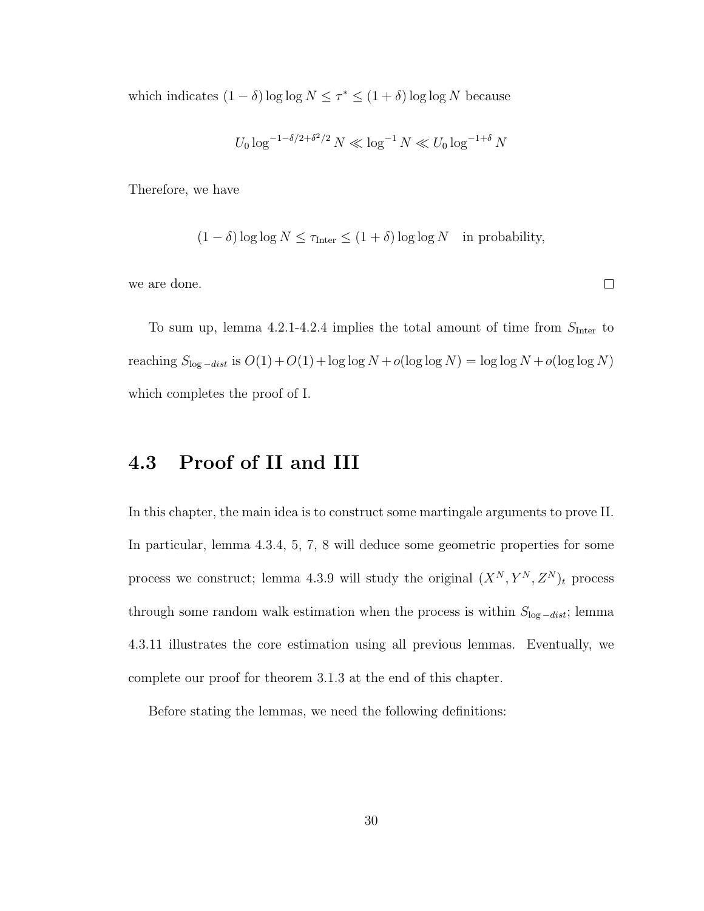which indicates $(1-\delta)\log\log N \leq \tau^* \leq (1+\delta)\log\log N$ because

$$U_0 \log^{-1-\delta/2+\delta^2/2} N \ll \log^{-1} N \ll U_0 \log^{-1+\delta} N$$

Therefore, we have

$$(1-\delta)\log\log N \leq \tau_{\text{Inter}} \leq (1+\delta)\log\log N \quad \text{in probability,}$$

we are done. $\square$

To sum up, lemma 4.2.1-4.2.4 implies the total amount of time from $S_{\text{Inter}}$ to reaching $S_{\log-dist}$ is $O(1)+O(1)+\log\log N + o(\log\log N) = \log\log N + o(\log\log N)$ which completes the proof of I.

## 4.3 Proof of II and III

In this chapter, the main idea is to construct some martingale arguments to prove II. In particular, lemma 4.3.4, 5, 7, 8 will deduce some geometric properties for some process we construct; lemma 4.3.9 will study the original $(X^N, Y^N, Z^N)_t$ process through some random walk estimation when the process is within $S_{\log-dist}$; lemma 4.3.11 illustrates the core estimation using all previous lemmas. Eventually, we complete our proof for theorem 3.1.3 at the end of this chapter.

Before stating the lemmas, we need the following definitions: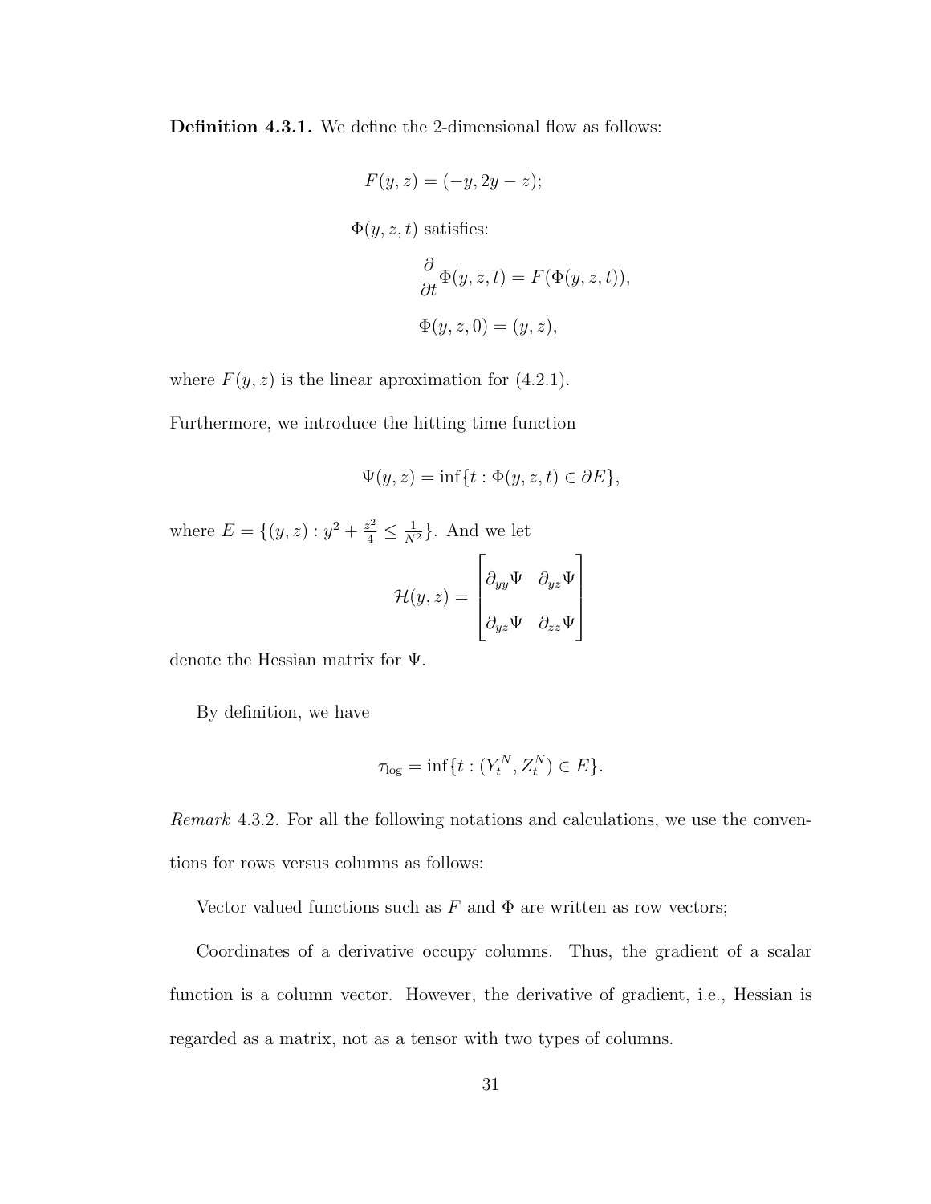**Definition 4.3.1.** We define the 2-dimensional flow as follows:

$$F(y,z) = (-y, 2y - z);$$

$\Phi(y,z,t)$ satisfies:

$$\frac{\partial}{\partial t}\Phi(y,z,t) = F(\Phi(y,z,t)),$$

$$\Phi(y,z,0) = (y,z),$$

where $F(y,z)$ is the linear aproximation for (4.2.1).

Furthermore, we introduce the hitting time function

$$\Psi(y,z) = \inf\{t : \Phi(y,z,t) \in \partial E\},$$

where $E = \{(y,z) : y^2 + \frac{z^2}{4} \leq \frac{1}{N^2}\}$. And we let

$$\mathcal{H}(y,z) = \begin{bmatrix} \partial_{yy}\Psi & \partial_{yz}\Psi \\ \partial_{yz}\Psi & \partial_{zz}\Psi \end{bmatrix}$$

denote the Hessian matrix for $\Psi$.

By definition, we have

$$\tau_{\log} = \inf\{t : (Y_t^N, Z_t^N) \in E\}.$$

*Remark* 4.3.2. For all the following notations and calculations, we use the conventions for rows versus columns as follows:

Vector valued functions such as $F$ and $\Phi$ are written as row vectors;

Coordinates of a derivative occupy columns. Thus, the gradient of a scalar function is a column vector. However, the derivative of gradient, i.e., Hessian is regarded as a matrix, not as a tensor with two types of columns.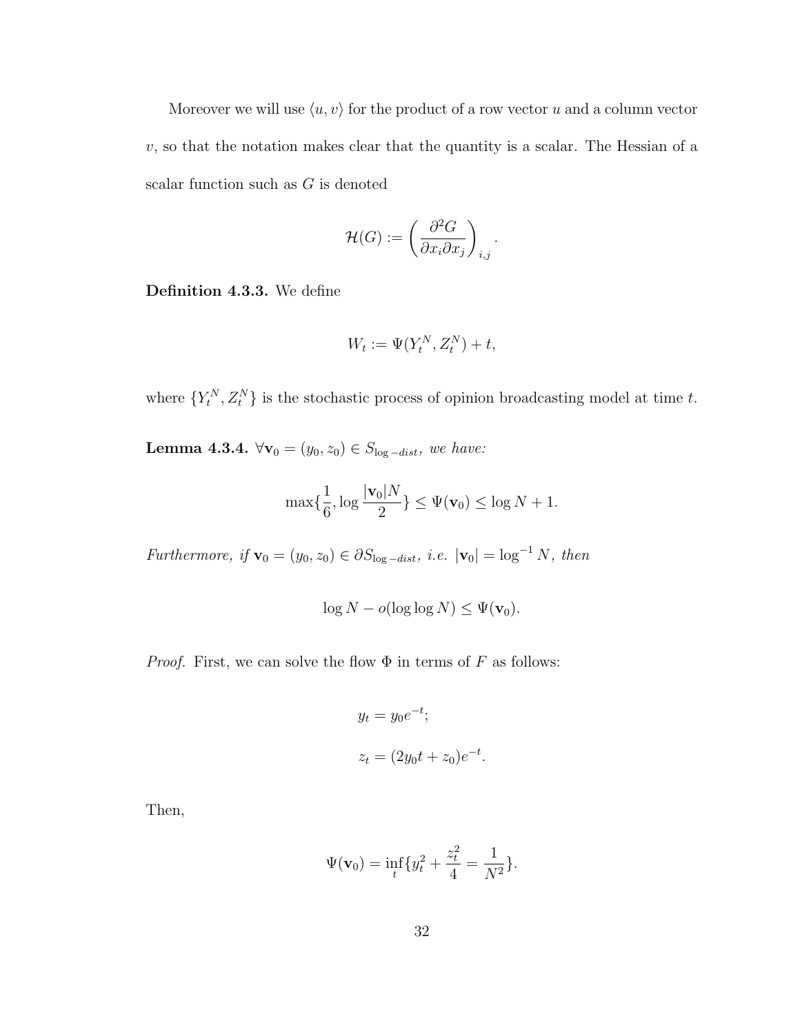Moreover we will use $\langle u, v \rangle$ for the product of a row vector $u$ and a column vector $v$, so that the notation makes clear that the quantity is a scalar. The Hessian of a scalar function such as $G$ is denoted

$$\mathcal{H}(G) := \left( \frac{\partial^2 G}{\partial x_i \partial x_j} \right)_{i,j}.$$

**Definition 4.3.3.** We define

$$W_t := \Psi(Y_t^N, Z_t^N) + t,$$

where $\{Y_t^N, Z_t^N\}$ is the stochastic process of opinion broadcasting model at time $t$.

**Lemma 4.3.4.** *$\forall \mathbf{v}_0 = (y_0, z_0) \in S_{\log -dist}$, we have:*

$$\max\{\frac{1}{6}, \log \frac{|\mathbf{v}_0| N}{2}\} \leq \Psi(\mathbf{v}_0) \leq \log N + 1.$$

*Furthermore, if $\mathbf{v}_0 = (y_0, z_0) \in \partial S_{\log -dist}$, i.e. $|\mathbf{v}_0| = \log^{-1} N$, then*

$$\log N - o(\log \log N) \leq \Psi(\mathbf{v}_0).$$

*Proof.* First, we can solve the flow $\Phi$ in terms of $F$ as follows:

$$y_t = y_0 e^{-t};$$

$$z_t = (2y_0 t + z_0) e^{-t}.$$

Then,

$$\Psi(\mathbf{v}_0) = \inf_t \{y_t^2 + \frac{z_t^2}{4} = \frac{1}{N^2}\}.$$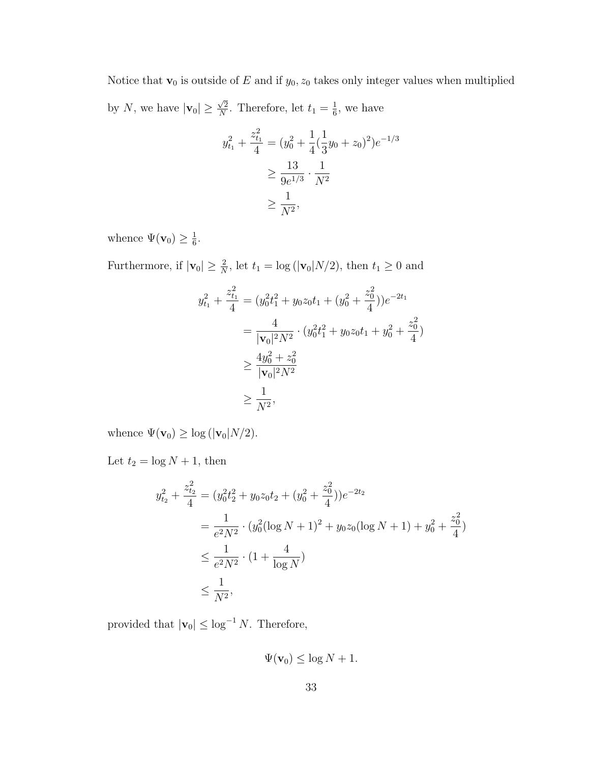Notice that $\mathbf{v}_0$ is outside of $E$ and if $y_0, z_0$ takes only integer values when multiplied by $N$, we have $|\mathbf{v}_0| \geq \frac{\sqrt{2}}{N}$. Therefore, let $t_1 = \frac{1}{6}$, we have

$$\begin{aligned}
y_{t_1}^2 + \frac{z_{t_1}^2}{4} &= (y_0^2 + \frac{1}{4}(\frac{1}{3}y_0 + z_0)^2)e^{-1/3} \\
&\geq \frac{13}{9e^{1/3}} \cdot \frac{1}{N^2} \\
&\geq \frac{1}{N^2},
\end{aligned}$$

whence $\Psi(\mathbf{v}_0) \geq \frac{1}{6}$.

Furthermore, if $|\mathbf{v}_0| \geq \frac{2}{N}$, let $t_1 = \log(|\mathbf{v}_0|N/2)$, then $t_1 \geq 0$ and

$$\begin{aligned}
y_{t_1}^2 + \frac{z_{t_1}^2}{4} &= (y_0^2 t_1^2 + y_0 z_0 t_1 + (y_0^2 + \frac{z_0^2}{4}))e^{-2t_1} \\
&= \frac{4}{|\mathbf{v}_0|^2 N^2} \cdot (y_0^2 t_1^2 + y_0 z_0 t_1 + y_0^2 + \frac{z_0^2}{4}) \\
&\geq \frac{4y_0^2 + z_0^2}{|\mathbf{v}_0|^2 N^2} \\
&\geq \frac{1}{N^2},
\end{aligned}$$

whence $\Psi(\mathbf{v}_0) \geq \log(|\mathbf{v}_0|N/2)$.

Let $t_2 = \log N + 1$, then

$$\begin{aligned}
y_{t_2}^2 + \frac{z_{t_2}^2}{4} &= (y_0^2 t_2^2 + y_0 z_0 t_2 + (y_0^2 + \frac{z_0^2}{4}))e^{-2t_2} \\
&= \frac{1}{e^2 N^2} \cdot (y_0^2(\log N + 1)^2 + y_0 z_0(\log N + 1) + y_0^2 + \frac{z_0^2}{4}) \\
&\leq \frac{1}{e^2 N^2} \cdot (1 + \frac{4}{\log N}) \\
&\leq \frac{1}{N^2},
\end{aligned}$$

provided that $|\mathbf{v}_0| \leq \log^{-1} N$. Therefore,

$$\Psi(\mathbf{v}_0) \leq \log N + 1.$$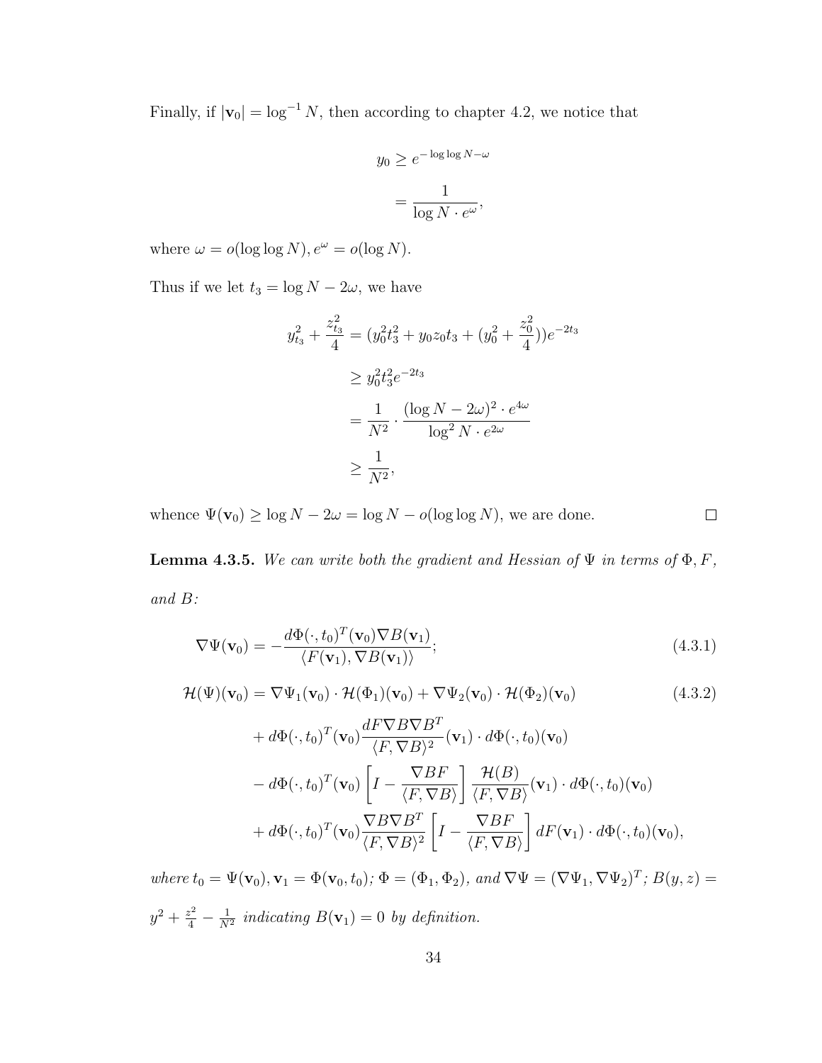Finally, if $|\mathbf{v}_0| = \log^{-1} N$, then according to chapter 4.2, we notice that

$$
\begin{aligned}
y_0 &\geq e^{-\log\log N - \omega} \\
&= \frac{1}{\log N \cdot e^{\omega}},
\end{aligned}
$$

where $\omega = o(\log\log N), e^{\omega} = o(\log N)$.

Thus if we let $t_3 = \log N - 2\omega$, we have

$$
\begin{aligned}
y_{t_3}^2 + \frac{z_{t_3}^2}{4} &= (y_0^2 t_3^2 + y_0 z_0 t_3 + (y_0^2 + \frac{z_0^2}{4}))e^{-2t_3} \\
&\geq y_0^2 t_3^2 e^{-2t_3} \\
&= \frac{1}{N^2} \cdot \frac{(\log N - 2\omega)^2 \cdot e^{4\omega}}{\log^2 N \cdot e^{2\omega}} \\
&\geq \frac{1}{N^2},
\end{aligned}
$$

whence $\Psi(\mathbf{v}_0) \geq \log N - 2\omega = \log N - o(\log\log N)$, we are done. $\square$

**Lemma 4.3.5.** *We can write both the gradient and Hessian of $\Psi$ in terms of $\Phi, F$, and $B$:*

$$
\nabla\Psi(\mathbf{v}_0) = -\frac{d\Phi(\cdot,t_0)^T(\mathbf{v}_0)\nabla B(\mathbf{v}_1)}{\langle F(\mathbf{v}_1), \nabla B(\mathbf{v}_1)\rangle}; \tag{4.3.1}
$$

$$
\begin{aligned}
\mathcal{H}(\Psi)(\mathbf{v}_0) &= \nabla\Psi_1(\mathbf{v}_0) \cdot \mathcal{H}(\Phi_1)(\mathbf{v}_0) + \nabla\Psi_2(\mathbf{v}_0) \cdot \mathcal{H}(\Phi_2)(\mathbf{v}_0) \\
&+ d\Phi(\cdot,t_0)^T(\mathbf{v}_0)\frac{dF\nabla B\nabla B^T}{\langle F, \nabla B\rangle^2}(\mathbf{v}_1) \cdot d\Phi(\cdot,t_0)(\mathbf{v}_0) \\
&- d\Phi(\cdot,t_0)^T(\mathbf{v}_0)\left[I - \frac{\nabla BF}{\langle F, \nabla B\rangle}\right]\frac{\mathcal{H}(B)}{\langle F, \nabla B\rangle}(\mathbf{v}_1) \cdot d\Phi(\cdot,t_0)(\mathbf{v}_0) \\
&+ d\Phi(\cdot,t_0)^T(\mathbf{v}_0)\frac{\nabla B\nabla B^T}{\langle F, \nabla B\rangle^2}\left[I - \frac{\nabla BF}{\langle F, \nabla B\rangle}\right]dF(\mathbf{v}_1) \cdot d\Phi(\cdot,t_0)(\mathbf{v}_0),
\end{aligned} \tag{4.3.2}
$$

*where $t_0 = \Psi(\mathbf{v}_0), \mathbf{v}_1 = \Phi(\mathbf{v}_0, t_0)$; $\Phi = (\Phi_1, \Phi_2)$, and $\nabla\Psi = (\nabla\Psi_1, \nabla\Psi_2)^T$; $B(y,z) = y^2 + \frac{z^2}{4} - \frac{1}{N^2}$ indicating $B(\mathbf{v}_1) = 0$ by definition.*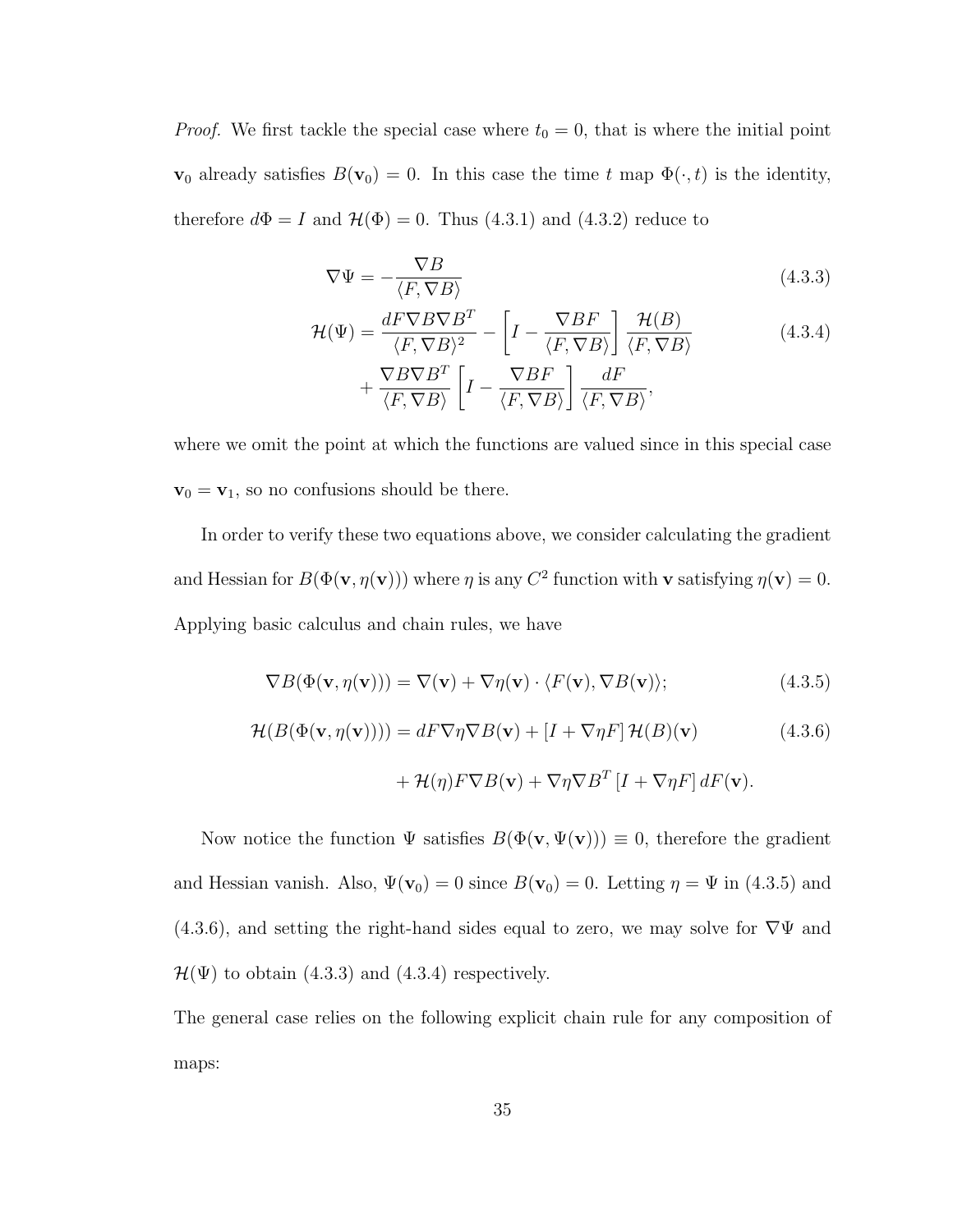*Proof.* We first tackle the special case where $t_0 = 0$, that is where the initial point $\mathbf{v}_0$ already satisfies $B(\mathbf{v}_0) = 0$. In this case the time $t$ map $\Phi(\cdot, t)$ is the identity, therefore $d\Phi = I$ and $\mathcal{H}(\Phi) = 0$. Thus (4.3.1) and (4.3.2) reduce to

$$\nabla\Psi = -\frac{\nabla B}{\langle F, \nabla B\rangle} \tag{4.3.3}$$

$$\begin{aligned}\mathcal{H}(\Psi) = \frac{dF\nabla B\nabla B^T}{\langle F, \nabla B\rangle^2} - \left[I - \frac{\nabla BF}{\langle F, \nabla B\rangle}\right]\frac{\mathcal{H}(B)}{\langle F, \nabla B\rangle} \\ + \frac{\nabla B\nabla B^T}{\langle F, \nabla B\rangle}\left[I - \frac{\nabla BF}{\langle F, \nabla B\rangle}\right]\frac{dF}{\langle F, \nabla B\rangle},\end{aligned} \tag{4.3.4}$$

where we omit the point at which the functions are valued since in this special case $\mathbf{v}_0 = \mathbf{v}_1$, so no confusions should be there.

In order to verify these two equations above, we consider calculating the gradient and Hessian for $B(\Phi(\mathbf{v}, \eta(\mathbf{v})))$ where $\eta$ is any $C^2$ function with $\mathbf{v}$ satisfying $\eta(\mathbf{v}) = 0$. Applying basic calculus and chain rules, we have

$$\nabla B(\Phi(\mathbf{v}, \eta(\mathbf{v}))) = \nabla(\mathbf{v}) + \nabla\eta(\mathbf{v}) \cdot \langle F(\mathbf{v}), \nabla B(\mathbf{v})\rangle; \tag{4.3.5}$$

$$\begin{aligned}\mathcal{H}(B(\Phi(\mathbf{v}, \eta(\mathbf{v})))) = dF\nabla\eta\nabla B(\mathbf{v}) + [I + \nabla\eta F]\,\mathcal{H}(B)(\mathbf{v}) \\ + \mathcal{H}(\eta)F\nabla B(\mathbf{v}) + \nabla\eta\nabla B^T\,[I + \nabla\eta F]\,dF(\mathbf{v}).\end{aligned} \tag{4.3.6}$$

Now notice the function $\Psi$ satisfies $B(\Phi(\mathbf{v}, \Psi(\mathbf{v}))) \equiv 0$, therefore the gradient and Hessian vanish. Also, $\Psi(\mathbf{v}_0) = 0$ since $B(\mathbf{v}_0) = 0$. Letting $\eta = \Psi$ in (4.3.5) and (4.3.6), and setting the right-hand sides equal to zero, we may solve for $\nabla\Psi$ and $\mathcal{H}(\Psi)$ to obtain (4.3.3) and (4.3.4) respectively.

The general case relies on the following explicit chain rule for any composition of maps: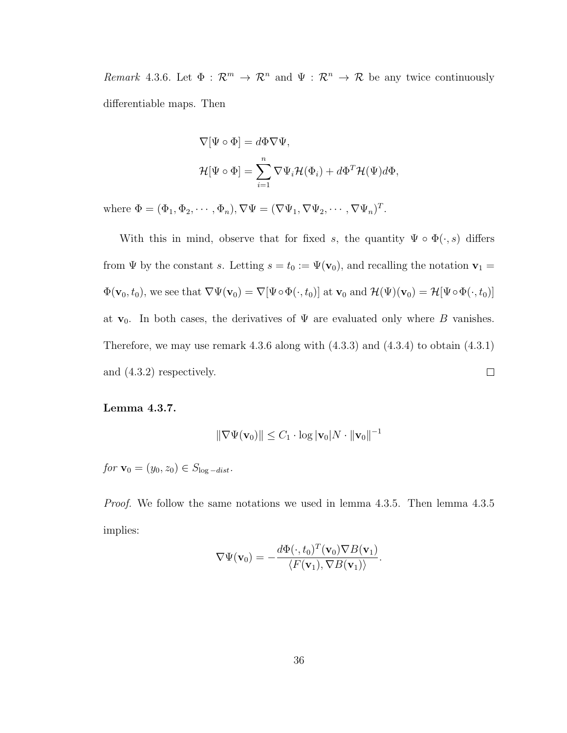*Remark* 4.3.6. Let $\Phi : \mathcal{R}^m \to \mathcal{R}^n$ and $\Psi : \mathcal{R}^n \to \mathcal{R}$ be any twice continuously differentiable maps. Then

$$\nabla[\Psi \circ \Phi] = d\Phi \nabla \Psi,$$
$$\mathcal{H}[\Psi \circ \Phi] = \sum_{i=1}^{n} \nabla \Psi_i \mathcal{H}(\Phi_i) + d\Phi^T \mathcal{H}(\Psi) d\Phi,$$

where $\Phi = (\Phi_1, \Phi_2, \cdots, \Phi_n), \nabla \Psi = (\nabla \Psi_1, \nabla \Psi_2, \cdots, \nabla \Psi_n)^T$.

With this in mind, observe that for fixed $s$, the quantity $\Psi \circ \Phi(\cdot, s)$ differs from $\Psi$ by the constant $s$. Letting $s = t_0 := \Psi(\mathbf{v}_0)$, and recalling the notation $\mathbf{v}_1 = \Phi(\mathbf{v}_0, t_0)$, we see that $\nabla \Psi(\mathbf{v}_0) = \nabla[\Psi \circ \Phi(\cdot, t_0)]$ at $\mathbf{v}_0$ and $\mathcal{H}(\Psi)(\mathbf{v}_0) = \mathcal{H}[\Psi \circ \Phi(\cdot, t_0)]$ at $\mathbf{v}_0$. In both cases, the derivatives of $\Psi$ are evaluated only where $B$ vanishes. Therefore, we may use remark 4.3.6 along with (4.3.3) and (4.3.4) to obtain (4.3.1) and (4.3.2) respectively. □

**Lemma 4.3.7.**

$$\|\nabla \Psi(\mathbf{v}_0)\| \leq C_1 \cdot \log |\mathbf{v}_0| N \cdot \|\mathbf{v}_0\|^{-1}$$

*for* $\mathbf{v}_0 = (y_0, z_0) \in S_{\log - dist}$.

*Proof.* We follow the same notations we used in lemma 4.3.5. Then lemma 4.3.5 implies:

$$\nabla \Psi(\mathbf{v}_0) = -\frac{d\Phi(\cdot, t_0)^T(\mathbf{v}_0) \nabla B(\mathbf{v}_1)}{\langle F(\mathbf{v}_1), \nabla B(\mathbf{v}_1) \rangle}.$$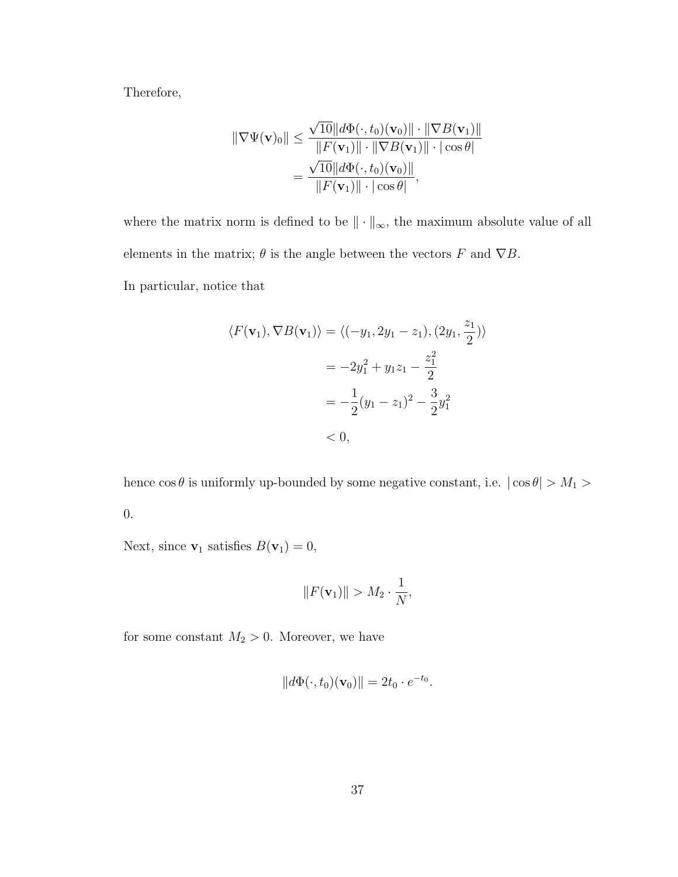Therefore,

$$
\begin{aligned}
\|\nabla\Psi(\mathbf{v})_0\| &\leq \frac{\sqrt{10}\|d\Phi(\cdot,t_0)(\mathbf{v}_0)\| \cdot \|\nabla B(\mathbf{v}_1)\|}{\|F(\mathbf{v}_1)\| \cdot \|\nabla B(\mathbf{v}_1)\| \cdot |\cos\theta|} \\
&= \frac{\sqrt{10}\|d\Phi(\cdot,t_0)(\mathbf{v}_0)\|}{\|F(\mathbf{v}_1)\| \cdot |\cos\theta|},
\end{aligned}
$$

where the matrix norm is defined to be $\|\cdot\|_\infty$, the maximum absolute value of all elements in the matrix; $\theta$ is the angle between the vectors $F$ and $\nabla B$.

In particular, notice that

$$
\begin{aligned}
\langle F(\mathbf{v}_1), \nabla B(\mathbf{v}_1)\rangle &= \langle(-y_1, 2y_1 - z_1), (2y_1, \frac{z_1}{2})\rangle \\
&= -2y_1^2 + y_1 z_1 - \frac{z_1^2}{2} \\
&= -\frac{1}{2}(y_1 - z_1)^2 - \frac{3}{2}y_1^2 \\
&< 0,
\end{aligned}
$$

hence $\cos\theta$ is uniformly up-bounded by some negative constant, i.e. $|\cos\theta| > M_1 > 0$.

Next, since $\mathbf{v}_1$ satisfies $B(\mathbf{v}_1) = 0$,

$$
\|F(\mathbf{v}_1)\| > M_2 \cdot \frac{1}{N},
$$

for some constant $M_2 > 0$. Moreover, we have

$$
\|d\Phi(\cdot,t_0)(\mathbf{v}_0)\| = 2t_0 \cdot e^{-t_0}.
$$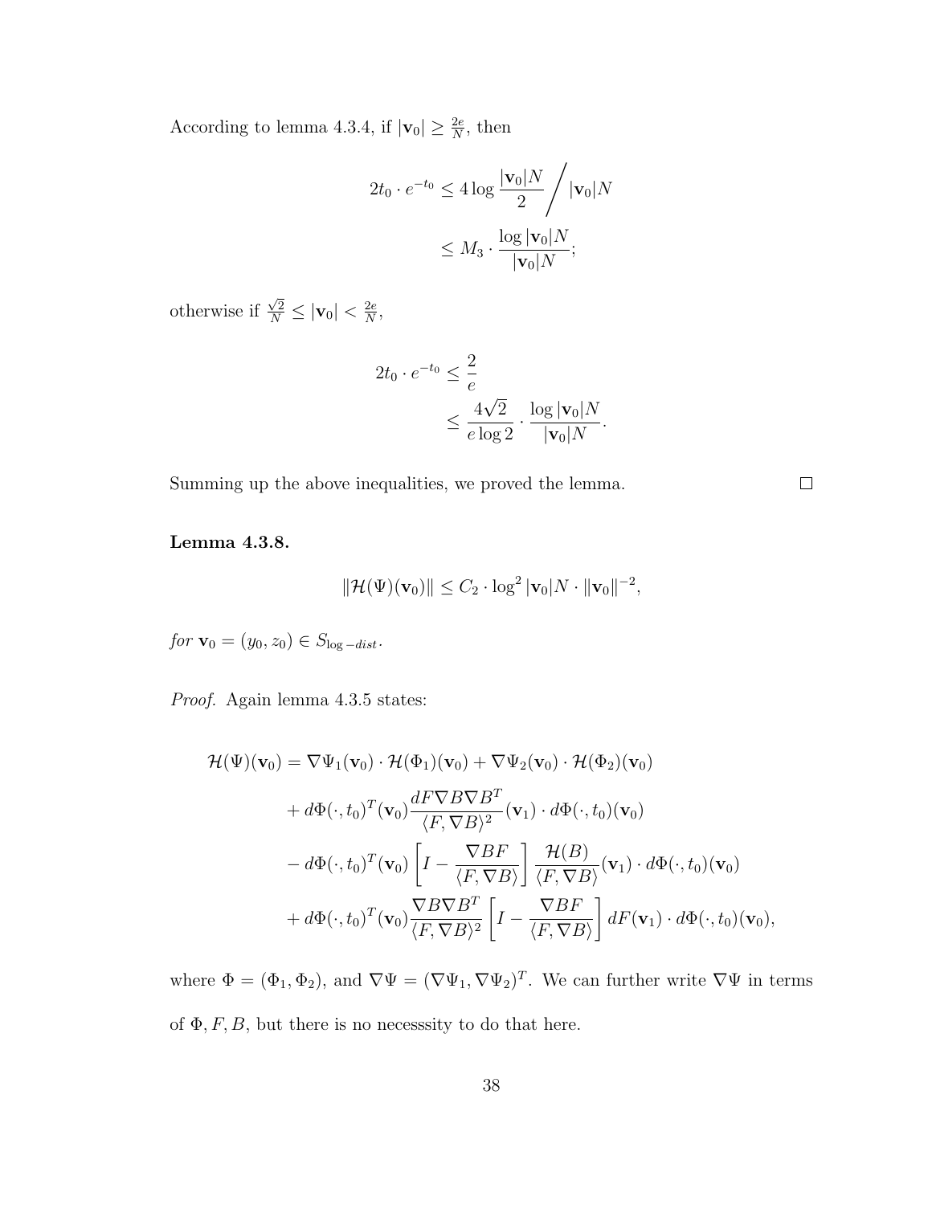According to lemma 4.3.4, if $|\mathbf{v}_0| \geq \frac{2e}{N}$, then

$$
\begin{aligned}
2t_0 \cdot e^{-t_0} &\leq 4 \log \frac{|\mathbf{v}_0|N}{2} \Big/ |\mathbf{v}_0|N \\
&\leq M_3 \cdot \frac{\log |\mathbf{v}_0|N}{|\mathbf{v}_0|N};
\end{aligned}
$$

otherwise if $\frac{\sqrt{2}}{N} \leq |\mathbf{v}_0| < \frac{2e}{N}$,

$$
\begin{aligned}
2t_0 \cdot e^{-t_0} &\leq \frac{2}{e} \\
&\leq \frac{4\sqrt{2}}{e \log 2} \cdot \frac{\log |\mathbf{v}_0|N}{|\mathbf{v}_0|N}.
\end{aligned}
$$

Summing up the above inequalities, we proved the lemma. $\square$

**Lemma 4.3.8.**

$$
\|\mathcal{H}(\Psi)(\mathbf{v}_0)\| \leq C_2 \cdot \log^2 |\mathbf{v}_0|N \cdot \|\mathbf{v}_0\|^{-2},
$$

*for* $\mathbf{v}_0 = (y_0, z_0) \in S_{\log -dist}$.

*Proof.* Again lemma 4.3.5 states:

$$
\begin{aligned}
\mathcal{H}(\Psi)(\mathbf{v}_0) &= \nabla\Psi_1(\mathbf{v}_0) \cdot \mathcal{H}(\Phi_1)(\mathbf{v}_0) + \nabla\Psi_2(\mathbf{v}_0) \cdot \mathcal{H}(\Phi_2)(\mathbf{v}_0) \\
&+ d\Phi(\cdot, t_0)^T(\mathbf{v}_0) \frac{dF \nabla B \nabla B^T}{\langle F, \nabla B \rangle^2}(\mathbf{v}_1) \cdot d\Phi(\cdot, t_0)(\mathbf{v}_0) \\
&- d\Phi(\cdot, t_0)^T(\mathbf{v}_0) \left[ I - \frac{\nabla B F}{\langle F, \nabla B \rangle} \right] \frac{\mathcal{H}(B)}{\langle F, \nabla B \rangle}(\mathbf{v}_1) \cdot d\Phi(\cdot, t_0)(\mathbf{v}_0) \\
&+ d\Phi(\cdot, t_0)^T(\mathbf{v}_0) \frac{\nabla B \nabla B^T}{\langle F, \nabla B \rangle^2} \left[ I - \frac{\nabla B F}{\langle F, \nabla B \rangle} \right] dF(\mathbf{v}_1) \cdot d\Phi(\cdot, t_0)(\mathbf{v}_0),
\end{aligned}
$$

where $\Phi = (\Phi_1, \Phi_2)$, and $\nabla\Psi = (\nabla\Psi_1, \nabla\Psi_2)^T$. We can further write $\nabla\Psi$ in terms of $\Phi, F, B$, but there is no necesssity to do that here.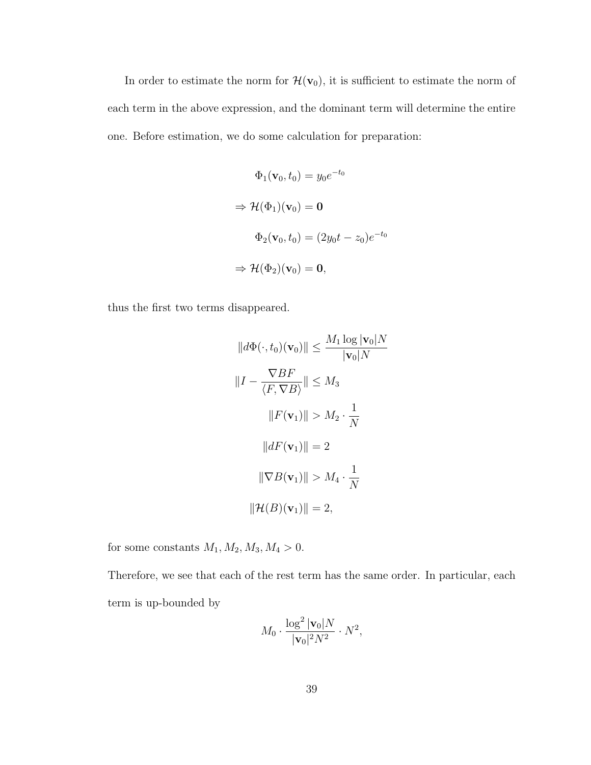In order to estimate the norm for $\mathcal{H}(\mathbf{v}_0)$, it is sufficient to estimate the norm of each term in the above expression, and the dominant term will determine the entire one. Before estimation, we do some calculation for preparation:

$$
\begin{aligned}
\Phi_1(\mathbf{v}_0, t_0) &= y_0 e^{-t_0} \\
\Rightarrow \mathcal{H}(\Phi_1)(\mathbf{v}_0) &= \mathbf{0} \\
\Phi_2(\mathbf{v}_0, t_0) &= (2y_0 t - z_0)e^{-t_0} \\
\Rightarrow \mathcal{H}(\Phi_2)(\mathbf{v}_0) &= \mathbf{0},
\end{aligned}
$$

thus the first two terms disappeared.

$$
\begin{aligned}
\|d\Phi(\cdot, t_0)(\mathbf{v}_0)\| &\leq \frac{M_1 \log |\mathbf{v}_0| N}{|\mathbf{v}_0| N} \\
\|I - \frac{\nabla B F}{\langle F, \nabla B \rangle}\| &\leq M_3 \\
\|F(\mathbf{v}_1)\| &> M_2 \cdot \frac{1}{N} \\
\|dF(\mathbf{v}_1)\| &= 2 \\
\|\nabla B(\mathbf{v}_1)\| &> M_4 \cdot \frac{1}{N} \\
\|\mathcal{H}(B)(\mathbf{v}_1)\| &= 2,
\end{aligned}
$$

for some constants $M_1, M_2, M_3, M_4 > 0$.

Therefore, we see that each of the rest term has the same order. In particular, each term is up-bounded by

$$
M_0 \cdot \frac{\log^2 |\mathbf{v}_0| N}{|\mathbf{v}_0|^2 N^2} \cdot N^2,
$$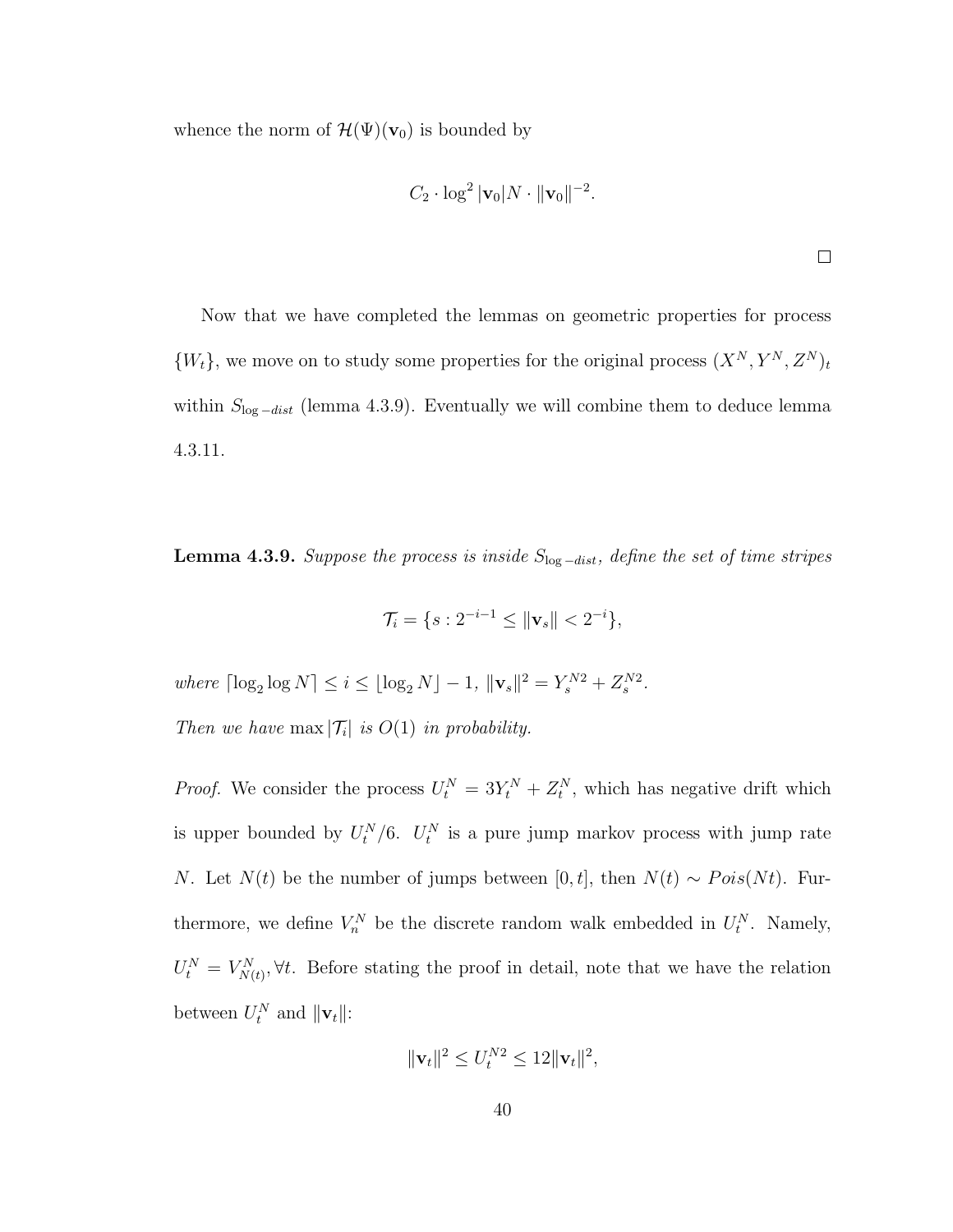whence the norm of $\mathcal{H}(\Psi)(\mathbf{v}_0)$ is bounded by

$$C_2 \cdot \log^2 |\mathbf{v}_0| N \cdot \|\mathbf{v}_0\|^{-2}.$$

□

Now that we have completed the lemmas on geometric properties for process $\{W_t\}$, we move on to study some properties for the original process $(X^N, Y^N, Z^N)_t$ within $S_{\log -dist}$ (lemma 4.3.9). Eventually we will combine them to deduce lemma 4.3.11.

**Lemma 4.3.9.** *Suppose the process is inside $S_{\log -dist}$, define the set of time stripes*

$$\mathcal{T}_i = \{s : 2^{-i-1} \le \|\mathbf{v}_s\| < 2^{-i}\},$$

*where $\lceil \log_2 \log N \rceil \le i \le \lfloor \log_2 N \rfloor - 1$, $\|\mathbf{v}_s\|^2 = Y_s^{N2} + Z_s^{N2}$.*

*Then we have $\max |\mathcal{T}_i|$ is $O(1)$ in probability.*

*Proof.* We consider the process $U_t^N = 3Y_t^N + Z_t^N$, which has negative drift which is upper bounded by $U_t^N/6$. $U_t^N$ is a pure jump markov process with jump rate $N$. Let $N(t)$ be the number of jumps between $[0, t]$, then $N(t) \sim Pois(Nt)$. Furthermore, we define $V_n^N$ be the discrete random walk embedded in $U_t^N$. Namely, $U_t^N = V_{N(t)}^N, \forall t$. Before stating the proof in detail, note that we have the relation between $U_t^N$ and $\|\mathbf{v}_t\|$:

$$\|\mathbf{v}_t\|^2 \le U_t^{N2} \le 12\|\mathbf{v}_t\|^2,$$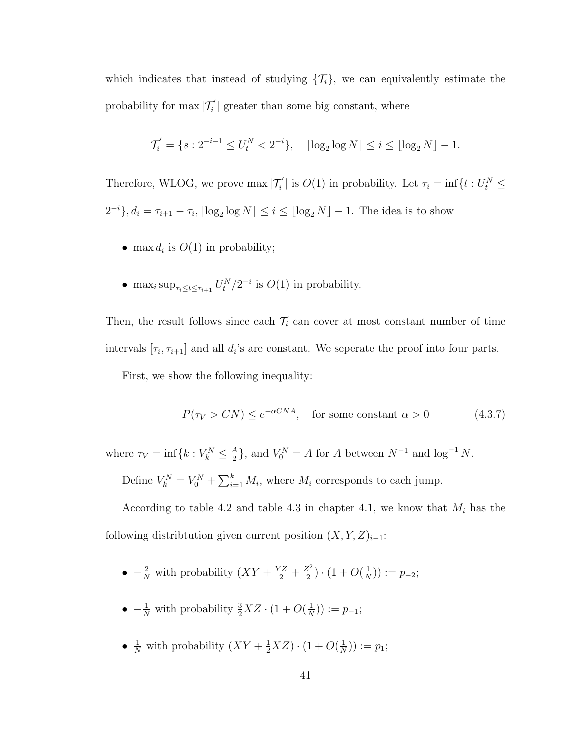which indicates that instead of studying $\{\mathcal{T}_i\}$, we can equivalently estimate the probability for $\max|\mathcal{T}_i^{'}|$ greater than some big constant, where

$$\mathcal{T}_i^{'} = \{s : 2^{-i-1} \leq U_t^N < 2^{-i}\}, \quad \lceil \log_2 \log N \rceil \leq i \leq \lfloor \log_2 N \rfloor - 1.$$

Therefore, WLOG, we prove $\max|\mathcal{T}_i^{'}|$ is $O(1)$ in probability. Let $\tau_i = \inf\{t : U_t^N \leq 2^{-i}\}, d_i = \tau_{i+1} - \tau_i, \lceil \log_2 \log N \rceil \leq i \leq \lfloor \log_2 N \rfloor - 1$. The idea is to show

- $\max d_i$ is $O(1)$ in probability;
- $\max_i \sup_{\tau_i \leq t \leq \tau_{i+1}} U_t^N / 2^{-i}$ is $O(1)$ in probability.

Then, the result follows since each $\mathcal{T}_i$ can cover at most constant number of time intervals $[\tau_i, \tau_{i+1}]$ and all $d_i$'s are constant. We seperate the proof into four parts.

First, we show the following inequality:

$$P(\tau_V > CN) \leq e^{-\alpha CNA}, \quad \text{for some constant } \alpha > 0 \tag{4.3.7}$$

where $\tau_V = \inf\{k : V_k^N \leq \frac{A}{2}\}$, and $V_0^N = A$ for $A$ between $N^{-1}$ and $\log^{-1} N$.

Define $V_k^N = V_0^N + \sum_{i=1}^k M_i$, where $M_i$ corresponds to each jump.

According to table 4.2 and table 4.3 in chapter 4.1, we know that $M_i$ has the following distribtution given current position $(X, Y, Z)_{i-1}$:

- $-\frac{2}{N}$ with probability $(XY + \frac{YZ}{2} + \frac{Z^2}{2}) \cdot (1 + O(\frac{1}{N})) := p_{-2}$;
- $-\frac{1}{N}$ with probability $\frac{3}{2}XZ \cdot (1 + O(\frac{1}{N})) := p_{-1}$;
- $\frac{1}{N}$ with probability $(XY + \frac{1}{2}XZ) \cdot (1 + O(\frac{1}{N})) := p_1$;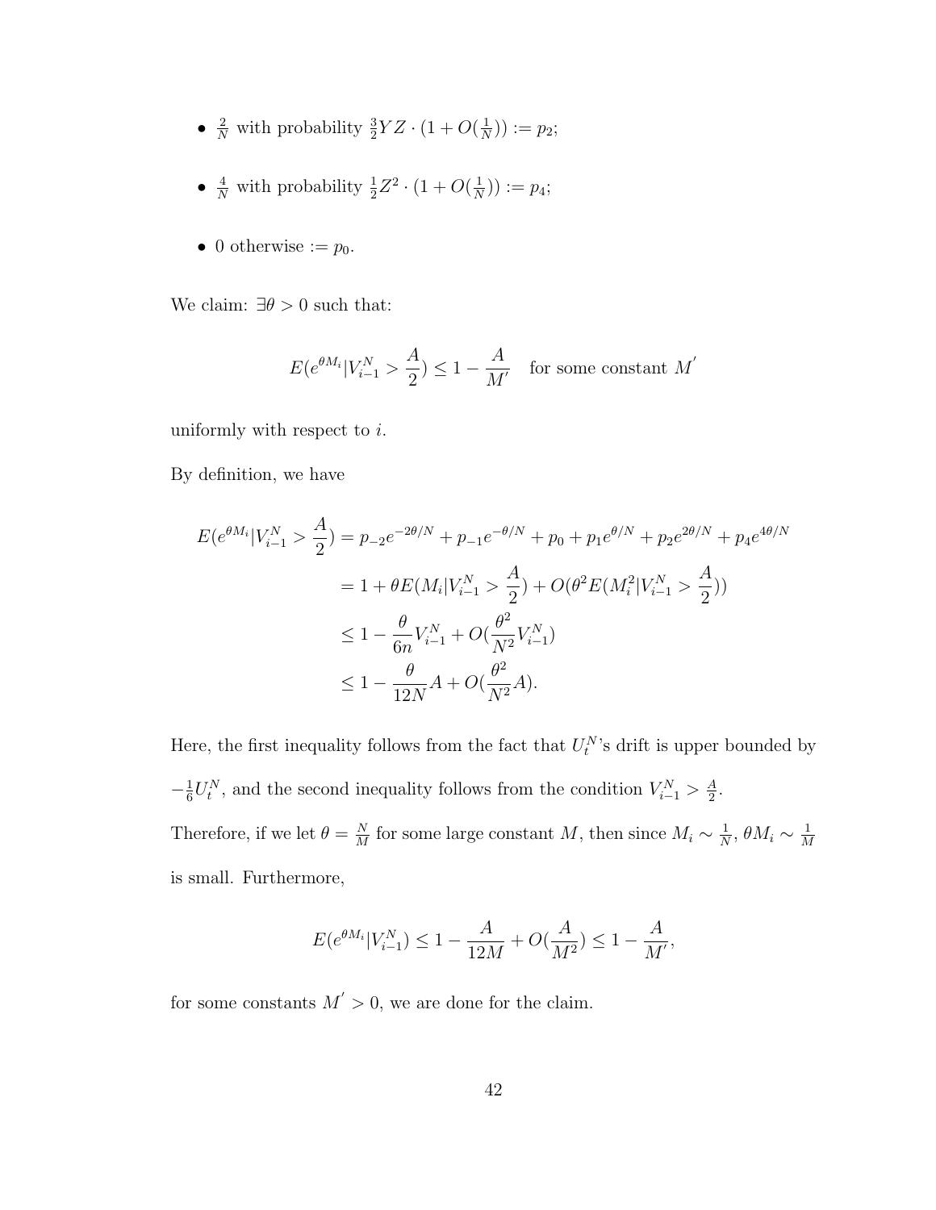- $\frac{2}{N}$ with probability $\frac{3}{2}YZ \cdot (1 + O(\frac{1}{N})) := p_2$;
- $\frac{4}{N}$ with probability $\frac{1}{2}Z^2 \cdot (1 + O(\frac{1}{N})) := p_4$;
- $0$ otherwise $:= p_0$.

We claim: $\exists \theta > 0$ such that:

$$E(e^{\theta M_i} | V_{i-1}^N > \frac{A}{2}) \leq 1 - \frac{A}{M'} \quad \text{for some constant } M'$$

uniformly with respect to $i$.

By definition, we have

$$\begin{aligned}
E(e^{\theta M_i} | V_{i-1}^N > \frac{A}{2}) &= p_{-2}e^{-2\theta/N} + p_{-1}e^{-\theta/N} + p_0 + p_1 e^{\theta/N} + p_2 e^{2\theta/N} + p_4 e^{4\theta/N} \\
&= 1 + \theta E(M_i | V_{i-1}^N > \frac{A}{2}) + O(\theta^2 E(M_i^2 | V_{i-1}^N > \frac{A}{2})) \\
&\leq 1 - \frac{\theta}{6n} V_{i-1}^N + O(\frac{\theta^2}{N^2} V_{i-1}^N) \\
&\leq 1 - \frac{\theta}{12N} A + O(\frac{\theta^2}{N^2} A).
\end{aligned}$$

Here, the first inequality follows from the fact that $U_t^N$'s drift is upper bounded by $-\frac{1}{6}U_t^N$, and the second inequality follows from the condition $V_{i-1}^N > \frac{A}{2}$.

Therefore, if we let $\theta = \frac{N}{M}$ for some large constant $M$, then since $M_i \sim \frac{1}{N}$, $\theta M_i \sim \frac{1}{M}$ is small. Furthermore,

$$E(e^{\theta M_i} | V_{i-1}^N) \leq 1 - \frac{A}{12M} + O(\frac{A}{M^2}) \leq 1 - \frac{A}{M'},$$

for some constants $M' > 0$, we are done for the claim.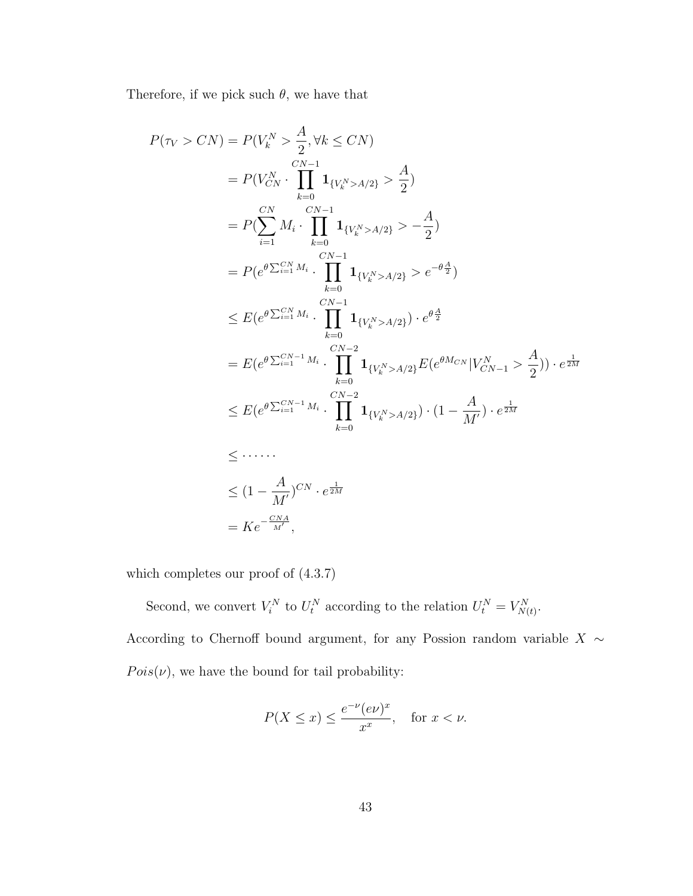Therefore, if we pick such $\theta$, we have that

$$
\begin{aligned}
P(\tau_V > CN) &= P(V_k^N > \frac{A}{2}, \forall k \leq CN) \\
&= P(V_{CN}^N \cdot \prod_{k=0}^{CN-1} \mathbf{1}_{\{V_k^N > A/2\}} > \frac{A}{2}) \\
&= P(\sum_{i=1}^{CN} M_i \cdot \prod_{k=0}^{CN-1} \mathbf{1}_{\{V_k^N > A/2\}} > -\frac{A}{2}) \\
&= P(e^{\theta \sum_{i=1}^{CN} M_i} \cdot \prod_{k=0}^{CN-1} \mathbf{1}_{\{V_k^N > A/2\}} > e^{-\theta \frac{A}{2}}) \\
&\leq E(e^{\theta \sum_{i=1}^{CN} M_i} \cdot \prod_{k=0}^{CN-1} \mathbf{1}_{\{V_k^N > A/2\}}) \cdot e^{\theta \frac{A}{2}} \\
&= E(e^{\theta \sum_{i=1}^{CN-1} M_i} \cdot \prod_{k=0}^{CN-2} \mathbf{1}_{\{V_k^N > A/2\}} E(e^{\theta M_{CN}} | V_{CN-1}^N > \frac{A}{2})) \cdot e^{\frac{1}{2M}} \\
&\leq E(e^{\theta \sum_{i=1}^{CN-1} M_i} \cdot \prod_{k=0}^{CN-2} \mathbf{1}_{\{V_k^N > A/2\}}) \cdot (1 - \frac{A}{M'}) \cdot e^{\frac{1}{2M}} \\
&\leq \cdots\cdots \\
&\leq (1 - \frac{A}{M'})^{CN} \cdot e^{\frac{1}{2M}} \\
&= K e^{-\frac{CNA}{M'}},
\end{aligned}
$$

which completes our proof of (4.3.7)

Second, we convert $V_i^N$ to $U_t^N$ according to the relation $U_t^N = V_{N(t)}^N$. According to Chernoff bound argument, for any Possion random variable $X \sim Pois(\nu)$, we have the bound for tail probability:

$$
P(X \leq x) \leq \frac{e^{-\nu}(e\nu)^x}{x^x}, \quad \text{for } x < \nu.
$$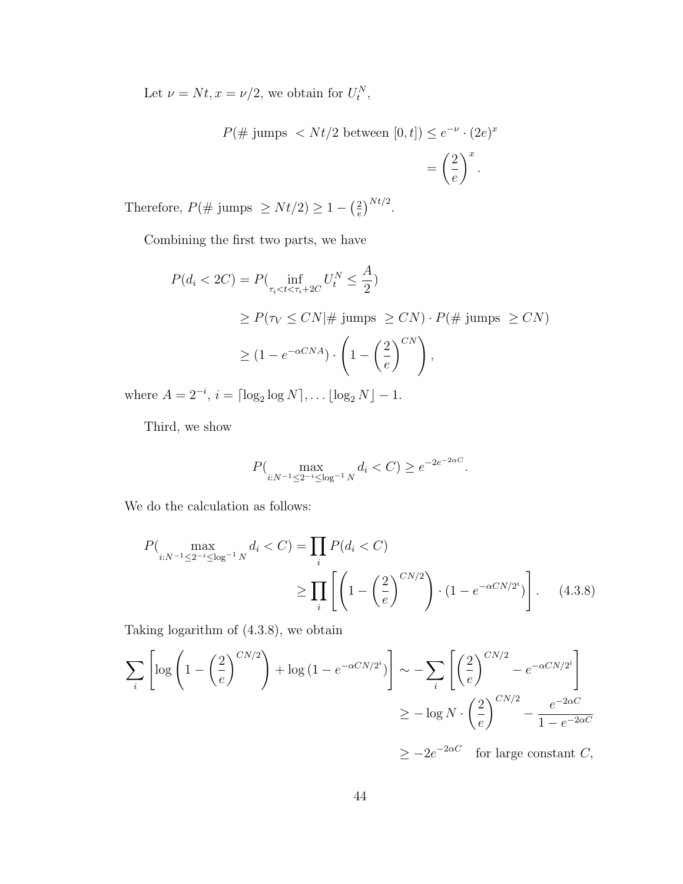Let $\nu = Nt, x = \nu/2$, we obtain for $U_t^N$,

$$
\begin{aligned}
P(\#\text{ jumps } < Nt/2 \text{ between } [0,t]) &\leq e^{-\nu} \cdot (2e)^x \\
&= \left(\frac{2}{e}\right)^x.
\end{aligned}
$$

Therefore, $P(\#\text{ jumps } \geq Nt/2) \geq 1 - \left(\frac{2}{e}\right)^{Nt/2}$.

Combining the first two parts, we have

$$
\begin{aligned}
P(d_i < 2C) &= P(\inf_{\tau_i < t < \tau_i + 2C} U_t^N \leq \frac{A}{2}) \\
&\geq P(\tau_V \leq CN | \#\text{ jumps } \geq CN) \cdot P(\#\text{ jumps } \geq CN) \\
&\geq (1 - e^{-\alpha CNA}) \cdot \left(1 - \left(\frac{2}{e}\right)^{CN}\right),
\end{aligned}
$$

where $A = 2^{-i}$, $i = \lceil \log_2 \log N \rceil, \ldots \lfloor \log_2 N \rfloor - 1$.

Third, we show

$$
P(\max_{i: N^{-1} \leq 2^{-i} \leq \log^{-1} N} d_i < C) \geq e^{-2e^{-2\alpha C}}.
$$

We do the calculation as follows:

$$
\begin{aligned}
P(\max_{i: N^{-1} \leq 2^{-i} \leq \log^{-1} N} d_i < C) &= \prod_i P(d_i < C) \\
&\geq \prod_i \left[\left(1 - \left(\frac{2}{e}\right)^{CN/2}\right) \cdot (1 - e^{-\alpha CN/2^i})\right]. \quad (4.3.8)
\end{aligned}
$$

Taking logarithm of (4.3.8), we obtain

$$
\begin{aligned}
\sum_i \left[\log\left(1 - \left(\frac{2}{e}\right)^{CN/2}\right) + \log(1 - e^{-\alpha CN/2^i})\right] &\sim -\sum_i \left[\left(\frac{2}{e}\right)^{CN/2} - e^{-\alpha CN/2^i}\right] \\
&\geq -\log N \cdot \left(\frac{2}{e}\right)^{CN/2} - \frac{e^{-2\alpha C}}{1 - e^{-2\alpha C}} \\
&\geq -2e^{-2\alpha C} \quad \text{for large constant } C,
\end{aligned}
$$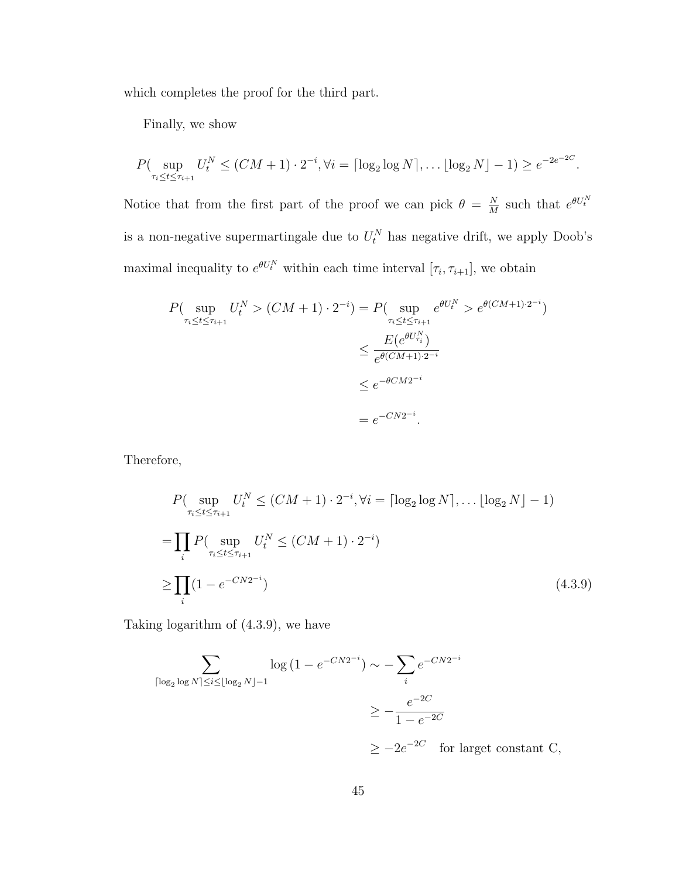which completes the proof for the third part.

Finally, we show

$$P(\sup_{\tau_i \le t \le \tau_{i+1}} U_t^N \le (CM+1)\cdot 2^{-i}, \forall i = \lceil \log_2 \log N \rceil, \dots \lfloor \log_2 N \rfloor - 1) \ge e^{-2e^{-2C}}.$$

Notice that from the first part of the proof we can pick $\theta = \frac{N}{M}$ such that $e^{\theta U_t^N}$ is a non-negative supermartingale due to $U_t^N$ has negative drift, we apply Doob's maximal inequality to $e^{\theta U_t^N}$ within each time interval $[\tau_i, \tau_{i+1}]$, we obtain

$$\begin{aligned}
P(\sup_{\tau_i \le t \le \tau_{i+1}} U_t^N > (CM+1)\cdot 2^{-i}) &= P(\sup_{\tau_i \le t \le \tau_{i+1}} e^{\theta U_t^N} > e^{\theta (CM+1)\cdot 2^{-i}}) \\
&\le \frac{E(e^{\theta U_{\tau_i}^N})}{e^{\theta(CM+1)\cdot 2^{-i}}} \\
&\le e^{-\theta CM 2^{-i}} \\
&= e^{-CN2^{-i}}.
\end{aligned}$$

Therefore,

$$\begin{aligned}
&P(\sup_{\tau_i \le t \le \tau_{i+1}} U_t^N \le (CM+1)\cdot 2^{-i}, \forall i = \lceil \log_2 \log N \rceil, \dots \lfloor \log_2 N \rfloor - 1) \\
=&\prod_i P(\sup_{\tau_i \le t \le \tau_{i+1}} U_t^N \le (CM+1)\cdot 2^{-i}) \\
\ge&\prod_i (1 - e^{-CN2^{-i}}) \qquad (4.3.9)
\end{aligned}$$

Taking logarithm of (4.3.9), we have

$$\begin{aligned}
\sum_{\lceil \log_2 \log N \rceil \le i \le \lfloor \log_2 N \rfloor - 1} \log(1 - e^{-CN2^{-i}}) &\sim -\sum_i e^{-CN2^{-i}} \\
&\ge -\frac{e^{-2C}}{1 - e^{-2C}} \\
&\ge -2e^{-2C} \quad \text{for larget constant C,}
\end{aligned}$$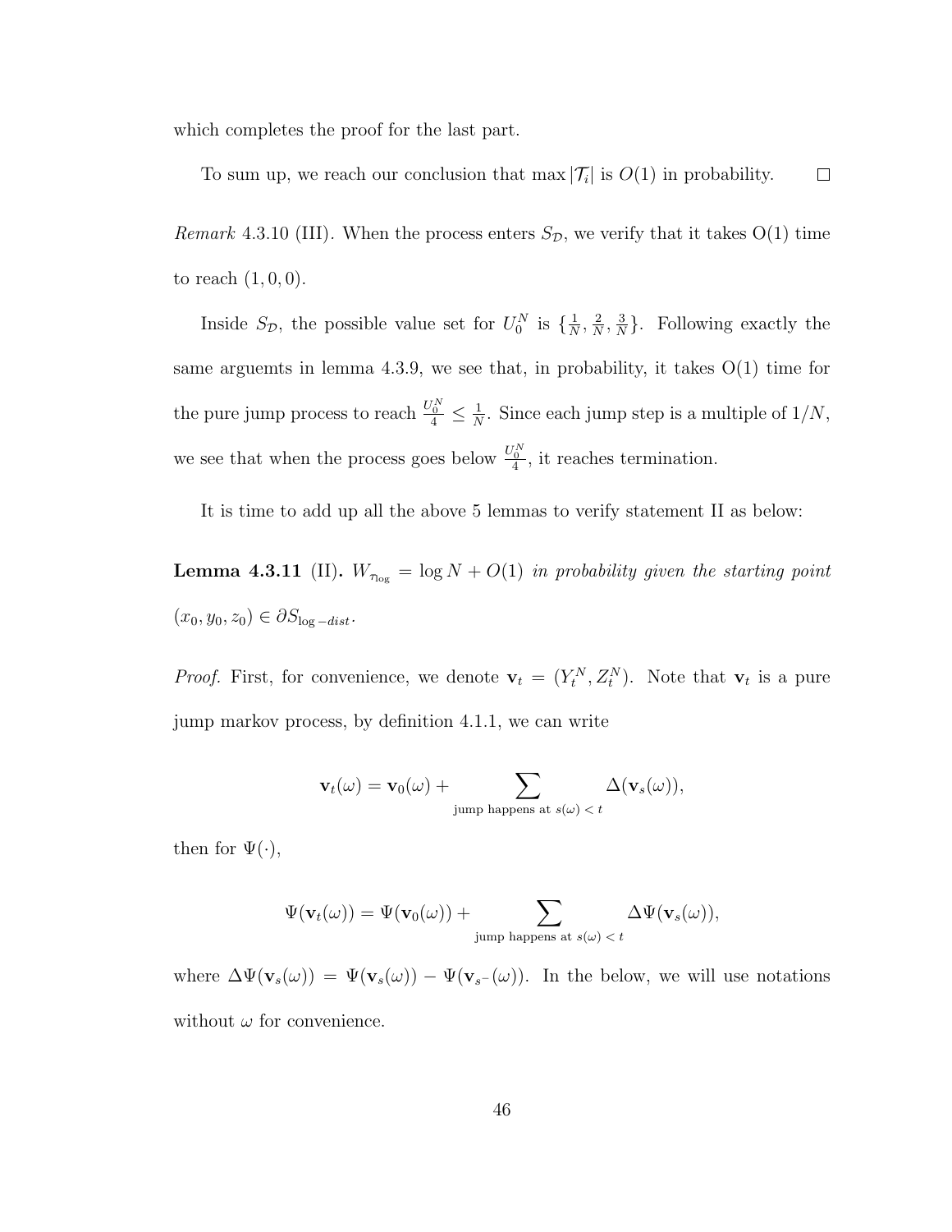which completes the proof for the last part.

To sum up, we reach our conclusion that $\max |\mathcal{T}_i|$ is $O(1)$ in probability. $\square$

*Remark* 4.3.10 (III). When the process enters $S_{\mathcal{D}}$, we verify that it takes O(1) time to reach $(1, 0, 0)$.

Inside $S_{\mathcal{D}}$, the possible value set for $U_0^N$ is $\{\frac{1}{N}, \frac{2}{N}, \frac{3}{N}\}$. Following exactly the same arguemts in lemma 4.3.9, we see that, in probability, it takes O(1) time for the pure jump process to reach $\frac{U_0^N}{4} \leq \frac{1}{N}$. Since each jump step is a multiple of $1/N$, we see that when the process goes below $\frac{U_0^N}{4}$, it reaches termination.

It is time to add up all the above 5 lemmas to verify statement II as below:

**Lemma 4.3.11** (II)**.** *$W_{\tau_{\log}} = \log N + O(1)$ in probability given the starting point $(x_0, y_0, z_0) \in \partial S_{\log -dist}$.*

*Proof.* First, for convenience, we denote $\mathbf{v}_t = (Y_t^N, Z_t^N)$. Note that $\mathbf{v}_t$ is a pure jump markov process, by definition 4.1.1, we can write

$$\mathbf{v}_t(\omega) = \mathbf{v}_0(\omega) + \sum_{\text{jump happens at } s(\omega) < t} \Delta(\mathbf{v}_s(\omega)),$$

then for $\Psi(\cdot)$,

$$\Psi(\mathbf{v}_t(\omega)) = \Psi(\mathbf{v}_0(\omega)) + \sum_{\text{jump happens at } s(\omega) < t} \Delta\Psi(\mathbf{v}_s(\omega)),$$

where $\Delta\Psi(\mathbf{v}_s(\omega)) = \Psi(\mathbf{v}_s(\omega)) - \Psi(\mathbf{v}_{s^-}(\omega))$. In the below, we will use notations without $\omega$ for convenience.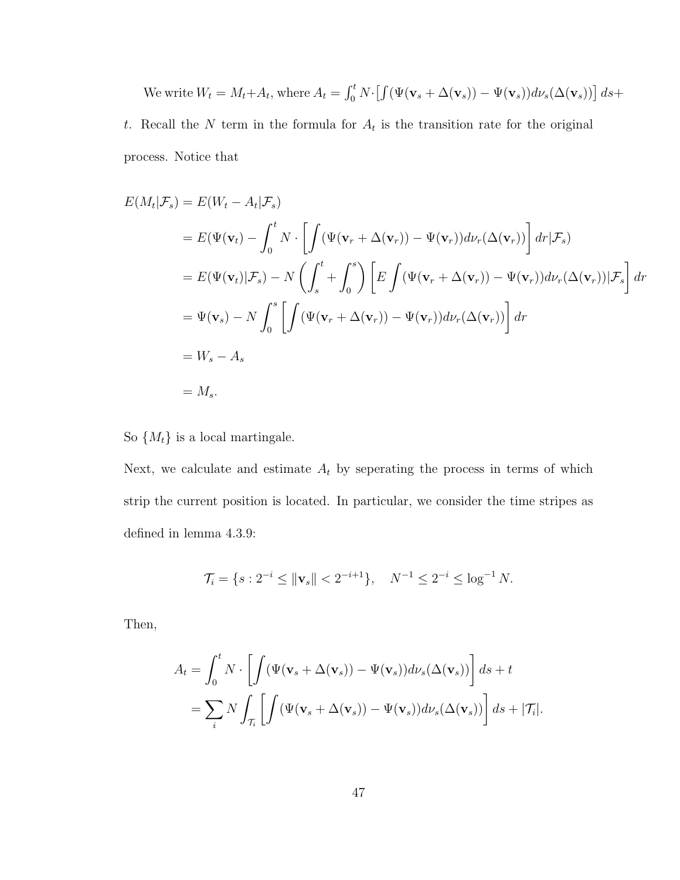We write $W_t = M_t + A_t$, where $A_t = \int_0^t N \cdot \left[\int (\Psi(\mathbf{v}_s + \Delta(\mathbf{v}_s)) - \Psi(\mathbf{v}_s)) d\nu_s(\Delta(\mathbf{v}_s))\right] ds + t$. Recall the $N$ term in the formula for $A_t$ is the transition rate for the original process. Notice that

$$
\begin{aligned}
E(M_t|\mathcal{F}_s) &= E(W_t - A_t|\mathcal{F}_s) \\
&= E(\Psi(\mathbf{v}_t) - \int_0^t N \cdot \left[\int (\Psi(\mathbf{v}_r + \Delta(\mathbf{v}_r)) - \Psi(\mathbf{v}_r)) d\nu_r(\Delta(\mathbf{v}_r))\right] dr|\mathcal{F}_s) \\
&= E(\Psi(\mathbf{v}_t)|\mathcal{F}_s) - N\left(\int_s^t + \int_0^s\right)\left[E\int (\Psi(\mathbf{v}_r + \Delta(\mathbf{v}_r)) - \Psi(\mathbf{v}_r)) d\nu_r(\Delta(\mathbf{v}_r))|\mathcal{F}_s\right] dr \\
&= \Psi(\mathbf{v}_s) - N\int_0^s \left[\int (\Psi(\mathbf{v}_r + \Delta(\mathbf{v}_r)) - \Psi(\mathbf{v}_r)) d\nu_r(\Delta(\mathbf{v}_r))\right] dr \\
&= W_s - A_s \\
&= M_s.
\end{aligned}
$$

So $\{M_t\}$ is a local martingale.

Next, we calculate and estimate $A_t$ by seperating the process in terms of which strip the current position is located. In particular, we consider the time stripes as defined in lemma 4.3.9:

$$
\mathcal{T}_i = \{s : 2^{-i} \leq \|\mathbf{v}_s\| < 2^{-i+1}\}, \quad N^{-1} \leq 2^{-i} \leq \log^{-1} N.
$$

Then,

$$
\begin{aligned}
A_t &= \int_0^t N \cdot \left[\int (\Psi(\mathbf{v}_s + \Delta(\mathbf{v}_s)) - \Psi(\mathbf{v}_s)) d\nu_s(\Delta(\mathbf{v}_s))\right] ds + t \\
&= \sum_i N \int_{\mathcal{T}_i} \left[\int (\Psi(\mathbf{v}_s + \Delta(\mathbf{v}_s)) - \Psi(\mathbf{v}_s)) d\nu_s(\Delta(\mathbf{v}_s))\right] ds + |\mathcal{T}_i|.
\end{aligned}
$$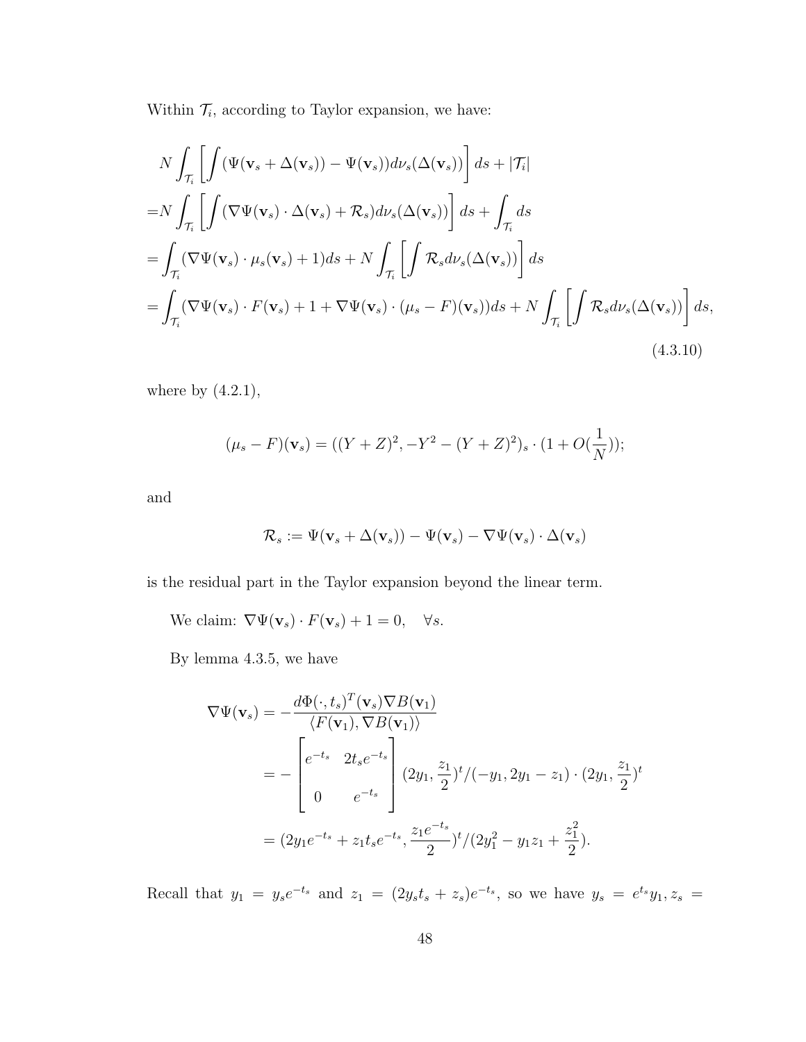Within $\mathcal{T}_i$, according to Taylor expansion, we have:

$$
\begin{aligned}
&N\int_{\mathcal{T}_i}\left[\int(\Psi(\mathbf{v}_s+\Delta(\mathbf{v}_s))-\Psi(\mathbf{v}_s))d\nu_s(\Delta(\mathbf{v}_s))\right]ds+|\mathcal{T}_i| \\
=&N\int_{\mathcal{T}_i}\left[\int(\nabla\Psi(\mathbf{v}_s)\cdot\Delta(\mathbf{v}_s)+\mathcal{R}_s)d\nu_s(\Delta(\mathbf{v}_s))\right]ds+\int_{\mathcal{T}_i}ds \\
=&\int_{\mathcal{T}_i}(\nabla\Psi(\mathbf{v}_s)\cdot\mu_s(\mathbf{v}_s)+1)ds+N\int_{\mathcal{T}_i}\left[\int\mathcal{R}_s d\nu_s(\Delta(\mathbf{v}_s))\right]ds \\
=&\int_{\mathcal{T}_i}(\nabla\Psi(\mathbf{v}_s)\cdot F(\mathbf{v}_s)+1+\nabla\Psi(\mathbf{v}_s)\cdot(\mu_s-F)(\mathbf{v}_s))ds+N\int_{\mathcal{T}_i}\left[\int\mathcal{R}_s d\nu_s(\Delta(\mathbf{v}_s))\right]ds,
\end{aligned}
\tag{4.3.10}
$$

where by (4.2.1),

$$
(\mu_s-F)(\mathbf{v}_s)=((Y+Z)^2,-Y^2-(Y+Z)^2)_s\cdot(1+O(\frac{1}{N}));
$$

and

$$
\mathcal{R}_s:=\Psi(\mathbf{v}_s+\Delta(\mathbf{v}_s))-\Psi(\mathbf{v}_s)-\nabla\Psi(\mathbf{v}_s)\cdot\Delta(\mathbf{v}_s)
$$

is the residual part in the Taylor expansion beyond the linear term.

We claim: $\nabla\Psi(\mathbf{v}_s)\cdot F(\mathbf{v}_s)+1=0,\quad\forall s.$

By lemma 4.3.5, we have

$$
\begin{aligned}
\nabla\Psi(\mathbf{v}_s)&=-\frac{d\Phi(\cdot,t_s)^T(\mathbf{v}_s)\nabla B(\mathbf{v}_1)}{\langle F(\mathbf{v}_1),\nabla B(\mathbf{v}_1)\rangle} \\
&=-\begin{bmatrix} e^{-t_s} & 2t_se^{-t_s} \\ 0 & e^{-t_s}\end{bmatrix}(2y_1,\frac{z_1}{2})^t/(-y_1,2y_1-z_1)\cdot(2y_1,\frac{z_1}{2})^t \\
&=(2y_1e^{-t_s}+z_1t_se^{-t_s},\frac{z_1e^{-t_s}}{2})^t/(2y_1^2-y_1z_1+\frac{z_1^2}{2}).
\end{aligned}
$$

Recall that $y_1=y_se^{-t_s}$ and $z_1=(2y_st_s+z_s)e^{-t_s}$, so we have $y_s=e^{t_s}y_1, z_s=$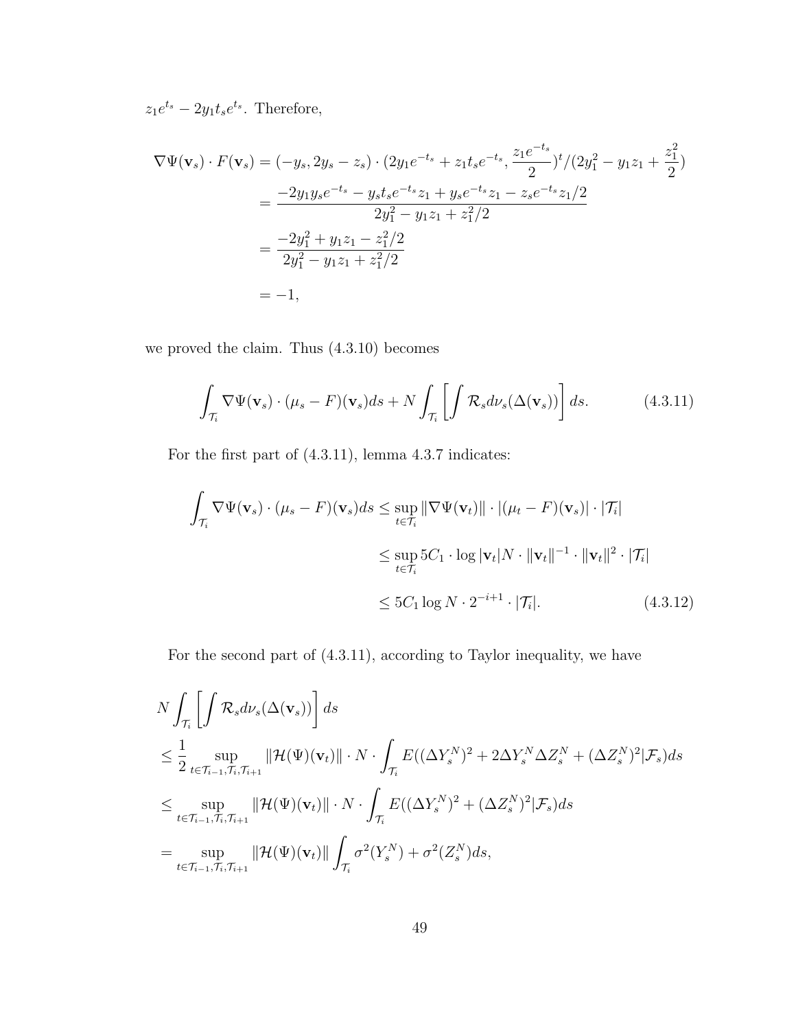$z_1 e^{t_s} - 2y_1 t_s e^{t_s}$. Therefore,

$$
\begin{aligned}
\nabla\Psi(\mathbf{v}_s)\cdot F(\mathbf{v}_s) &= (-y_s, 2y_s - z_s)\cdot(2y_1 e^{-t_s} + z_1 t_s e^{-t_s}, \frac{z_1 e^{-t_s}}{2})^t/(2y_1^2 - y_1 z_1 + \frac{z_1^2}{2}) \\
&= \frac{-2y_1 y_s e^{-t_s} - y_s t_s e^{-t_s} z_1 + y_s e^{-t_s} z_1 - z_s e^{-t_s} z_1/2}{2y_1^2 - y_1 z_1 + z_1^2/2} \\
&= \frac{-2y_1^2 + y_1 z_1 - z_1^2/2}{2y_1^2 - y_1 z_1 + z_1^2/2} \\
&= -1,
\end{aligned}
$$

we proved the claim. Thus (4.3.10) becomes

$$
\int_{\mathcal{T}_i} \nabla\Psi(\mathbf{v}_s)\cdot(\mu_s - F)(\mathbf{v}_s)ds + N\int_{\mathcal{T}_i}\left[\int \mathcal{R}_s d\nu_s(\Delta(\mathbf{v}_s))\right]ds. \tag{4.3.11}
$$

For the first part of (4.3.11), lemma 4.3.7 indicates:

$$
\begin{aligned}
\int_{\mathcal{T}_i} \nabla\Psi(\mathbf{v}_s)\cdot(\mu_s - F)(\mathbf{v}_s)ds &\le \sup_{t\in\mathcal{T}_i}\|\nabla\Psi(\mathbf{v}_t)\|\cdot|(\mu_t - F)(\mathbf{v}_s)|\cdot|\mathcal{T}_i| \\
&\le \sup_{t\in\mathcal{T}_i} 5C_1\cdot\log|\mathbf{v}_t|N\cdot\|\mathbf{v}_t\|^{-1}\cdot\|\mathbf{v}_t\|^2\cdot|\mathcal{T}_i| \\
&\le 5C_1\log N\cdot 2^{-i+1}\cdot|\mathcal{T}_i|. \qquad (4.3.12)
\end{aligned}
$$

For the second part of (4.3.11), according to Taylor inequality, we have

$$
\begin{aligned}
&N\int_{\mathcal{T}_i}\left[\int \mathcal{R}_s d\nu_s(\Delta(\mathbf{v}_s))\right]ds \\
&\le \frac{1}{2}\sup_{t\in\mathcal{T}_{i-1},\mathcal{T}_i,\mathcal{T}_{i+1}}\|\mathcal{H}(\Psi)(\mathbf{v}_t)\|\cdot N\cdot\int_{\mathcal{T}_i} E((\Delta Y_s^N)^2 + 2\Delta Y_s^N\Delta Z_s^N + (\Delta Z_s^N)^2|\mathcal{F}_s)ds \\
&\le \sup_{t\in\mathcal{T}_{i-1},\mathcal{T}_i,\mathcal{T}_{i+1}}\|\mathcal{H}(\Psi)(\mathbf{v}_t)\|\cdot N\cdot\int_{\mathcal{T}_i} E((\Delta Y_s^N)^2 + (\Delta Z_s^N)^2|\mathcal{F}_s)ds \\
&= \sup_{t\in\mathcal{T}_{i-1},\mathcal{T}_i,\mathcal{T}_{i+1}}\|\mathcal{H}(\Psi)(\mathbf{v}_t)\|\int_{\mathcal{T}_i}\sigma^2(Y_s^N) + \sigma^2(Z_s^N)ds,
\end{aligned}
$$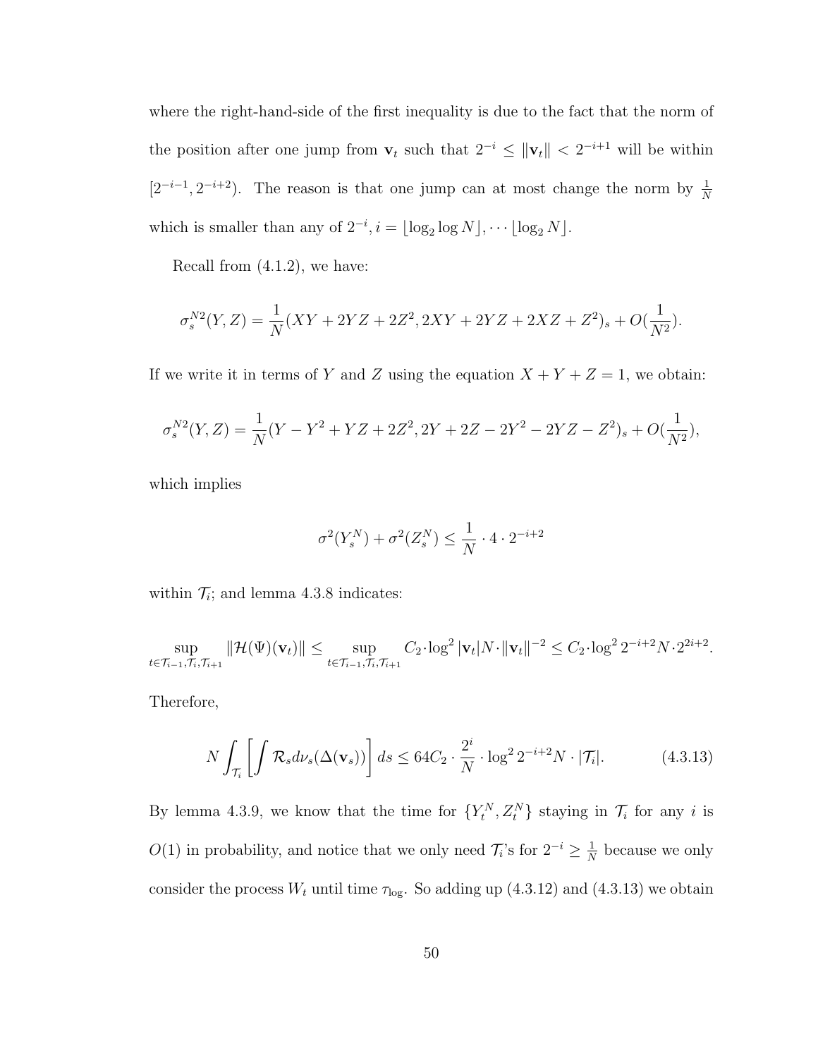where the right-hand-side of the first inequality is due to the fact that the norm of the position after one jump from $\mathbf{v}_t$ such that $2^{-i} \leq \|\mathbf{v}_t\| < 2^{-i+1}$ will be within $[2^{-i-1}, 2^{-i+2})$. The reason is that one jump can at most change the norm by $\frac{1}{N}$ which is smaller than any of $2^{-i}, i = \lfloor \log_2 \log N \rfloor, \cdots \lfloor \log_2 N \rfloor$.

Recall from (4.1.2), we have:

$$\sigma_s^{N2}(Y,Z) = \frac{1}{N}(XY + 2YZ + 2Z^2, 2XY + 2YZ + 2XZ + Z^2)_s + O(\frac{1}{N^2}).$$

If we write it in terms of $Y$ and $Z$ using the equation $X + Y + Z = 1$, we obtain:

$$\sigma_s^{N2}(Y,Z) = \frac{1}{N}(Y - Y^2 + YZ + 2Z^2, 2Y + 2Z - 2Y^2 - 2YZ - Z^2)_s + O(\frac{1}{N^2}),$$

which implies

$$\sigma^2(Y_s^N) + \sigma^2(Z_s^N) \leq \frac{1}{N} \cdot 4 \cdot 2^{-i+2}$$

within $\mathcal{T}_i$; and lemma 4.3.8 indicates:

$$\sup_{t \in \mathcal{T}_{i-1}, \mathcal{T}_i, \mathcal{T}_{i+1}} \|\mathcal{H}(\Psi)(\mathbf{v}_t)\| \leq \sup_{t \in \mathcal{T}_{i-1}, \mathcal{T}_i, \mathcal{T}_{i+1}} C_2 \cdot \log^2 |\mathbf{v}_t| N \cdot \|\mathbf{v}_t\|^{-2} \leq C_2 \cdot \log^2 2^{-i+2} N \cdot 2^{2i+2}.$$

Therefore,

$$N \int_{\mathcal{T}_i} \left[ \int \mathcal{R}_s d\nu_s(\Delta(\mathbf{v}_s)) \right] ds \leq 64 C_2 \cdot \frac{2^i}{N} \cdot \log^2 2^{-i+2} N \cdot |\mathcal{T}_i|. \tag{4.3.13}$$

By lemma 4.3.9, we know that the time for $\{Y_t^N, Z_t^N\}$ staying in $\mathcal{T}_i$ for any $i$ is $O(1)$ in probability, and notice that we only need $\mathcal{T}_i$'s for $2^{-i} \geq \frac{1}{N}$ because we only consider the process $W_t$ until time $\tau_{\log}$. So adding up (4.3.12) and (4.3.13) we obtain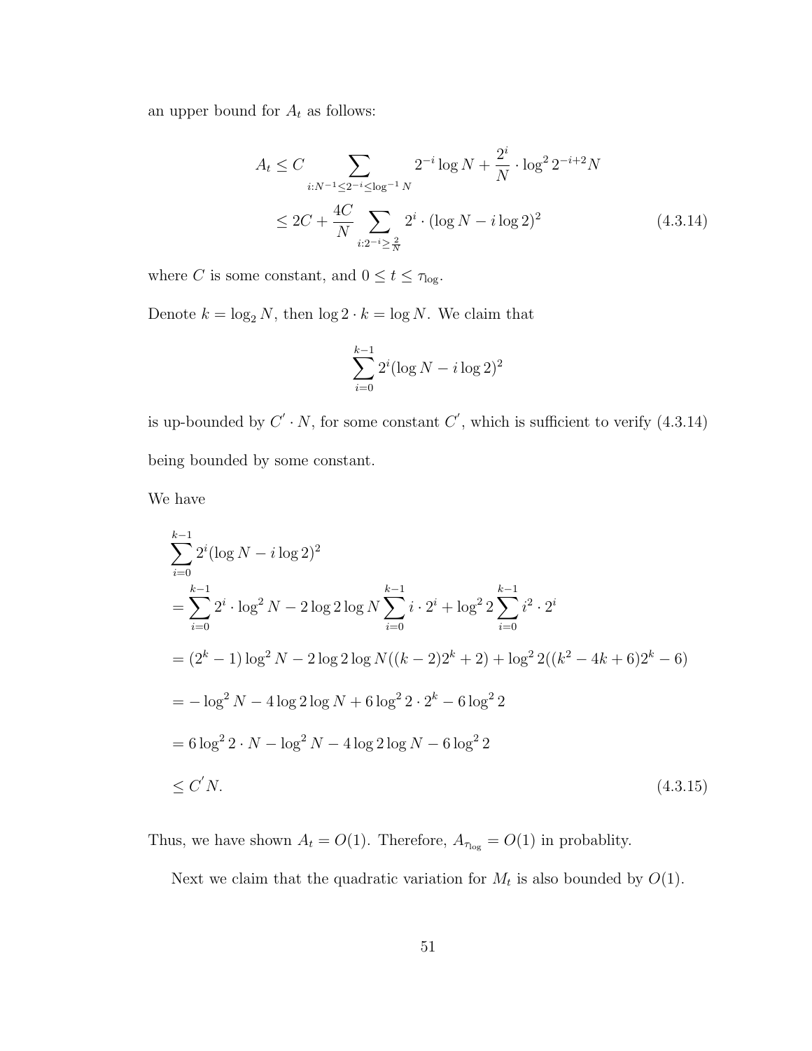an upper bound for $A_t$ as follows:

$$
\begin{aligned}
A_t &\leq C \sum_{i: N^{-1} \leq 2^{-i} \leq \log^{-1} N} 2^{-i} \log N + \frac{2^i}{N} \cdot \log^2 2^{-i+2} N \\
&\leq 2C + \frac{4C}{N} \sum_{i: 2^{-i} \geq \frac{2}{N}} 2^i \cdot (\log N - i \log 2)^2
\end{aligned}
\tag{4.3.14}
$$

where $C$ is some constant, and $0 \leq t \leq \tau_{\log}$.

Denote $k = \log_2 N$, then $\log 2 \cdot k = \log N$. We claim that

$$
\sum_{i=0}^{k-1} 2^i (\log N - i \log 2)^2
$$

is up-bounded by $C' \cdot N$, for some constant $C'$, which is sufficient to verify (4.3.14) being bounded by some constant.

We have

$$
\begin{aligned}
&\sum_{i=0}^{k-1} 2^i (\log N - i \log 2)^2 \\
&= \sum_{i=0}^{k-1} 2^i \cdot \log^2 N - 2 \log 2 \log N \sum_{i=0}^{k-1} i \cdot 2^i + \log^2 2 \sum_{i=0}^{k-1} i^2 \cdot 2^i \\
&= (2^k - 1) \log^2 N - 2 \log 2 \log N ((k-2) 2^k + 2) + \log^2 2 ((k^2 - 4k + 6) 2^k - 6) \\
&= -\log^2 N - 4 \log 2 \log N + 6 \log^2 2 \cdot 2^k - 6 \log^2 2 \\
&= 6 \log^2 2 \cdot N - \log^2 N - 4 \log 2 \log N - 6 \log^2 2 \\
&\leq C' N.
\end{aligned}
\tag{4.3.15}
$$

Thus, we have shown $A_t = O(1)$. Therefore, $A_{\tau_{\log}} = O(1)$ in probablity.

Next we claim that the quadratic variation for $M_t$ is also bounded by $O(1)$.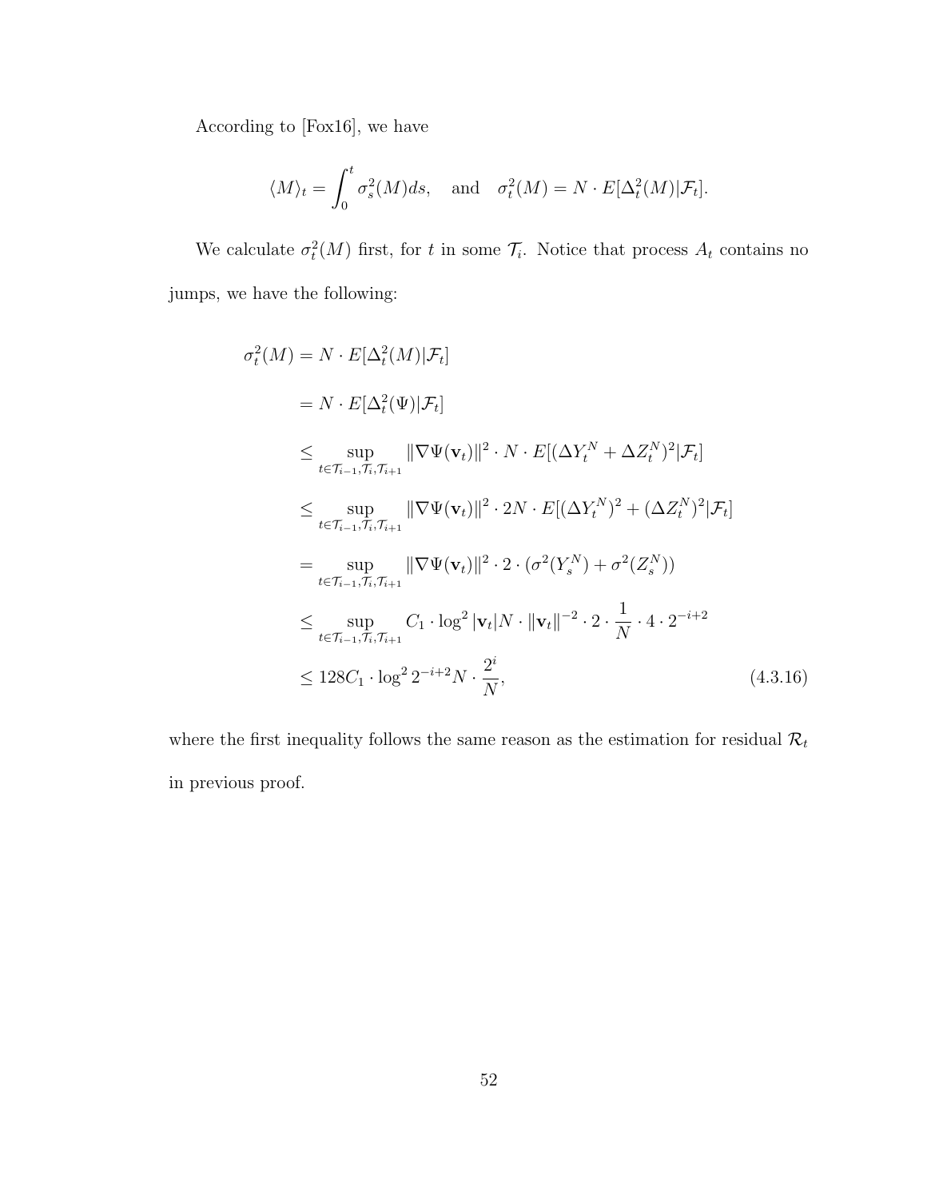According to [Fox16], we have

$$\langle M \rangle_t = \int_0^t \sigma_s^2(M) ds, \quad \text{and} \quad \sigma_t^2(M) = N \cdot E[\Delta_t^2(M) | \mathcal{F}_t].$$

We calculate $\sigma_t^2(M)$ first, for $t$ in some $\mathcal{T}_i$. Notice that process $A_t$ contains no jumps, we have the following:

$$\begin{aligned}
\sigma_t^2(M) &= N \cdot E[\Delta_t^2(M) | \mathcal{F}_t] \\
&= N \cdot E[\Delta_t^2(\Psi) | \mathcal{F}_t] \\
&\leq \sup_{t \in \mathcal{T}_{i-1}, \mathcal{T}_i, \mathcal{T}_{i+1}} \|\nabla \Psi(\mathbf{v}_t)\|^2 \cdot N \cdot E[(\Delta Y_t^N + \Delta Z_t^N)^2 | \mathcal{F}_t] \\
&\leq \sup_{t \in \mathcal{T}_{i-1}, \mathcal{T}_i, \mathcal{T}_{i+1}} \|\nabla \Psi(\mathbf{v}_t)\|^2 \cdot 2N \cdot E[(\Delta Y_t^N)^2 + (\Delta Z_t^N)^2 | \mathcal{F}_t] \\
&= \sup_{t \in \mathcal{T}_{i-1}, \mathcal{T}_i, \mathcal{T}_{i+1}} \|\nabla \Psi(\mathbf{v}_t)\|^2 \cdot 2 \cdot (\sigma^2(Y_s^N) + \sigma^2(Z_s^N)) \\
&\leq \sup_{t \in \mathcal{T}_{i-1}, \mathcal{T}_i, \mathcal{T}_{i+1}} C_1 \cdot \log^2 |\mathbf{v}_t| N \cdot \|\mathbf{v}_t\|^{-2} \cdot 2 \cdot \frac{1}{N} \cdot 4 \cdot 2^{-i+2} \\
&\leq 128 C_1 \cdot \log^2 2^{-i+2} N \cdot \frac{2^i}{N},
\end{aligned} \tag{4.3.16}$$

where the first inequality follows the same reason as the estimation for residual $\mathcal{R}_t$ in previous proof.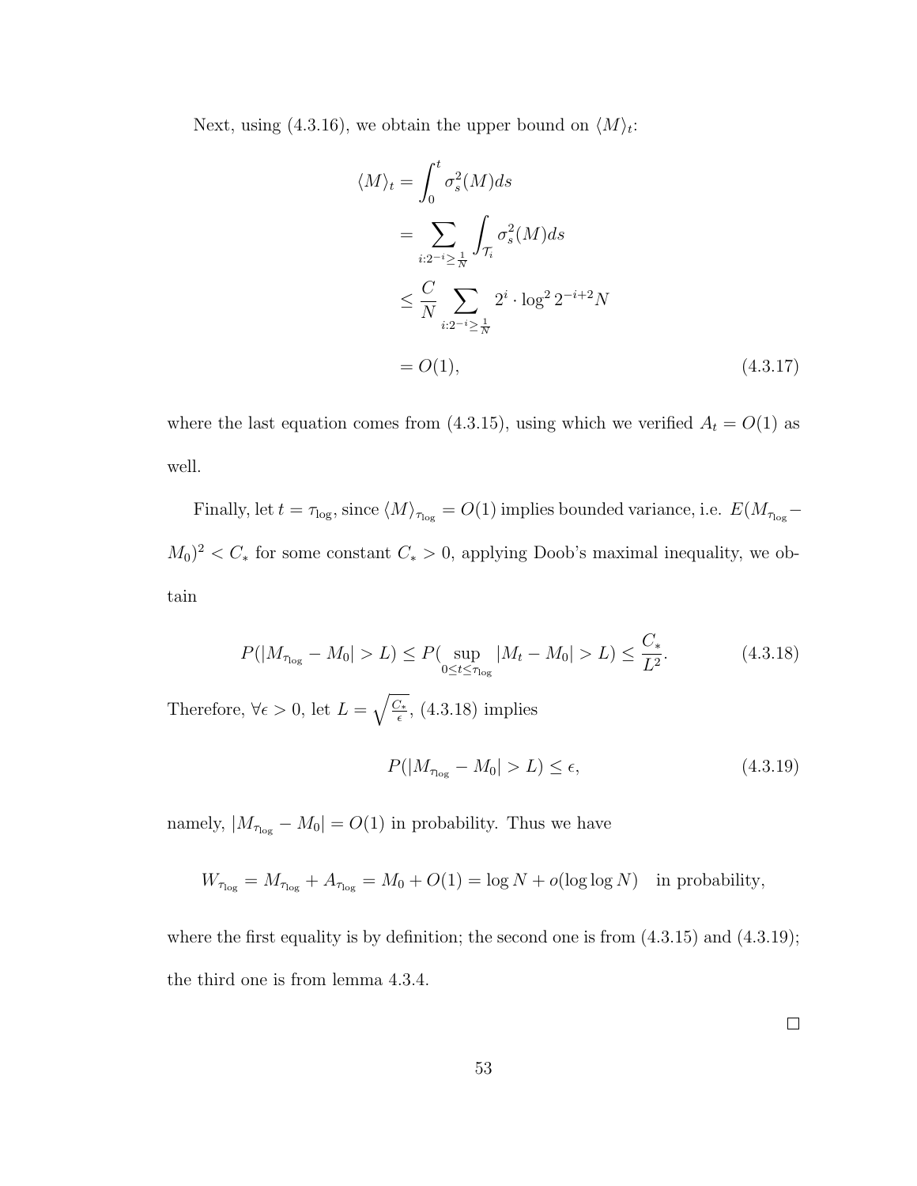Next, using (4.3.16), we obtain the upper bound on $\langle M \rangle_t$:

$$
\begin{aligned}
\langle M \rangle_t &= \int_0^t \sigma_s^2(M) ds \\
&= \sum_{i: 2^{-i} \geq \frac{1}{N}} \int_{\mathcal{T}_i} \sigma_s^2(M) ds \\
&\leq \frac{C}{N} \sum_{i: 2^{-i} \geq \frac{1}{N}} 2^i \cdot \log^2 2^{-i+2} N \\
&= O(1),
\end{aligned}
\tag{4.3.17}
$$

where the last equation comes from (4.3.15), using which we verified $A_t = O(1)$ as well.

Finally, let $t = \tau_{\log}$, since $\langle M \rangle_{\tau_{\log}} = O(1)$ implies bounded variance, i.e. $E(M_{\tau_{\log}} - M_0)^2 < C_*$ for some constant $C_* > 0$, applying Doob's maximal inequality, we obtain

$$
P(|M_{\tau_{\log}} - M_0| > L) \leq P(\sup_{0 \leq t \leq \tau_{\log}} |M_t - M_0| > L) \leq \frac{C_*}{L^2}. \tag{4.3.18}
$$

Therefore, $\forall \epsilon > 0$, let $L = \sqrt{\frac{C_*}{\epsilon}}$, (4.3.18) implies

$$
P(|M_{\tau_{\log}} - M_0| > L) \leq \epsilon, \tag{4.3.19}
$$

namely, $|M_{\tau_{\log}} - M_0| = O(1)$ in probability. Thus we have

$$
W_{\tau_{\log}} = M_{\tau_{\log}} + A_{\tau_{\log}} = M_0 + O(1) = \log N + o(\log \log N) \quad \text{in probability,}
$$

where the first equality is by definition; the second one is from (4.3.15) and (4.3.19); the third one is from lemma 4.3.4.

□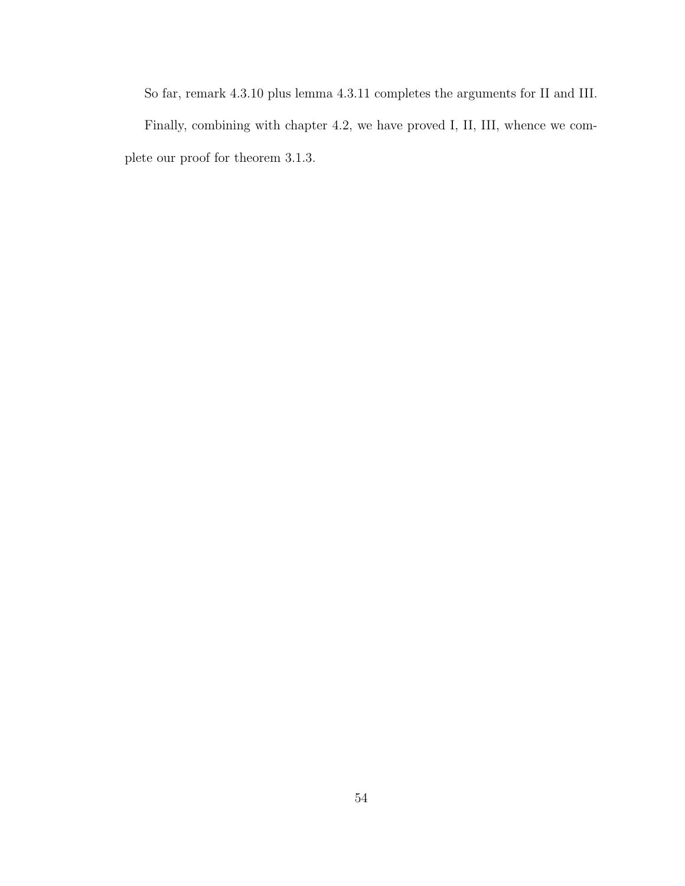So far, remark 4.3.10 plus lemma 4.3.11 completes the arguments for II and III.

Finally, combining with chapter 4.2, we have proved I, II, III, whence we complete our proof for theorem 3.1.3.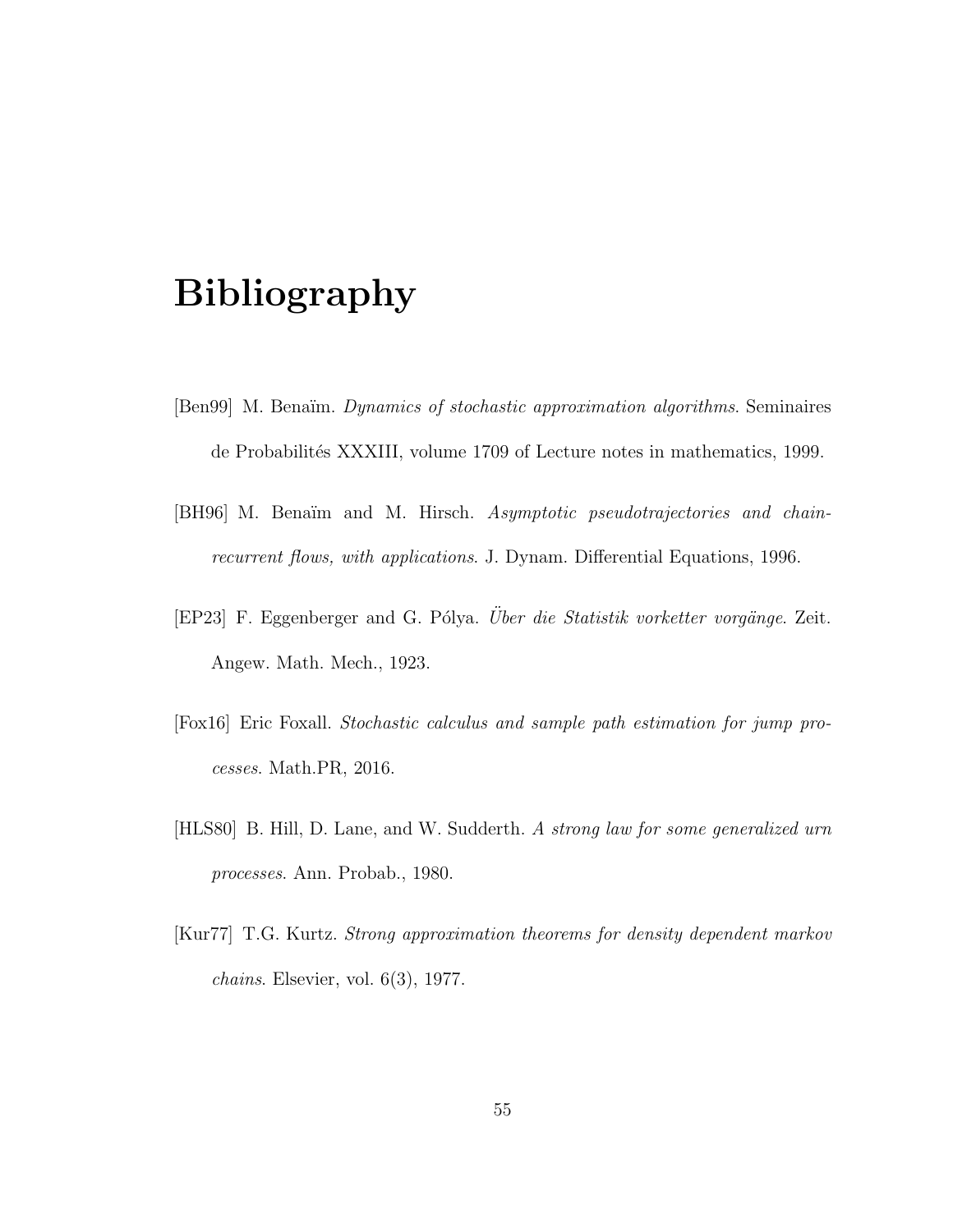# Bibliography

[Ben99] M. Benaïm. *Dynamics of stochastic approximation algorithms*. Seminaires de Probabilités XXXIII, volume 1709 of Lecture notes in mathematics, 1999.

[BH96] M. Benaïm and M. Hirsch. *Asymptotic pseudotrajectories and chain-recurrent flows, with applications*. J. Dynam. Differential Equations, 1996.

[EP23] F. Eggenberger and G. Pólya. *Über die Statistik vorketter vorgänge*. Zeit. Angew. Math. Mech., 1923.

[Fox16] Eric Foxall. *Stochastic calculus and sample path estimation for jump processes*. Math.PR, 2016.

[HLS80] B. Hill, D. Lane, and W. Sudderth. *A strong law for some generalized urn processes*. Ann. Probab., 1980.

[Kur77] T.G. Kurtz. *Strong approximation theorems for density dependent markov chains*. Elsevier, vol. 6(3), 1977.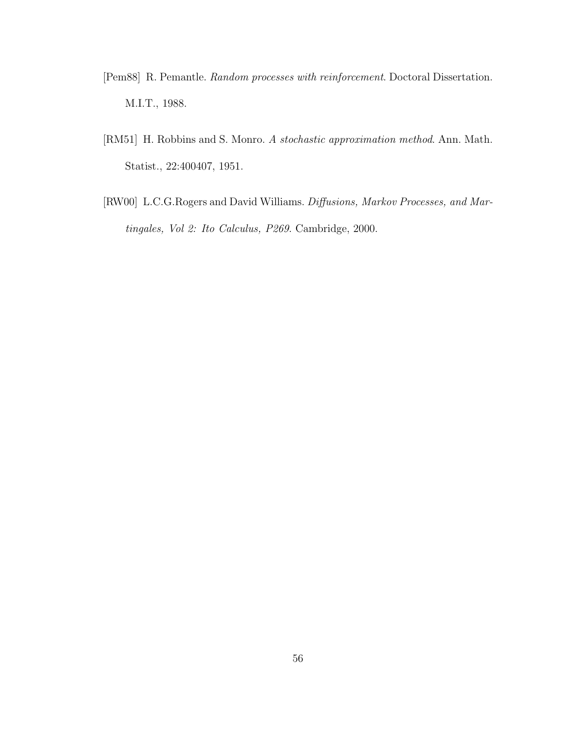[Pem88] R. Pemantle. *Random processes with reinforcement*. Doctoral Dissertation. M.I.T., 1988.

[RM51] H. Robbins and S. Monro. *A stochastic approximation method*. Ann. Math. Statist., 22:400407, 1951.

[RW00] L.C.G.Rogers and David Williams. *Diffusions, Markov Processes, and Martingales, Vol 2: Ito Calculus, P269*. Cambridge, 2000.